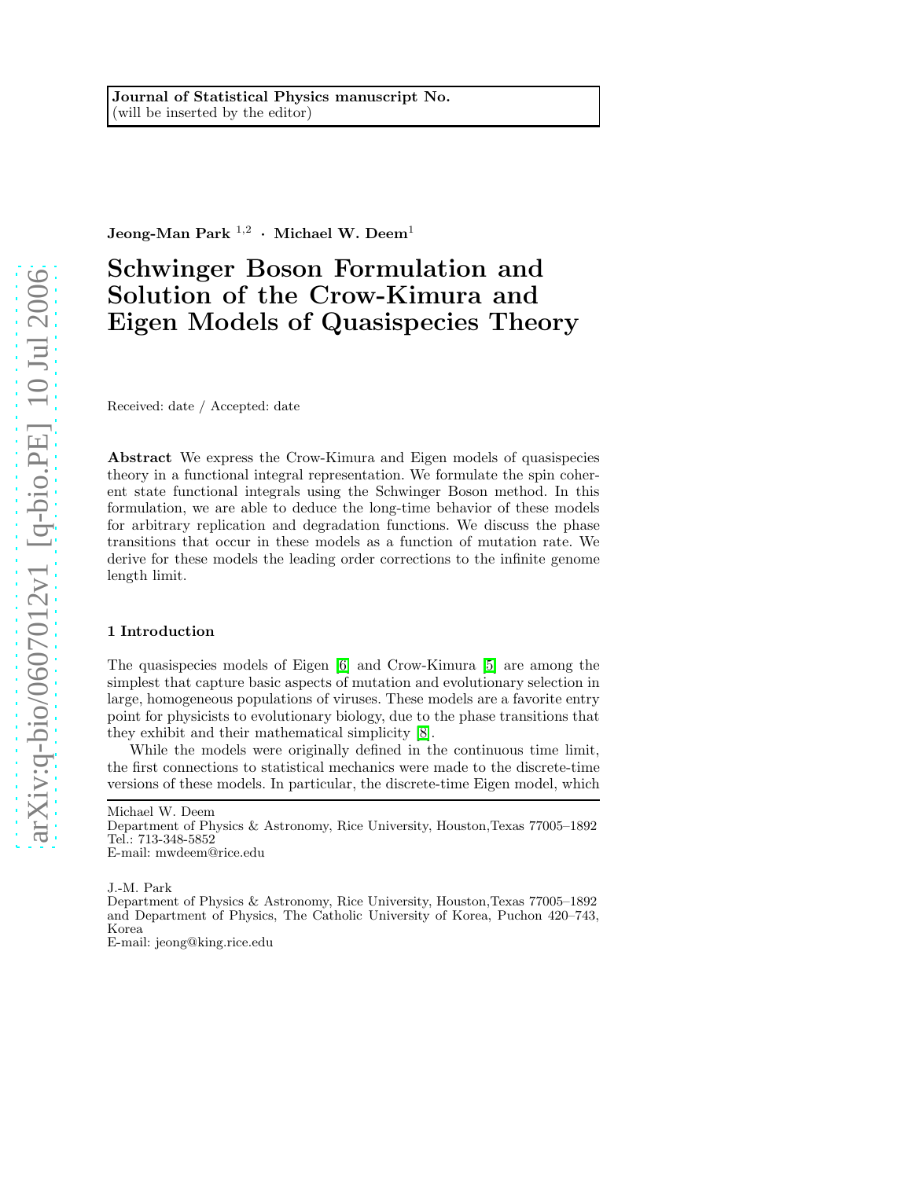Journal of Statistical Physics manuscript No.
(will be inserted by the editor)

**Jeong-Man Park [1,2] · Michael W. Deem[1]**

# Schwinger Boson Formulation and Solution of the Crow-Kimura and Eigen Models of Quasispecies Theory

Received: date / Accepted: date

**Abstract** We express the Crow-Kimura and Eigen models of quasispecies theory in a functional integral representation. We formulate the spin coherent state functional integrals using the Schwinger Boson method. In this formulation, we are able to deduce the long-time behavior of these models for arbitrary replication and degradation functions. We discuss the phase transitions that occur in these models as a function of mutation rate. We derive for these models the leading order corrections to the infinite genome length limit.

## 1 Introduction

The quasispecies models of Eigen [6] and Crow-Kimura [5] are among the simplest that capture basic aspects of mutation and evolutionary selection in large, homogeneous populations of viruses. These models are a favorite entry point for physicists to evolutionary biology, due to the phase transitions that they exhibit and their mathematical simplicity [8].

While the models were originally defined in the continuous time limit, the first connections to statistical mechanics were made to the discrete-time versions of these models. In particular, the discrete-time Eigen model, which

---

Michael W. Deem
Department of Physics & Astronomy, Rice University, Houston,Texas 77005–1892
Tel.: 713-348-5852
E-mail: mwdeem@rice.edu

J.-M. Park
Department of Physics & Astronomy, Rice University, Houston,Texas 77005–1892 and Department of Physics, The Catholic University of Korea, Puchon 420–743, Korea
E-mail: jeong@king.rice.edu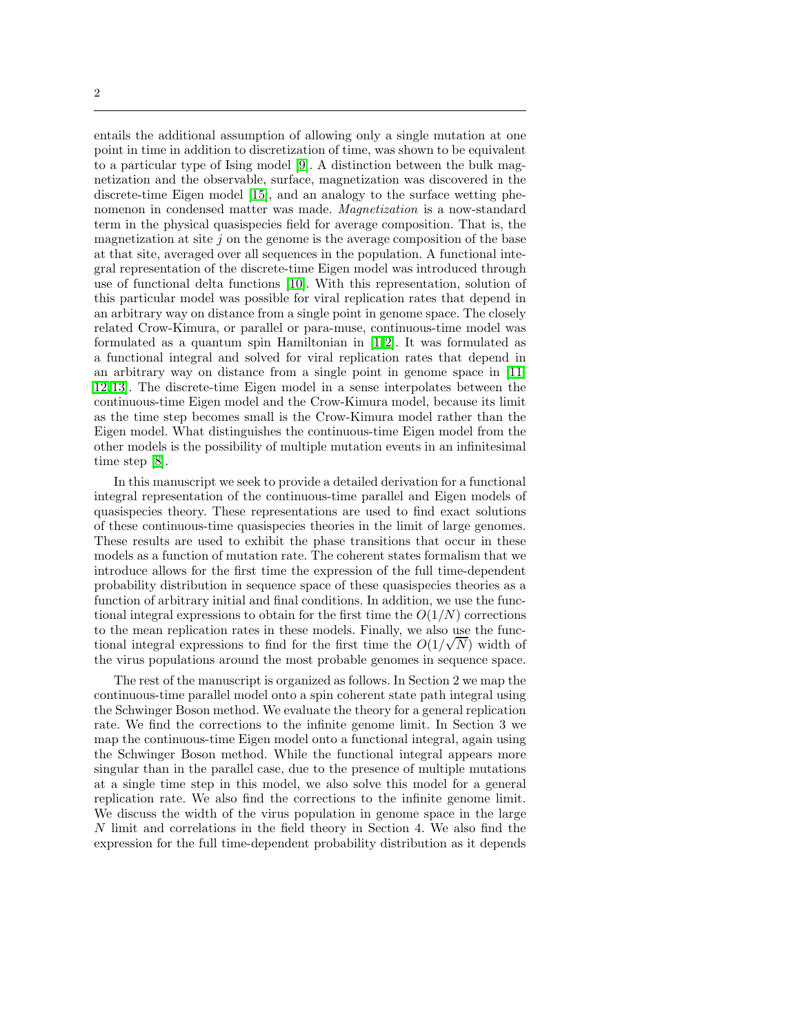entails the additional assumption of allowing only a single mutation at one point in time in addition to discretization of time, was shown to be equivalent to a particular type of Ising model [9]. A distinction between the bulk magnetization and the observable, surface, magnetization was discovered in the discrete-time Eigen model [15], and an analogy to the surface wetting phenomenon in condensed matter was made. *Magnetization* is a now-standard term in the physical quasispecies field for average composition. That is, the magnetization at site $j$ on the genome is the average composition of the base at that site, averaged over all sequences in the population. A functional integral representation of the discrete-time Eigen model was introduced through use of functional delta functions [10]. With this representation, solution of this particular model was possible for viral replication rates that depend in an arbitrary way on distance from a single point in genome space. The closely related Crow-Kimura, or parallel or para-muse, continuous-time model was formulated as a quantum spin Hamiltonian in [1,2]. It was formulated as a functional integral and solved for viral replication rates that depend in an arbitrary way on distance from a single point in genome space in [11, 12,13]. The discrete-time Eigen model in a sense interpolates between the continuous-time Eigen model and the Crow-Kimura model, because its limit as the time step becomes small is the Crow-Kimura model rather than the Eigen model. What distinguishes the continuous-time Eigen model from the other models is the possibility of multiple mutation events in an infinitesimal time step [8].

In this manuscript we seek to provide a detailed derivation for a functional integral representation of the continuous-time parallel and Eigen models of quasispecies theory. These representations are used to find exact solutions of these continuous-time quasispecies theories in the limit of large genomes. These results are used to exhibit the phase transitions that occur in these models as a function of mutation rate. The coherent states formalism that we introduce allows for the first time the expression of the full time-dependent probability distribution in sequence space of these quasispecies theories as a function of arbitrary initial and final conditions. In addition, we use the functional integral expressions to obtain for the first time the $O(1/N)$ corrections to the mean replication rates in these models. Finally, we also use the functional integral expressions to find for the first time the $O(1/\sqrt{N})$ width of the virus populations around the most probable genomes in sequence space.

The rest of the manuscript is organized as follows. In Section 2 we map the continuous-time parallel model onto a spin coherent state path integral using the Schwinger Boson method. We evaluate the theory for a general replication rate. We find the corrections to the infinite genome limit. In Section 3 we map the continuous-time Eigen model onto a functional integral, again using the Schwinger Boson method. While the functional integral appears more singular than in the parallel case, due to the presence of multiple mutations at a single time step in this model, we also solve this model for a general replication rate. We also find the corrections to the infinite genome limit. We discuss the width of the virus population in genome space in the large $N$ limit and correlations in the field theory in Section 4. We also find the expression for the full time-dependent probability distribution as it depends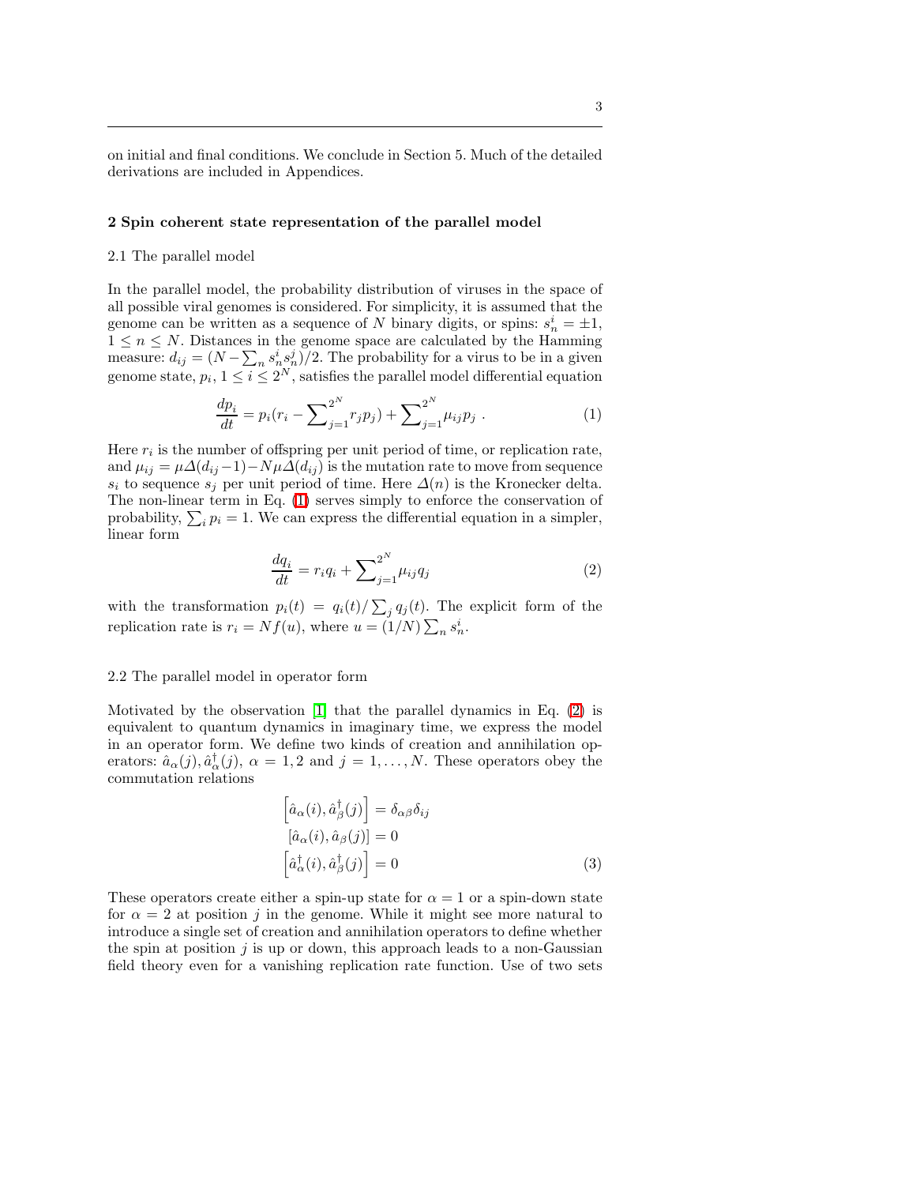on initial and final conditions. We conclude in Section 5. Much of the detailed derivations are included in Appendices.

## 2 Spin coherent state representation of the parallel model

### 2.1 The parallel model

In the parallel model, the probability distribution of viruses in the space of all possible viral genomes is considered. For simplicity, it is assumed that the genome can be written as a sequence of $N$ binary digits, or spins: $s_n^i = \pm 1$, $1 \le n \le N$. Distances in the genome space are calculated by the Hamming measure: $d_{ij} = (N - \sum_n s_n^i s_n^j)/2$. The probability for a virus to be in a given genome state, $p_i$, $1 \le i \le 2^N$, satisfies the parallel model differential equation

$$\frac{dp_i}{dt} = p_i(r_i - \sum_{j=1}^{2^N} r_j p_j) + \sum_{j=1}^{2^N} \mu_{ij} p_j \ . \tag{1}$$

Here $r_i$ is the number of offspring per unit period of time, or replication rate, and $\mu_{ij} = \mu \Delta(d_{ij} - 1) - N\mu\Delta(d_{ij})$ is the mutation rate to move from sequence $s_i$ to sequence $s_j$ per unit period of time. Here $\Delta(n)$ is the Kronecker delta. The non-linear term in Eq. (1) serves simply to enforce the conservation of probability, $\sum_i p_i = 1$. We can express the differential equation in a simpler, linear form

$$\frac{dq_i}{dt} = r_i q_i + \sum_{j=1}^{2^N} \mu_{ij} q_j \tag{2}$$

with the transformation $p_i(t) = q_i(t)/\sum_j q_j(t)$. The explicit form of the replication rate is $r_i = Nf(u)$, where $u = (1/N)\sum_n s_n^i$.

### 2.2 The parallel model in operator form

Motivated by the observation [1] that the parallel dynamics in Eq. (2) is equivalent to quantum dynamics in imaginary time, we express the model in an operator form. We define two kinds of creation and annihilation operators: $\hat{a}_\alpha(j), \hat{a}_\alpha^\dagger(j)$, $\alpha = 1, 2$ and $j = 1, \ldots, N$. These operators obey the commutation relations

$$\begin{aligned}
\left[\hat{a}_\alpha(i), \hat{a}_\beta^\dagger(j)\right] &= \delta_{\alpha\beta}\delta_{ij} \\
\left[\hat{a}_\alpha(i), \hat{a}_\beta(j)\right] &= 0 \\
\left[\hat{a}_\alpha^\dagger(i), \hat{a}_\beta^\dagger(j)\right] &= 0
\end{aligned} \tag{3}$$

These operators create either a spin-up state for $\alpha = 1$ or a spin-down state for $\alpha = 2$ at position $j$ in the genome. While it might see more natural to introduce a single set of creation and annihilation operators to define whether the spin at position $j$ is up or down, this approach leads to a non-Gaussian field theory even for a vanishing replication rate function. Use of two sets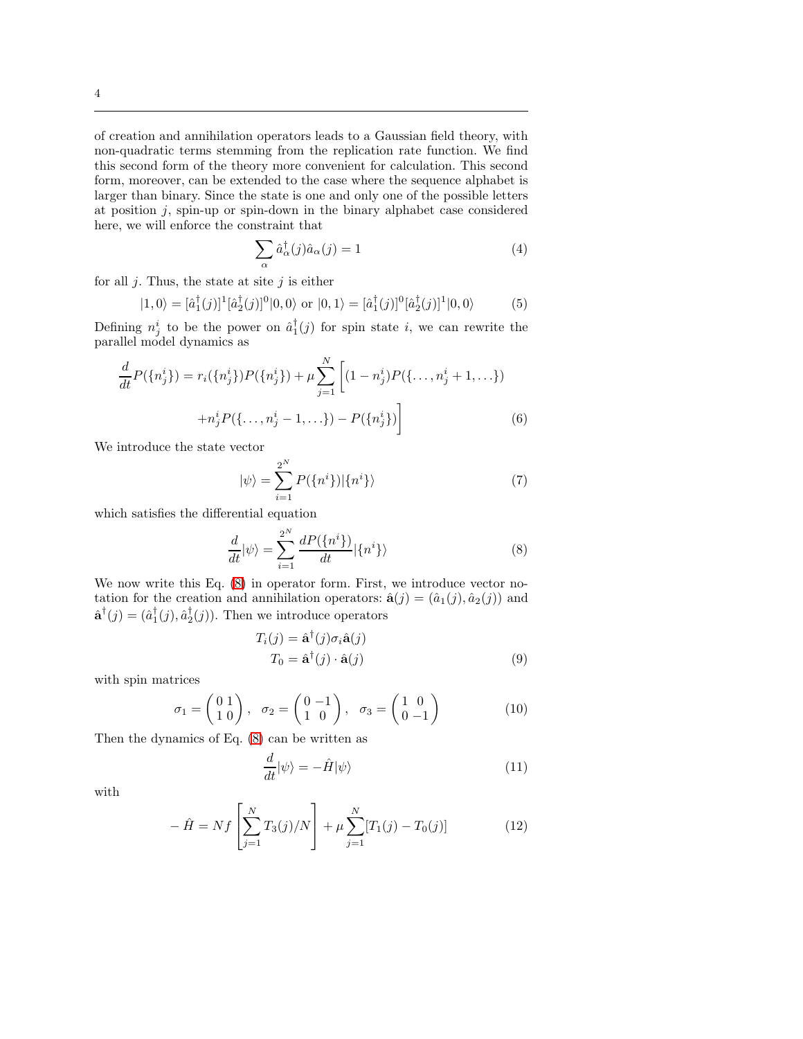of creation and annihilation operators leads to a Gaussian field theory, with non-quadratic terms stemming from the replication rate function. We find this second form of the theory more convenient for calculation. This second form, moreover, can be extended to the case where the sequence alphabet is larger than binary. Since the state is one and only one of the possible letters at position $j$, spin-up or spin-down in the binary alphabet case considered here, we will enforce the constraint that

$$\sum_{\alpha} \hat{a}_{\alpha}^{\dagger}(j)\hat{a}_{\alpha}(j) = 1 \tag{4}$$

for all $j$. Thus, the state at site $j$ is either

$$|1,0\rangle = [\hat{a}_1^{\dagger}(j)]^1[\hat{a}_2^{\dagger}(j)]^0|0,0\rangle \text{ or } |0,1\rangle = [\hat{a}_1^{\dagger}(j)]^0[\hat{a}_2^{\dagger}(j)]^1|0,0\rangle \tag{5}$$

Defining $n_j^i$ to be the power on $\hat{a}_1^{\dagger}(j)$ for spin state $i$, we can rewrite the parallel model dynamics as

$$\begin{aligned}\frac{d}{dt}P(\{n_j^i\}) = r_i(\{n_j^i\})P(\{n_j^i\}) + \mu \sum_{j=1}^{N} \Big[ (1-n_j^i)P(\{\ldots, n_j^i+1, \ldots\}) \\ + n_j^i P(\{\ldots, n_j^i-1, \ldots\}) - P(\{n_j^i\}) \Big]\end{aligned} \tag{6}$$

We introduce the state vector

$$|\psi\rangle = \sum_{i=1}^{2^N} P(\{n^i\})|\{n^i\}\rangle \tag{7}$$

which satisfies the differential equation

$$\frac{d}{dt}|\psi\rangle = \sum_{i=1}^{2^N} \frac{dP(\{n^i\})}{dt}|\{n^i\}\rangle \tag{8}$$

We now write this Eq. (8) in operator form. First, we introduce vector notation for the creation and annihilation operators: $\hat{\mathbf{a}}(j) = (\hat{a}_1(j), \hat{a}_2(j))$ and $\hat{\mathbf{a}}^{\dagger}(j) = (\hat{a}_1^{\dagger}(j), \hat{a}_2^{\dagger}(j))$. Then we introduce operators

$$\begin{aligned} T_i(j) &= \hat{\mathbf{a}}^{\dagger}(j)\sigma_i\hat{\mathbf{a}}(j) \\ T_0 &= \hat{\mathbf{a}}^{\dagger}(j) \cdot \hat{\mathbf{a}}(j) \end{aligned} \tag{9}$$

with spin matrices

$$\sigma_1 = \begin{pmatrix} 0 & 1 \\ 1 & 0 \end{pmatrix}, \quad \sigma_2 = \begin{pmatrix} 0 & -1 \\ 1 & 0 \end{pmatrix}, \quad \sigma_3 = \begin{pmatrix} 1 & 0 \\ 0 & -1 \end{pmatrix} \tag{10}$$

Then the dynamics of Eq. (8) can be written as

$$\frac{d}{dt}|\psi\rangle = -\hat{H}|\psi\rangle \tag{11}$$

with

$$-\hat{H} = Nf\left[\sum_{j=1}^{N} T_3(j)/N\right] + \mu \sum_{j=1}^{N}[T_1(j) - T_0(j)] \tag{12}$$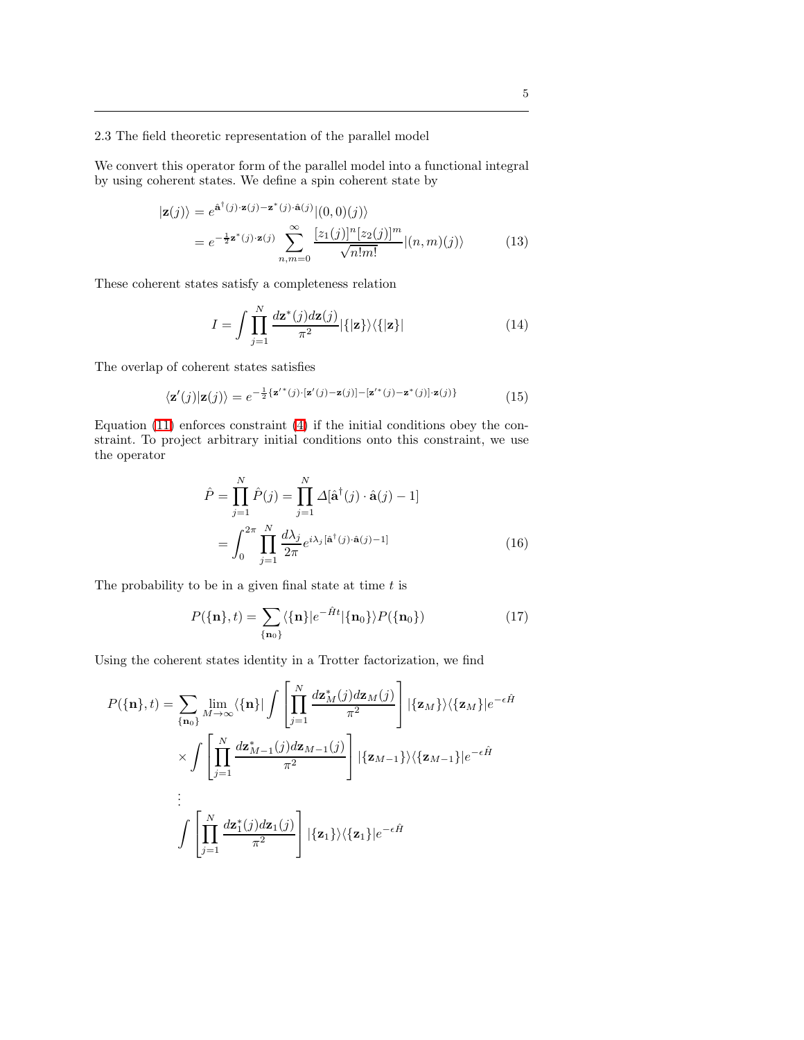## 2.3 The field theoretic representation of the parallel model

We convert this operator form of the parallel model into a functional integral by using coherent states. We define a spin coherent state by

$$
\begin{aligned}
|\mathbf{z}(j)\rangle &= e^{\hat{\mathbf{a}}^\dagger(j)\cdot\mathbf{z}(j) - \mathbf{z}^*(j)\cdot\hat{\mathbf{a}}(j)}|(0,0)(j)\rangle \\
&= e^{-\frac{1}{2}\mathbf{z}^*(j)\cdot\mathbf{z}(j)} \sum_{n,m=0}^{\infty} \frac{[z_1(j)]^n [z_2(j)]^m}{\sqrt{n!m!}} |(n,m)(j)\rangle
\end{aligned}
\tag{13}
$$

These coherent states satisfy a completeness relation

$$
I = \int \prod_{j=1}^{N} \frac{d\mathbf{z}^*(j) d\mathbf{z}(j)}{\pi^2} |\{|\mathbf{z}\}\rangle\langle\{|\mathbf{z}\}| \tag{14}
$$

The overlap of coherent states satisfies

$$
\langle \mathbf{z}'(j)|\mathbf{z}(j)\rangle = e^{-\frac{1}{2}\{\mathbf{z}'^*(j)\cdot[\mathbf{z}'(j)-\mathbf{z}(j)] - [\mathbf{z}'^*(j)-\mathbf{z}^*(j)]\cdot\mathbf{z}(j)\}} \tag{15}
$$

Equation (11) enforces constraint (4) if the initial conditions obey the constraint. To project arbitrary initial conditions onto this constraint, we use the operator

$$
\begin{aligned}
\hat{P} &= \prod_{j=1}^{N} \hat{P}(j) = \prod_{j=1}^{N} \Delta[\hat{\mathbf{a}}^\dagger(j)\cdot\hat{\mathbf{a}}(j) - 1] \\
&= \int_0^{2\pi} \prod_{j=1}^{N} \frac{d\lambda_j}{2\pi} e^{i\lambda_j[\hat{\mathbf{a}}^\dagger(j)\cdot\hat{\mathbf{a}}(j)-1]}
\end{aligned}
\tag{16}
$$

The probability to be in a given final state at time $t$ is

$$
P(\{\mathbf{n}\}, t) = \sum_{\{\mathbf{n}_0\}} \langle\{\mathbf{n}\}|e^{-\hat{H}t}|\{\mathbf{n}_0\}\rangle P(\{\mathbf{n}_0\}) \tag{17}
$$

Using the coherent states identity in a Trotter factorization, we find

$$
\begin{aligned}
P(\{\mathbf{n}\}, t) = \sum_{\{\mathbf{n}_0\}} \lim_{M\to\infty} \langle\{\mathbf{n}\}| \int \left[\prod_{j=1}^{N} \frac{d\mathbf{z}_M^*(j) d\mathbf{z}_M(j)}{\pi^2}\right] |\{\mathbf{z}_M\}\rangle\langle\{\mathbf{z}_M\}|e^{-\epsilon\hat{H}} \\
\times \int \left[\prod_{j=1}^{N} \frac{d\mathbf{z}_{M-1}^*(j) d\mathbf{z}_{M-1}(j)}{\pi^2}\right] |\{\mathbf{z}_{M-1}\}\rangle\langle\{\mathbf{z}_{M-1}\}|e^{-\epsilon\hat{H}} \\
\vdots \\
\int \left[\prod_{j=1}^{N} \frac{d\mathbf{z}_1^*(j) d\mathbf{z}_1(j)}{\pi^2}\right] |\{\mathbf{z}_1\}\rangle\langle\{\mathbf{z}_1\}|e^{-\epsilon\hat{H}}
\end{aligned}
$$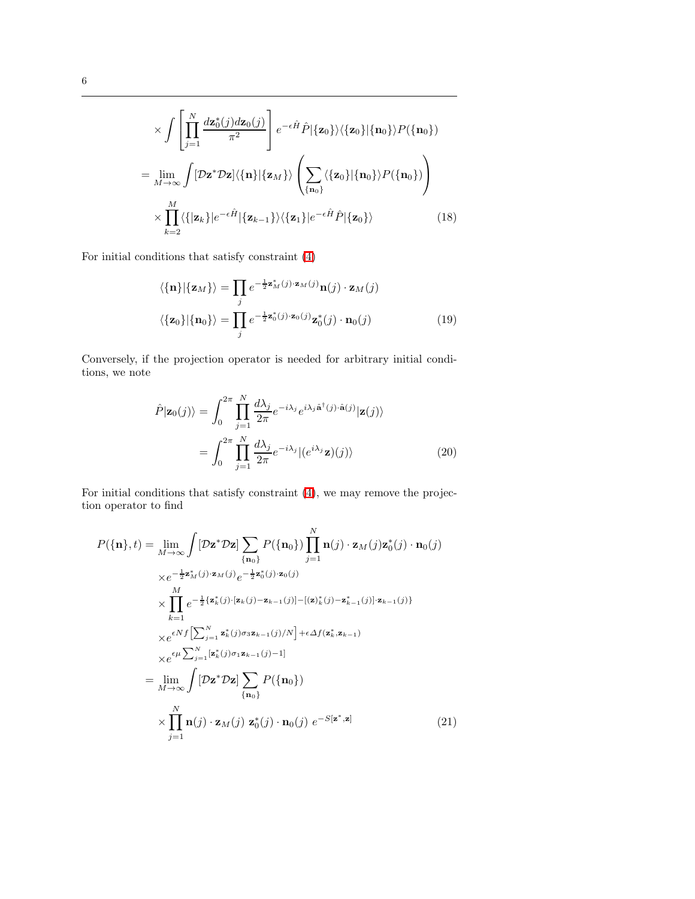$$
\times \int \left[ \prod_{j=1}^{N} \frac{d\mathbf{z}_0^*(j) d\mathbf{z}_0(j)}{\pi^2} \right] e^{-\epsilon \hat{H}} \hat{P} |\{\mathbf{z}_0\}\rangle \langle \{\mathbf{z}_0\}|\{\mathbf{n}_0\}\rangle P(\{\mathbf{n}_0\})
$$

$$
= \lim_{M\to\infty} \int [\mathcal{D}\mathbf{z}^* \mathcal{D}\mathbf{z}] \langle \{\mathbf{n}\}|\{\mathbf{z}_M\}\rangle \left( \sum_{\{\mathbf{n}_0\}} \langle \{\mathbf{z}_0\}|\{\mathbf{n}_0\}\rangle P(\{\mathbf{n}_0\}) \right)
$$

$$
\times \prod_{k=2}^{M} \langle \{|\mathbf{z}_k\}| e^{-\epsilon \hat{H}} |\{\mathbf{z}_{k-1}\}\rangle \langle \{\mathbf{z}_1\}| e^{-\epsilon \hat{H}} \hat{P} |\{\mathbf{z}_0\}\rangle \tag{18}
$$

For initial conditions that satisfy constraint (4)

$$
\langle \{\mathbf{n}\}|\{\mathbf{z}_M\}\rangle = \prod_j e^{-\frac{1}{2}\mathbf{z}_M^*(j)\cdot\mathbf{z}_M(j)} \mathbf{n}(j) \cdot \mathbf{z}_M(j)
$$

$$
\langle \{\mathbf{z}_0\}|\{\mathbf{n}_0\}\rangle = \prod_j e^{-\frac{1}{2}\mathbf{z}_0^*(j)\cdot\mathbf{z}_0(j)} \mathbf{z}_0^*(j) \cdot \mathbf{n}_0(j) \tag{19}
$$

Conversely, if the projection operator is needed for arbitrary initial conditions, we note

$$
\hat{P}|\mathbf{z}_0(j)\rangle = \int_0^{2\pi} \prod_{j=1}^{N} \frac{d\lambda_j}{2\pi} e^{-i\lambda_j} e^{i\lambda_j \hat{\mathbf{a}}^\dagger(j)\cdot\hat{\mathbf{a}}(j)} |\mathbf{z}(j)\rangle
$$

$$
= \int_0^{2\pi} \prod_{j=1}^{N} \frac{d\lambda_j}{2\pi} e^{-i\lambda_j} |(e^{i\lambda_j}\mathbf{z})(j)\rangle \tag{20}
$$

For initial conditions that satisfy constraint (4), we may remove the projection operator to find

$$
\begin{aligned}
P(\{\mathbf{n}\},t) = \lim_{M\to\infty} \int [\mathcal{D}\mathbf{z}^* \mathcal{D}\mathbf{z}] \sum_{\{\mathbf{n}_0\}} P(\{\mathbf{n}_0\}) \prod_{j=1}^{N} \mathbf{n}(j) \cdot \mathbf{z}_M(j) \mathbf{z}_0^*(j) \cdot \mathbf{n}_0(j) \\
\times e^{-\frac{1}{2}\mathbf{z}_M^*(j)\cdot\mathbf{z}_M(j)} e^{-\frac{1}{2}\mathbf{z}_0^*(j)\cdot\mathbf{z}_0(j)} \\
\times \prod_{k=1}^{M} e^{-\frac{1}{2}\{\mathbf{z}_k^*(j)\cdot[\mathbf{z}_k(j)-\mathbf{z}_{k-1}(j)] - [(\mathbf{z})_k^*(j)-\mathbf{z}_{k-1}^*(j)]\cdot\mathbf{z}_{k-1}(j)\}} \\
\times e^{\epsilon N f\left[\sum_{j=1}^{N} \mathbf{z}_k^*(j)\sigma_3 \mathbf{z}_{k-1}(j)/N\right] + \epsilon \Delta f(\mathbf{z}_k^*, \mathbf{z}_{k-1})} \\
\times e^{\epsilon\mu \sum_{j=1}^{N} [\mathbf{z}_k^*(j)\sigma_1 \mathbf{z}_{k-1}(j) - 1]} \\
= \lim_{M\to\infty} \int [\mathcal{D}\mathbf{z}^* \mathcal{D}\mathbf{z}] \sum_{\{\mathbf{n}_0\}} P(\{\mathbf{n}_0\}) \\
\times \prod_{j=1}^{N} \mathbf{n}(j) \cdot \mathbf{z}_M(j) \ \mathbf{z}_0^*(j) \cdot \mathbf{n}_0(j) \ e^{-S[\mathbf{z}^*,\mathbf{z}]}
\end{aligned} \tag{21}
$$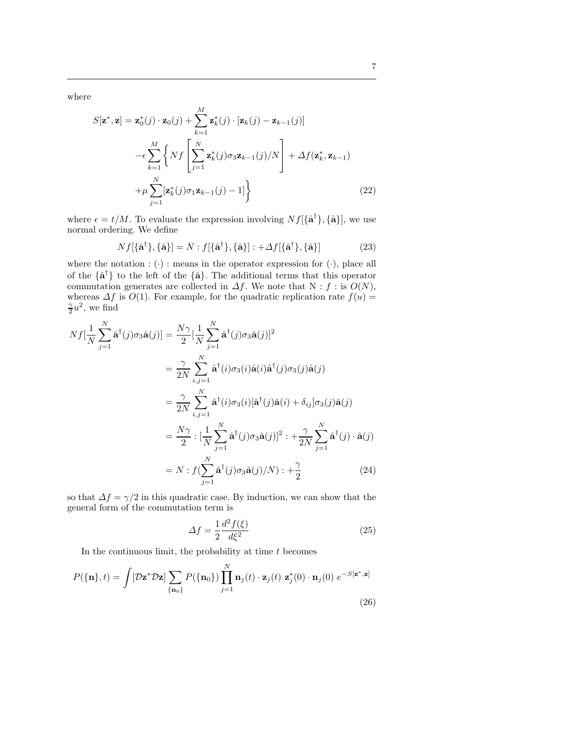where

$$
\begin{aligned}
S[\mathbf{z}^*, \mathbf{z}] = \mathbf{z}_0^*(j) \cdot \mathbf{z}_0(j) &+ \sum_{k=1}^{M} \mathbf{z}_k^*(j) \cdot [\mathbf{z}_k(j) - \mathbf{z}_{k-1}(j)] \\
&- \epsilon \sum_{k=1}^{M} \Bigg\{ Nf\left[ \sum_{j=1}^{N} \mathbf{z}_k^*(j) \sigma_3 \mathbf{z}_{k-1}(j)/N \right] + \Delta f(\mathbf{z}_k^*, \mathbf{z}_{k-1}) \\
&+ \mu \sum_{j=1}^{N} [\mathbf{z}_k^*(j) \sigma_1 \mathbf{z}_{k-1}(j) - 1] \Bigg\}
\end{aligned} \tag{22}
$$

where $\epsilon = t/M$. To evaluate the expression involving $Nf[\{\hat{\mathbf{a}}^\dagger\}, \{\hat{\mathbf{a}}\}]$, we use normal ordering. We define

$$
Nf[\{\hat{\mathbf{a}}^\dagger\}, \{\hat{\mathbf{a}}\}] = N : f[\{\hat{\mathbf{a}}^\dagger\}, \{\hat{\mathbf{a}}\}] : + \Delta f[\{\hat{\mathbf{a}}^\dagger\}, \{\hat{\mathbf{a}}\}] \tag{23}
$$

where the notation $: (\cdot) :$ means in the operator expression for $(\cdot)$, place all of the $\{\hat{\mathbf{a}}^\dagger\}$ to the left of the $\{\hat{\mathbf{a}}\}$. The additional terms that this operator commutation generates are collected in $\Delta f$. We note that $\mathrm{N} : f :$ is $O(N)$, whereas $\Delta f$ is $O(1)$. For example, for the quadratic replication rate $f(u) = \frac{\gamma}{2} u^2$, we find

$$
\begin{aligned}
Nf[\frac{1}{N} \sum_{j=1}^{N} \hat{\mathbf{a}}^\dagger(j) \sigma_3 \hat{\mathbf{a}}(j)] &= \frac{N\gamma}{2} [\frac{1}{N} \sum_{j=1}^{N} \hat{\mathbf{a}}^\dagger(j) \sigma_3 \hat{\mathbf{a}}(j)]^2 \\
&= \frac{\gamma}{2N} \sum_{i,j=1}^{N} \hat{\mathbf{a}}^\dagger(i) \sigma_3(i) \hat{\mathbf{a}}(i) \hat{\mathbf{a}}^\dagger(j) \sigma_3(j) \hat{\mathbf{a}}(j) \\
&= \frac{\gamma}{2N} \sum_{i,j=1}^{N} \hat{\mathbf{a}}^\dagger(i) \sigma_3(i) [\hat{\mathbf{a}}^\dagger(j) \hat{\mathbf{a}}(i) + \delta_{ij}] \sigma_3(j) \hat{\mathbf{a}}(j) \\
&= \frac{N\gamma}{2} : [\frac{1}{N} \sum_{j=1}^{N} \hat{\mathbf{a}}^\dagger(j) \sigma_3 \hat{\mathbf{a}}(j)]^2 : + \frac{\gamma}{2N} \sum_{j=1}^{N} \hat{\mathbf{a}}^\dagger(j) \cdot \hat{\mathbf{a}}(j) \\
&= N : f(\sum_{j=1}^{N} \hat{\mathbf{a}}^\dagger(j) \sigma_3 \hat{\mathbf{a}}(j)/N) : + \frac{\gamma}{2}
\end{aligned} \tag{24}
$$

so that $\Delta f = \gamma/2$ in this quadratic case. By induction, we can show that the general form of the commutation term is

$$
\Delta f = \frac{1}{2} \frac{d^2 f(\xi)}{d\xi^2} \tag{25}
$$

In the continuous limit, the probability at time $t$ becomes

$$
P(\{\mathbf{n}\}, t) = \int [\mathcal{D}\mathbf{z}^* \mathcal{D}\mathbf{z}] \sum_{\{\mathbf{n}_0\}} P(\{\mathbf{n}_0\}) \prod_{j=1}^{N} \mathbf{n}_j(t) \cdot \mathbf{z}_j(t) \; \mathbf{z}_j^*(0) \cdot \mathbf{n}_j(0) \; e^{-S[\mathbf{z}^*, \mathbf{z}]} \tag{26}
$$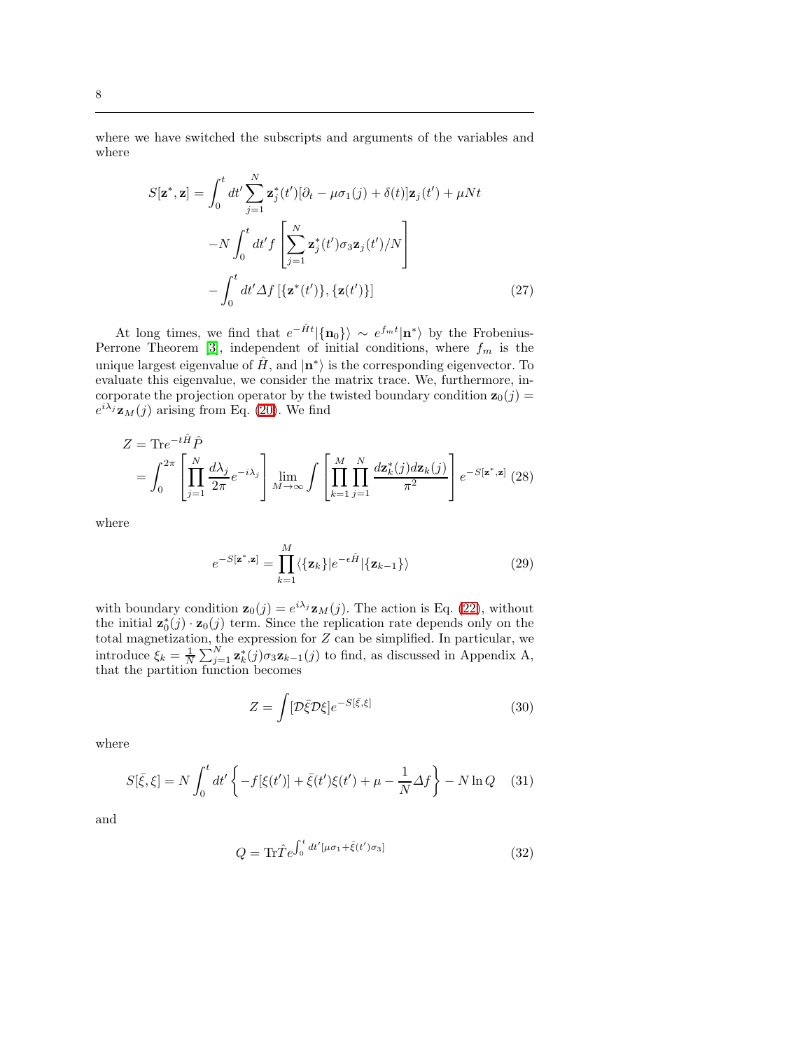where we have switched the subscripts and arguments of the variables and where

$$
\begin{aligned}
S[\mathbf{z}^*, \mathbf{z}] = & \int_0^t dt' \sum_{j=1}^N \mathbf{z}_j^*(t')[\partial_t - \mu\sigma_1(j) + \delta(t)]\mathbf{z}_j(t') + \mu N t \\
& - N \int_0^t dt' f\left[\sum_{j=1}^N \mathbf{z}_j^*(t')\sigma_3 \mathbf{z}_j(t')/N\right] \\
& - \int_0^t dt' \Delta f\left[\{\mathbf{z}^*(t')\}, \{\mathbf{z}(t')\}\right]
\end{aligned} \tag{27}
$$

At long times, we find that $e^{-\hat{H}t}|\{\mathbf{n}_0\}\rangle \sim e^{f_m t}|\mathbf{n}^*\rangle$ by the Frobenius-Perrone Theorem [3], independent of initial conditions, where $f_m$ is the unique largest eigenvalue of $\hat{H}$, and $|\mathbf{n}^*\rangle$ is the corresponding eigenvector. To evaluate this eigenvalue, we consider the matrix trace. We, furthermore, incorporate the projection operator by the twisted boundary condition $\mathbf{z}_0(j) = e^{i\lambda_j}\mathbf{z}_M(j)$ arising from Eq. (20). We find

$$
\begin{aligned}
Z &= \mathrm{Tr} e^{-t\hat{H}}\hat{P} \\
&= \int_0^{2\pi} \left[\prod_{j=1}^N \frac{d\lambda_j}{2\pi} e^{-i\lambda_j}\right] \lim_{M\to\infty} \int \left[\prod_{k=1}^M \prod_{j=1}^N \frac{d\mathbf{z}_k^*(j) d\mathbf{z}_k(j)}{\pi^2}\right] e^{-S[\mathbf{z}^*, \mathbf{z}]}
\end{aligned} \tag{28}
$$

where

$$
e^{-S[\mathbf{z}^*, \mathbf{z}]} = \prod_{k=1}^M \langle \{\mathbf{z}_k\}| e^{-\epsilon \hat{H}} | \{\mathbf{z}_{k-1}\}\rangle \tag{29}
$$

with boundary condition $\mathbf{z}_0(j) = e^{i\lambda_j}\mathbf{z}_M(j)$. The action is Eq. (22), without the initial $\mathbf{z}_0^*(j) \cdot \mathbf{z}_0(j)$ term. Since the replication rate depends only on the total magnetization, the expression for $Z$ can be simplified. In particular, we introduce $\xi_k = \frac{1}{N}\sum_{j=1}^N \mathbf{z}_k^*(j)\sigma_3 \mathbf{z}_{k-1}(j)$ to find, as discussed in Appendix A, that the partition function becomes

$$
Z = \int [\mathcal{D}\bar{\xi}\mathcal{D}\xi] e^{-S[\bar{\xi}, \xi]} \tag{30}
$$

where

$$
S[\bar{\xi}, \xi] = N \int_0^t dt' \left\{-f[\xi(t')] + \bar{\xi}(t')\xi(t') + \mu - \frac{1}{N}\Delta f\right\} - N \ln Q \tag{31}
$$

and

$$
Q = \mathrm{Tr}\hat{T} e^{\int_0^t dt' [\mu\sigma_1 + \bar{\xi}(t')\sigma_3]} \tag{32}
$$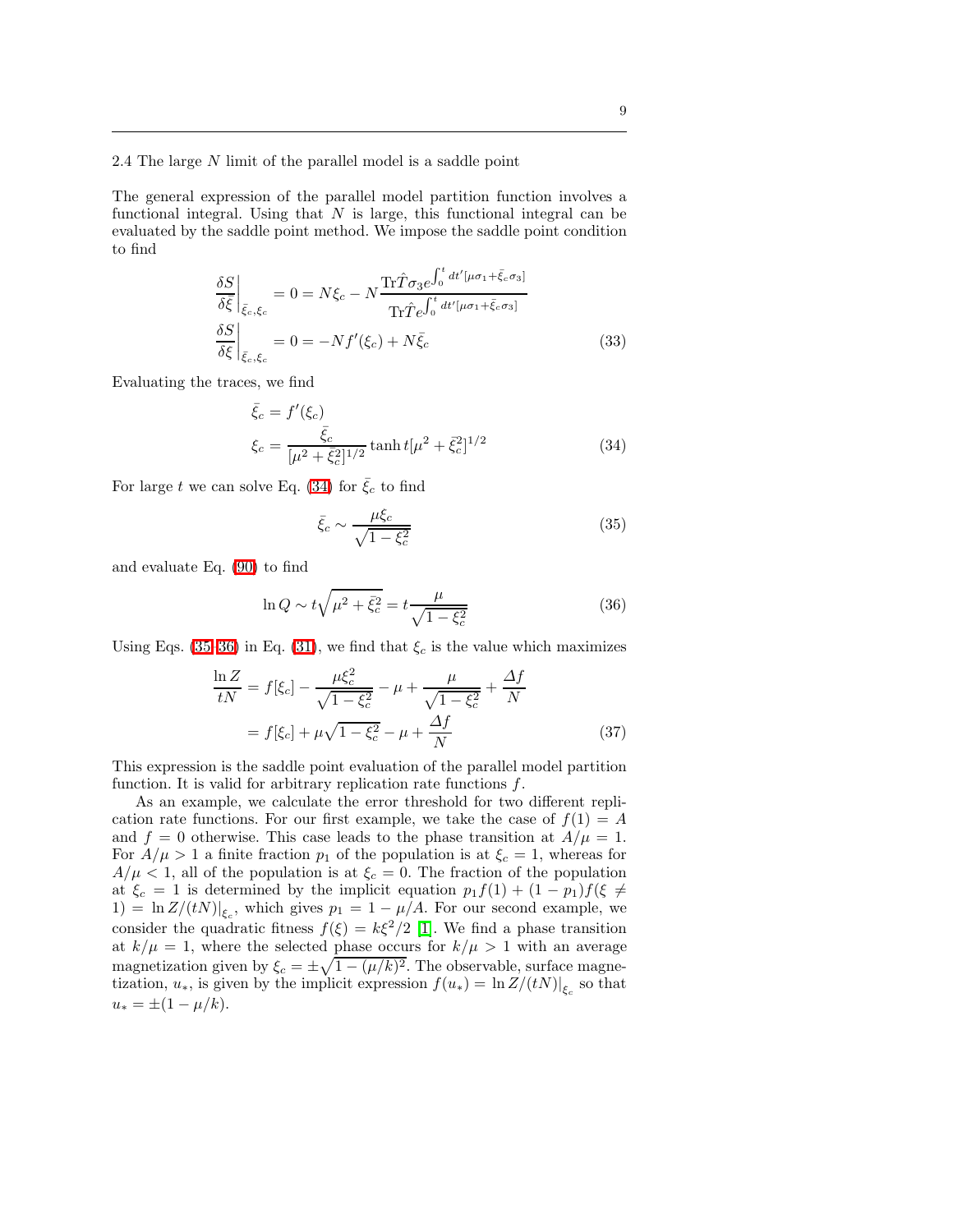## 2.4 The large $N$ limit of the parallel model is a saddle point

The general expression of the parallel model partition function involves a functional integral. Using that $N$ is large, this functional integral can be evaluated by the saddle point method. We impose the saddle point condition to find

$$
\begin{aligned}
\left.\frac{\delta S}{\delta \bar{\xi}}\right|_{\bar{\xi}_c, \xi_c} &= 0 = N\xi_c - N\frac{\mathrm{Tr}\hat{T}\sigma_3 e^{\int_0^t dt'[\mu\sigma_1 + \bar{\xi}_c\sigma_3]}}{\mathrm{Tr}\hat{T}e^{\int_0^t dt'[\mu\sigma_1 + \bar{\xi}_c\sigma_3]}} \\
\left.\frac{\delta S}{\delta \xi}\right|_{\bar{\xi}_c, \xi_c} &= 0 = -Nf'(\xi_c) + N\bar{\xi}_c
\end{aligned}
\tag{33}
$$

Evaluating the traces, we find

$$
\begin{aligned}
\bar{\xi}_c &= f'(\xi_c) \\
\xi_c &= \frac{\bar{\xi}_c}{[\mu^2 + \bar{\xi}_c^2]^{1/2}} \tanh t[\mu^2 + \bar{\xi}_c^2]^{1/2}
\end{aligned}
\tag{34}
$$

For large $t$ we can solve Eq. (34) for $\bar{\xi}_c$ to find

$$
\bar{\xi}_c \sim \frac{\mu\xi_c}{\sqrt{1-\xi_c^2}} \tag{35}
$$

and evaluate Eq. (90) to find

$$
\ln Q \sim t\sqrt{\mu^2 + \bar{\xi}_c^2} = t\frac{\mu}{\sqrt{1-\xi_c^2}} \tag{36}
$$

Using Eqs. (35-36) in Eq. (31), we find that $\xi_c$ is the value which maximizes

$$
\begin{aligned}
\frac{\ln Z}{tN} &= f[\xi_c] - \frac{\mu\xi_c^2}{\sqrt{1-\xi_c^2}} - \mu + \frac{\mu}{\sqrt{1-\xi_c^2}} + \frac{\Delta f}{N} \\
&= f[\xi_c] + \mu\sqrt{1-\xi_c^2} - \mu + \frac{\Delta f}{N}
\end{aligned}
\tag{37}
$$

This expression is the saddle point evaluation of the parallel model partition function. It is valid for arbitrary replication rate functions $f$.

As an example, we calculate the error threshold for two different replication rate functions. For our first example, we take the case of $f(1) = A$ and $f = 0$ otherwise. This case leads to the phase transition at $A/\mu = 1$. For $A/\mu > 1$ a finite fraction $p_1$ of the population is at $\xi_c = 1$, whereas for $A/\mu < 1$, all of the population is at $\xi_c = 0$. The fraction of the population at $\xi_c = 1$ is determined by the implicit equation $p_1 f(1) + (1-p_1)f(\xi \neq 1) = \ln Z/(tN)|_{\xi_c}$, which gives $p_1 = 1 - \mu/A$. For our second example, we consider the quadratic fitness $f(\xi) = k\xi^2/2$ [1]. We find a phase transition at $k/\mu = 1$, where the selected phase occurs for $k/\mu > 1$ with an average magnetization given by $\xi_c = \pm\sqrt{1-(\mu/k)^2}$. The observable, surface magnetization, $u_*$, is given by the implicit expression $f(u_*) = \ln Z/(tN)|_{\xi_c}$ so that $u_* = \pm(1-\mu/k)$.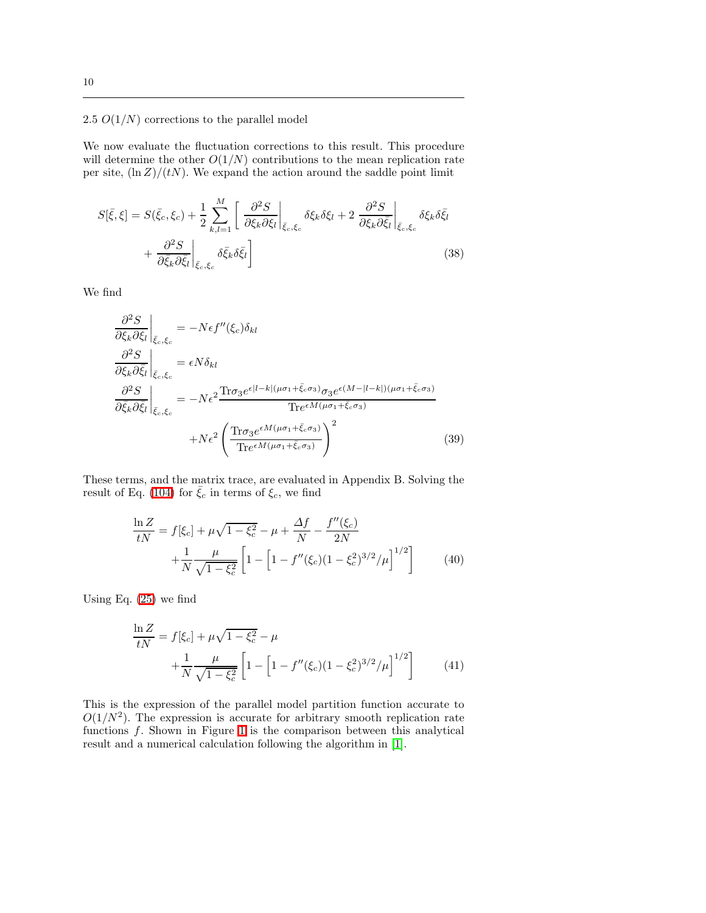### 2.5 $O(1/N)$ corrections to the parallel model

We now evaluate the fluctuation corrections to this result. This procedure will determine the other $O(1/N)$ contributions to the mean replication rate per site, $(\ln Z)/(tN)$. We expand the action around the saddle point limit

$$
\begin{aligned}
S[\bar{\xi}, \xi] = S(\bar{\xi}_c, \xi_c) + \frac{1}{2} \sum_{k,l=1}^{M} \Bigg[ & \left. \frac{\partial^2 S}{\partial \xi_k \partial \xi_l} \right|_{\bar{\xi}_c, \xi_c} \delta\xi_k \delta\xi_l + 2 \left. \frac{\partial^2 S}{\partial \xi_k \partial \bar{\xi}_l} \right|_{\bar{\xi}_c, \xi_c} \delta\xi_k \delta\bar{\xi}_l \\
& + \left. \frac{\partial^2 S}{\partial \bar{\xi}_k \partial \bar{\xi}_l} \right|_{\bar{\xi}_c, \xi_c} \delta\bar{\xi}_k \delta\bar{\xi}_l \Bigg]
\end{aligned}
\tag{38}
$$

We find

$$
\begin{aligned}
\left. \frac{\partial^2 S}{\partial \xi_k \partial \xi_l} \right|_{\bar{\xi}_c, \xi_c} &= -N\epsilon f''(\xi_c) \delta_{kl} \\
\left. \frac{\partial^2 S}{\partial \xi_k \partial \bar{\xi}_l} \right|_{\bar{\xi}_c, \xi_c} &= \epsilon N \delta_{kl} \\
\left. \frac{\partial^2 S}{\partial \bar{\xi}_k \partial \bar{\xi}_l} \right|_{\bar{\xi}_c, \xi_c} &= -N\epsilon^2 \frac{\mathrm{Tr} \sigma_3 e^{\epsilon |l-k| (\mu\sigma_1 + \bar{\xi}_c \sigma_3)} \sigma_3 e^{\epsilon (M - |l-k|)(\mu\sigma_1 + \bar{\xi}_c \sigma_3)}}{\mathrm{Tr} e^{\epsilon M (\mu\sigma_1 + \bar{\xi}_c \sigma_3)}} \\
&\quad + N\epsilon^2 \left( \frac{\mathrm{Tr} \sigma_3 e^{\epsilon M (\mu\sigma_1 + \bar{\xi}_c \sigma_3)}}{\mathrm{Tr} e^{\epsilon M (\mu\sigma_1 + \bar{\xi}_c \sigma_3)}} \right)^2
\end{aligned}
\tag{39}
$$

These terms, and the matrix trace, are evaluated in Appendix B. Solving the result of Eq. (104) for $\bar{\xi}_c$ in terms of $\xi_c$, we find

$$
\begin{aligned}
\frac{\ln Z}{tN} = & f[\xi_c] + \mu\sqrt{1 - \xi_c^2} - \mu + \frac{\Delta f}{N} - \frac{f''(\xi_c)}{2N} \\
& + \frac{1}{N} \frac{\mu}{\sqrt{1 - \xi_c^2}} \left[ 1 - \left[ 1 - f''(\xi_c)(1 - \xi_c^2)^{3/2}/\mu \right]^{1/2} \right]
\end{aligned}
\tag{40}
$$

Using Eq. (25) we find

$$
\begin{aligned}
\frac{\ln Z}{tN} = & f[\xi_c] + \mu\sqrt{1 - \xi_c^2} - \mu \\
& + \frac{1}{N} \frac{\mu}{\sqrt{1 - \xi_c^2}} \left[ 1 - \left[ 1 - f''(\xi_c)(1 - \xi_c^2)^{3/2}/\mu \right]^{1/2} \right]
\end{aligned}
\tag{41}
$$

This is the expression of the parallel model partition function accurate to $O(1/N^2)$. The expression is accurate for arbitrary smooth replication rate functions $f$. Shown in Figure 1 is the comparison between this analytical result and a numerical calculation following the algorithm in [1].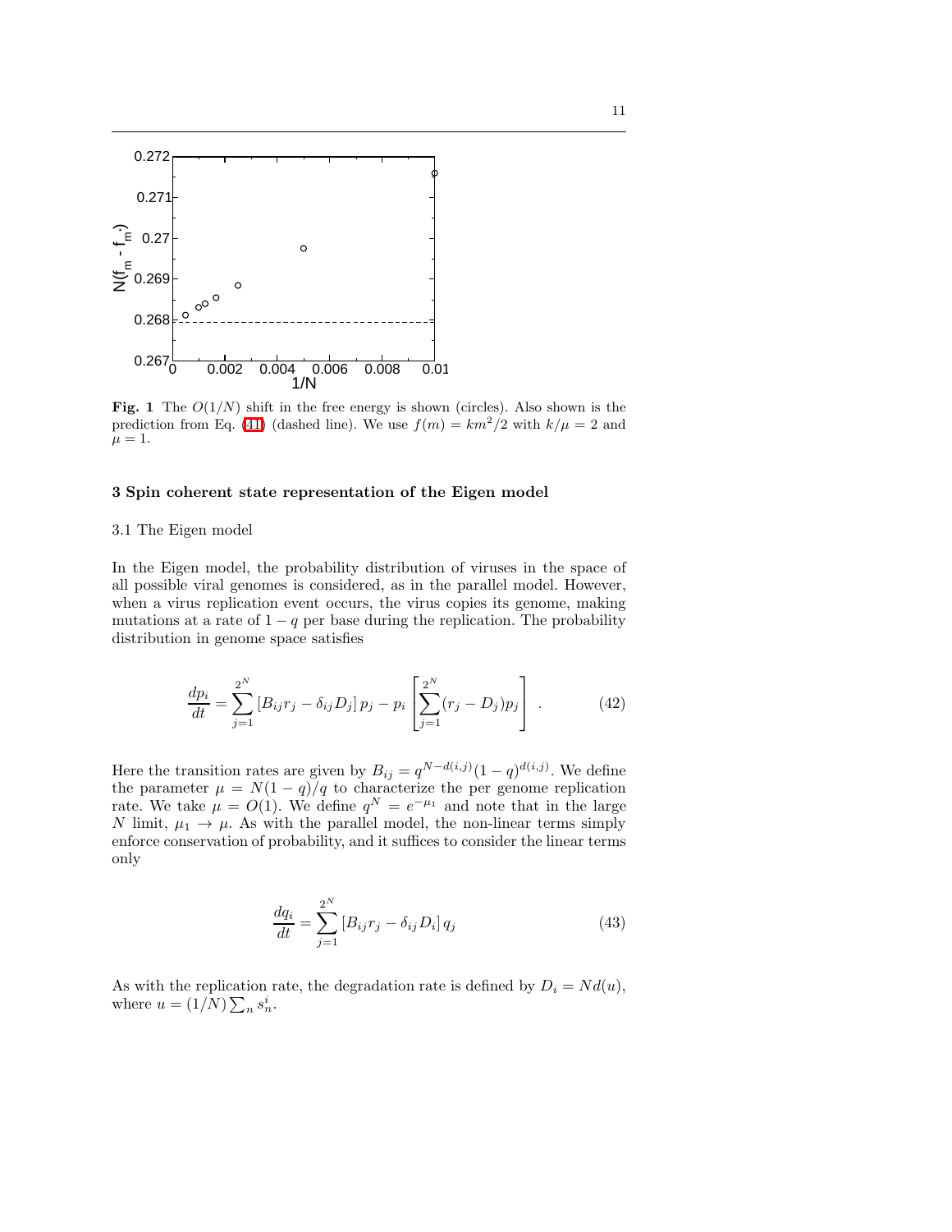**Fig. 1** The $O(1/N)$ shift in the free energy is shown (circles). Also shown is the prediction from Eq. (41) (dashed line). We use $f(m) = km^2/2$ with $k/\mu = 2$ and $\mu = 1$.

## 3 Spin coherent state representation of the Eigen model

### 3.1 The Eigen model

In the Eigen model, the probability distribution of viruses in the space of all possible viral genomes is considered, as in the parallel model. However, when a virus replication event occurs, the virus copies its genome, making mutations at a rate of $1 - q$ per base during the replication. The probability distribution in genome space satisfies

$$\frac{dp_i}{dt} = \sum_{j=1}^{2^N} \left[ B_{ij} r_j - \delta_{ij} D_j \right] p_j - p_i \left[ \sum_{j=1}^{2^N} (r_j - D_j) p_j \right] . \tag{42}$$

Here the transition rates are given by $B_{ij} = q^{N-d(i,j)}(1-q)^{d(i,j)}$. We define the parameter $\mu = N(1-q)/q$ to characterize the per genome replication rate. We take $\mu = O(1)$. We define $q^N = e^{-\mu_1}$ and note that in the large $N$ limit, $\mu_1 \to \mu$. As with the parallel model, the non-linear terms simply enforce conservation of probability, and it suffices to consider the linear terms only

$$\frac{dq_i}{dt} = \sum_{j=1}^{2^N} \left[ B_{ij} r_j - \delta_{ij} D_i \right] q_j \tag{43}$$

As with the replication rate, the degradation rate is defined by $D_i = N d(u)$, where $u = (1/N) \sum_n s_n^i$.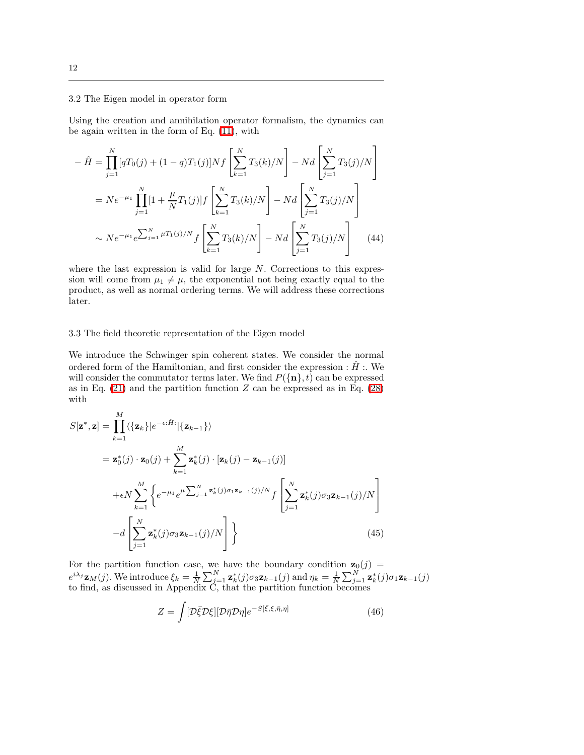### 3.2 The Eigen model in operator form

Using the creation and annihilation operator formalism, the dynamics can be again written in the form of Eq. (11), with

$$
\begin{aligned}
-\hat{H} &= \prod_{j=1}^{N} [qT_0(j) + (1-q)T_1(j)] N f\left[\sum_{k=1}^{N} T_3(k)/N\right] - Nd\left[\sum_{j=1}^{N} T_3(j)/N\right] \\
&= Ne^{-\mu_1} \prod_{j=1}^{N} [1 + \frac{\mu}{N} T_1(j)] f\left[\sum_{k=1}^{N} T_3(k)/N\right] - Nd\left[\sum_{j=1}^{N} T_3(j)/N\right] \\
&\sim Ne^{-\mu_1} e^{\sum_{j=1}^{N} \mu T_1(j)/N} f\left[\sum_{k=1}^{N} T_3(k)/N\right] - Nd\left[\sum_{j=1}^{N} T_3(j)/N\right] \qquad (44)
\end{aligned}
$$

where the last expression is valid for large $N$. Corrections to this expression will come from $\mu_1 \neq \mu$, the exponential not being exactly equal to the product, as well as normal ordering terms. We will address these corrections later.

### 3.3 The field theoretic representation of the Eigen model

We introduce the Schwinger spin coherent states. We consider the normal ordered form of the Hamiltonian, and first consider the expression $:\hat{H}:$. We will consider the commutator terms later. We find $P(\{\mathbf{n}\}, t)$ can be expressed as in Eq. (21) and the partition function $Z$ can be expressed as in Eq. (28) with

$$
\begin{aligned}
S[\mathbf{z}^*, \mathbf{z}] &= \prod_{k=1}^{M} \langle\{\mathbf{z}_k\}| e^{-\epsilon :\hat{H}:} |\{\mathbf{z}_{k-1}\}\rangle \\
&= \mathbf{z}_0^*(j) \cdot \mathbf{z}_0(j) + \sum_{k=1}^{M} \mathbf{z}_k^*(j) \cdot [\mathbf{z}_k(j) - \mathbf{z}_{k-1}(j)] \\
&\quad + \epsilon N \sum_{k=1}^{M} \Bigg\{ e^{-\mu_1} e^{\mu \sum_{j=1}^{N} \mathbf{z}_k^*(j) \sigma_1 \mathbf{z}_{k-1}(j)/N} f\left[\sum_{j=1}^{N} \mathbf{z}_k^*(j) \sigma_3 \mathbf{z}_{k-1}(j)/N\right] \\
&\quad - d\left[\sum_{j=1}^{N} \mathbf{z}_k^*(j) \sigma_3 \mathbf{z}_{k-1}(j)/N\right] \Bigg\} \qquad (45)
\end{aligned}
$$

For the partition function case, we have the boundary condition $\mathbf{z}_0(j) = e^{i\lambda_j} \mathbf{z}_M(j)$. We introduce $\xi_k = \frac{1}{N} \sum_{j=1}^{N} \mathbf{z}_k^*(j) \sigma_3 \mathbf{z}_{k-1}(j)$ and $\eta_k = \frac{1}{N} \sum_{j=1}^{N} \mathbf{z}_k^*(j) \sigma_1 \mathbf{z}_{k-1}(j)$ to find, as discussed in Appendix C, that the partition function becomes

$$
Z = \int [\mathcal{D}\bar{\xi} \mathcal{D}\xi][\mathcal{D}\bar{\eta} \mathcal{D}\eta] e^{-S[\bar{\xi}, \xi, \bar{\eta}, \eta]} \qquad (46)
$$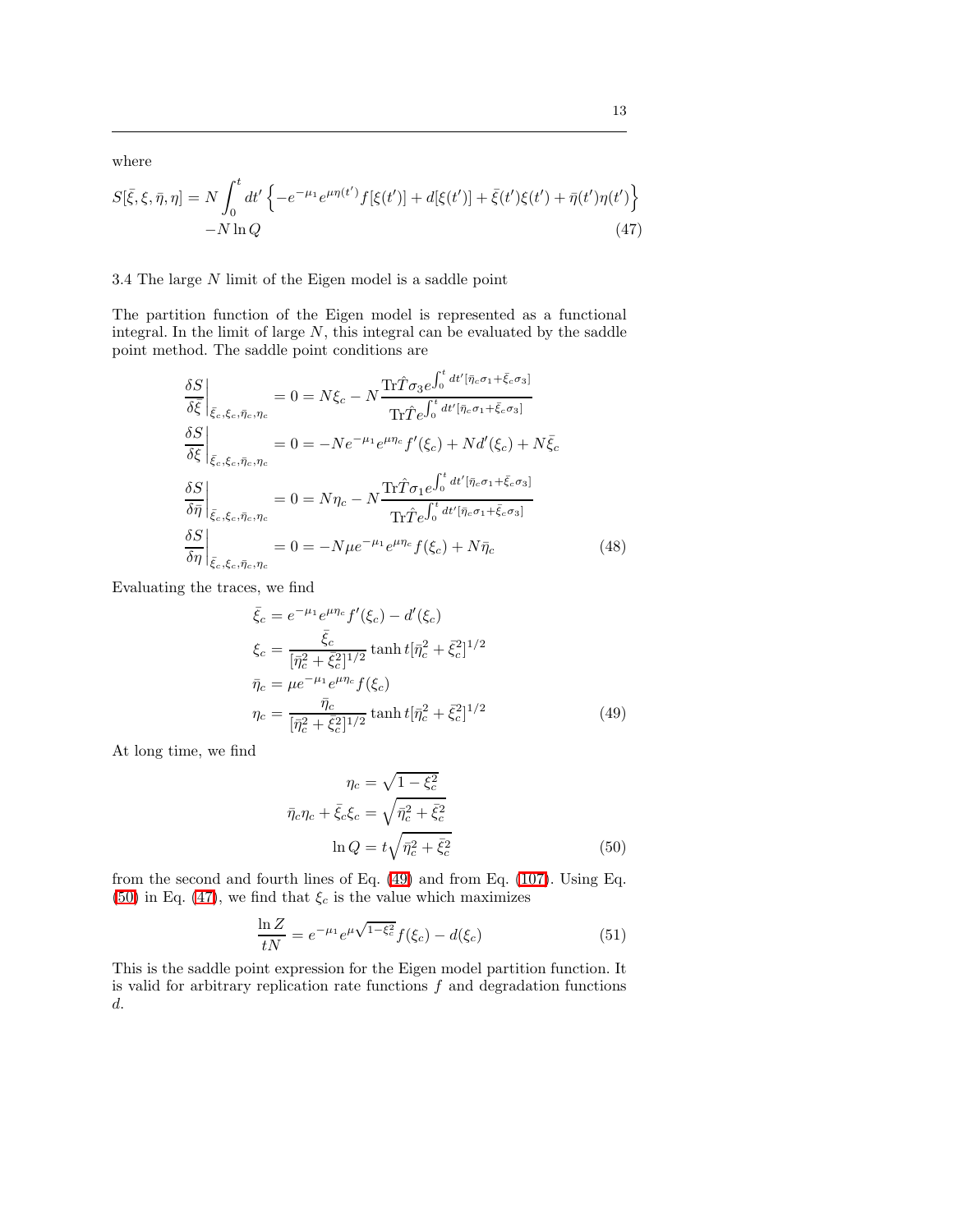where

$$
S[\bar{\xi}, \xi, \bar{\eta}, \eta] = N \int_0^t dt' \left\{ -e^{-\mu_1} e^{\mu \eta(t')} f[\xi(t')] + d[\xi(t')] + \bar{\xi}(t') \xi(t') + \bar{\eta}(t') \eta(t') \right\}
$$
$$
-N \ln Q \tag{47}
$$

3.4 The large $N$ limit of the Eigen model is a saddle point

The partition function of the Eigen model is represented as a functional integral. In the limit of large $N$, this integral can be evaluated by the saddle point method. The saddle point conditions are

$$
\begin{aligned}
\left.\frac{\delta S}{\delta \bar{\xi}}\right|_{\bar{\xi}_c, \xi_c, \bar{\eta}_c, \eta_c} &= 0 = N \xi_c - N \frac{\mathrm{Tr} \hat{T} \sigma_3 e^{\int_0^t dt' [\bar{\eta}_c \sigma_1 + \bar{\xi}_c \sigma_3]}}{\mathrm{Tr} \hat{T} e^{\int_0^t dt' [\bar{\eta}_c \sigma_1 + \bar{\xi}_c \sigma_3]}} \\
\left.\frac{\delta S}{\delta \xi}\right|_{\bar{\xi}_c, \xi_c, \bar{\eta}_c, \eta_c} &= 0 = -N e^{-\mu_1} e^{\mu \eta_c} f'(\xi_c) + N d'(\xi_c) + N \bar{\xi}_c \\
\left.\frac{\delta S}{\delta \bar{\eta}}\right|_{\bar{\xi}_c, \xi_c, \bar{\eta}_c, \eta_c} &= 0 = N \eta_c - N \frac{\mathrm{Tr} \hat{T} \sigma_1 e^{\int_0^t dt' [\bar{\eta}_c \sigma_1 + \bar{\xi}_c \sigma_3]}}{\mathrm{Tr} \hat{T} e^{\int_0^t dt' [\bar{\eta}_c \sigma_1 + \bar{\xi}_c \sigma_3]}} \\
\left.\frac{\delta S}{\delta \eta}\right|_{\bar{\xi}_c, \xi_c, \bar{\eta}_c, \eta_c} &= 0 = -N \mu e^{-\mu_1} e^{\mu \eta_c} f(\xi_c) + N \bar{\eta}_c
\end{aligned} \tag{48}
$$

Evaluating the traces, we find

$$
\begin{aligned}
\bar{\xi}_c &= e^{-\mu_1} e^{\mu \eta_c} f'(\xi_c) - d'(\xi_c) \\
\xi_c &= \frac{\bar{\xi}_c}{[\bar{\eta}_c^2 + \bar{\xi}_c^2]^{1/2}} \tanh t [\bar{\eta}_c^2 + \bar{\xi}_c^2]^{1/2} \\
\bar{\eta}_c &= \mu e^{-\mu_1} e^{\mu \eta_c} f(\xi_c) \\
\eta_c &= \frac{\bar{\eta}_c}{[\bar{\eta}_c^2 + \bar{\xi}_c^2]^{1/2}} \tanh t [\bar{\eta}_c^2 + \bar{\xi}_c^2]^{1/2}
\end{aligned} \tag{49}
$$

At long time, we find

$$
\begin{aligned}
\eta_c &= \sqrt{1 - \xi_c^2} \\
\bar{\eta}_c \eta_c + \bar{\xi}_c \xi_c &= \sqrt{\bar{\eta}_c^2 + \bar{\xi}_c^2} \\
\ln Q &= t \sqrt{\bar{\eta}_c^2 + \bar{\xi}_c^2}
\end{aligned} \tag{50}
$$

from the second and fourth lines of Eq. (49) and from Eq. (107). Using Eq. (50) in Eq. (47), we find that $\xi_c$ is the value which maximizes

$$
\frac{\ln Z}{tN} = e^{-\mu_1} e^{\mu \sqrt{1 - \xi_c^2}} f(\xi_c) - d(\xi_c) \tag{51}
$$

This is the saddle point expression for the Eigen model partition function. It is valid for arbitrary replication rate functions $f$ and degradation functions $d$.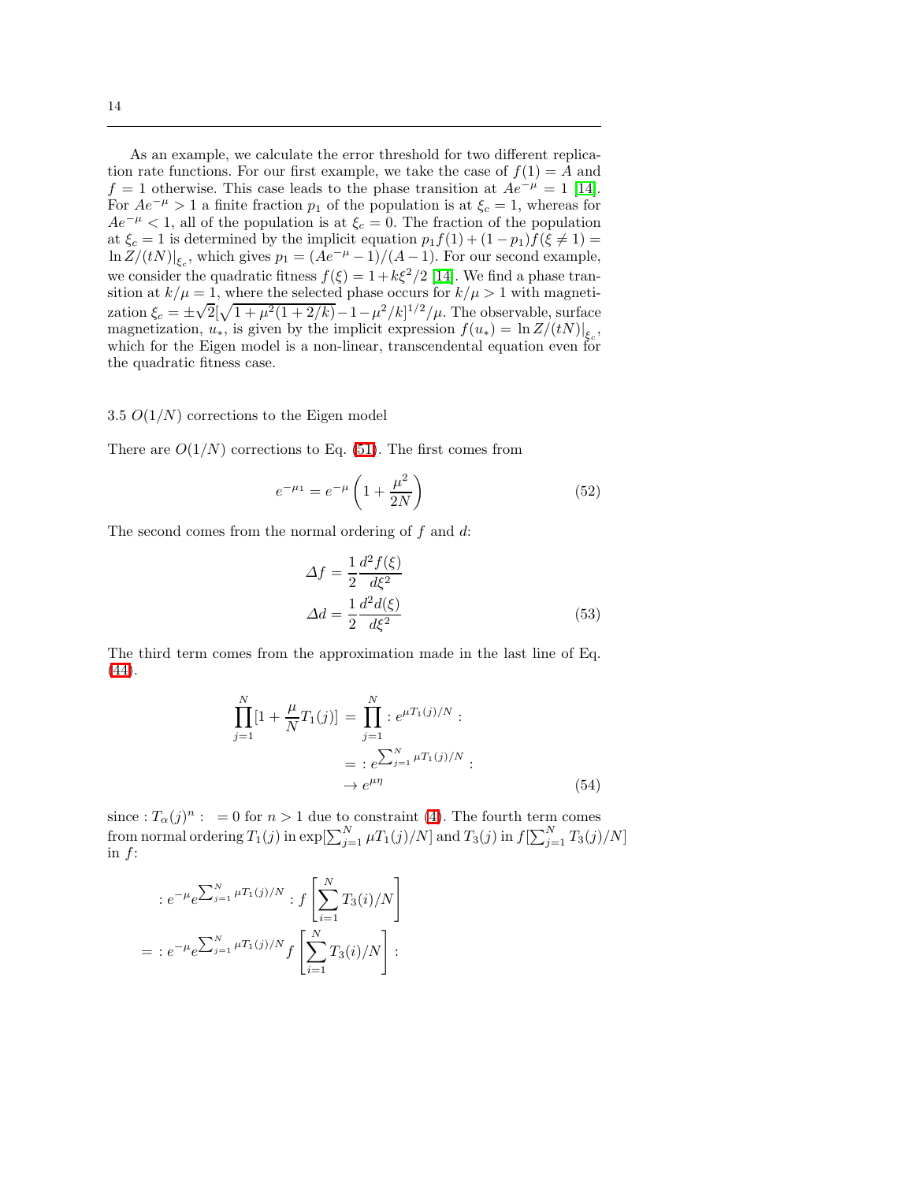As an example, we calculate the error threshold for two different replication rate functions. For our first example, we take the case of $f(1) = A$ and $f = 1$ otherwise. This case leads to the phase transition at $Ae^{-\mu} = 1$ [14]. For $Ae^{-\mu} > 1$ a finite fraction $p_1$ of the population is at $\xi_c = 1$, whereas for $Ae^{-\mu} < 1$, all of the population is at $\xi_c = 0$. The fraction of the population at $\xi_c = 1$ is determined by the implicit equation $p_1 f(1) + (1-p_1) f(\xi \neq 1) = \ln Z/(tN)|_{\xi_c}$, which gives $p_1 = (Ae^{-\mu} - 1)/(A-1)$. For our second example, we consider the quadratic fitness $f(\xi) = 1 + k\xi^2/2$ [14]. We find a phase transition at $k/\mu = 1$, where the selected phase occurs for $k/\mu > 1$ with magnetization $\xi_c = \pm\sqrt{2}[\sqrt{1+\mu^2(1+2/k)} - 1 - \mu^2/k]^{1/2}/\mu$. The observable, surface magnetization, $u_*$, is given by the implicit expression $f(u_*) = \ln Z/(tN)|_{\xi_c}$, which for the Eigen model is a non-linear, transcendental equation even for the quadratic fitness case.

### 3.5 $O(1/N)$ corrections to the Eigen model

There are $O(1/N)$ corrections to Eq. (51). The first comes from

$$e^{-\mu_1} = e^{-\mu}\left(1 + \frac{\mu^2}{2N}\right) \tag{52}$$

The second comes from the normal ordering of $f$ and $d$:

$$\begin{aligned}
\Delta f &= \frac{1}{2}\frac{d^2 f(\xi)}{d\xi^2} \\
\Delta d &= \frac{1}{2}\frac{d^2 d(\xi)}{d\xi^2}
\end{aligned} \tag{53}$$

The third term comes from the approximation made in the last line of Eq. (44).

$$\begin{aligned}
\prod_{j=1}^{N}[1 + \frac{\mu}{N}T_1(j)] &= \prod_{j=1}^{N} : e^{\mu T_1(j)/N} : \\
&= : e^{\sum_{j=1}^{N}\mu T_1(j)/N} : \\
&\to e^{\mu\eta}
\end{aligned} \tag{54}$$

since $: T_\alpha(j)^n : \ = 0$ for $n > 1$ due to constraint (4). The fourth term comes from normal ordering $T_1(j)$ in $\exp[\sum_{j=1}^{N}\mu T_1(j)/N]$ and $T_3(j)$ in $f[\sum_{j=1}^{N} T_3(j)/N]$ in $f$:

$$\begin{aligned}
&: e^{-\mu} e^{\sum_{j=1}^{N}\mu T_1(j)/N} : f\left[\sum_{i=1}^{N} T_3(i)/N\right] \\
&= : e^{-\mu} e^{\sum_{j=1}^{N}\mu T_1(j)/N} f\left[\sum_{i=1}^{N} T_3(i)/N\right] :
\end{aligned}$$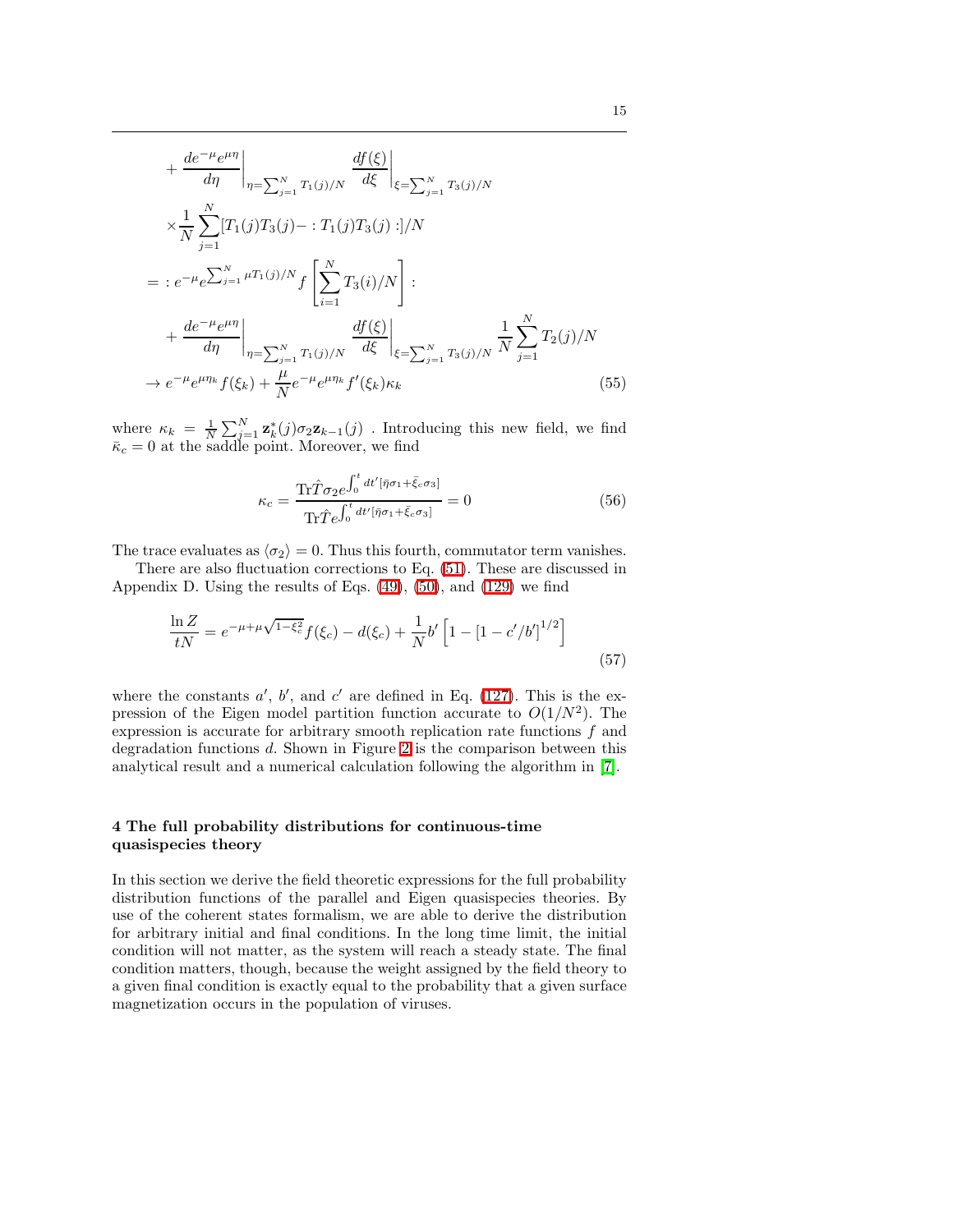$$
\begin{aligned}
&+ \left.\frac{de^{-\mu}e^{\mu\eta}}{d\eta}\right|_{\eta=\sum_{j=1}^N T_1(j)/N} \left.\frac{df(\xi)}{d\xi}\right|_{\xi=\sum_{j=1}^N T_3(j)/N} \\
&\times \frac{1}{N}\sum_{j=1}^N [T_1(j)T_3(j) - :T_1(j)T_3(j):]/N \\
&= :e^{-\mu}e^{\sum_{j=1}^N \mu T_1(j)/N} f\left[\sum_{i=1}^N T_3(i)/N\right]: \\
&+ \left.\frac{de^{-\mu}e^{\mu\eta}}{d\eta}\right|_{\eta=\sum_{j=1}^N T_1(j)/N} \left.\frac{df(\xi)}{d\xi}\right|_{\xi=\sum_{j=1}^N T_3(j)/N} \frac{1}{N}\sum_{j=1}^N T_2(j)/N \\
&\to e^{-\mu}e^{\mu\eta_k} f(\xi_k) + \frac{\mu}{N} e^{-\mu}e^{\mu\eta_k} f'(\xi_k)\kappa_k
\end{aligned}
\tag{55}
$$

where $\kappa_k = \frac{1}{N}\sum_{j=1}^N \mathbf{z}_k^*(j)\sigma_2\mathbf{z}_{k-1}(j)$ . Introducing this new field, we find $\bar{\kappa}_c = 0$ at the saddle point. Moreover, we find

$$
\kappa_c = \frac{\mathrm{Tr}\hat{T}\sigma_2 e^{\int_0^t dt'[\bar{\eta}\sigma_1 + \bar{\xi}_c\sigma_3]}}{\mathrm{Tr}\hat{T}e^{\int_0^t dt'[\bar{\eta}\sigma_1 + \bar{\xi}_c\sigma_3]}} = 0
\tag{56}
$$

The trace evaluates as $\langle \sigma_2 \rangle = 0$. Thus this fourth, commutator term vanishes.

There are also fluctuation corrections to Eq. (51). These are discussed in Appendix D. Using the results of Eqs. (49), (50), and (129) we find

$$
\frac{\ln Z}{tN} = e^{-\mu+\mu\sqrt{1-\xi_c^2}} f(\xi_c) - d(\xi_c) + \frac{1}{N} b' \left[1 - [1 - c'/b']^{1/2}\right]
\tag{57}
$$

where the constants $a'$, $b'$, and $c'$ are defined in Eq. (127). This is the expression of the Eigen model partition function accurate to $O(1/N^2)$. The expression is accurate for arbitrary smooth replication rate functions $f$ and degradation functions $d$. Shown in Figure 2 is the comparison between this analytical result and a numerical calculation following the algorithm in [7].

## 4 The full probability distributions for continuous-time quasispecies theory

In this section we derive the field theoretic expressions for the full probability distribution functions of the parallel and Eigen quasispecies theories. By use of the coherent states formalism, we are able to derive the distribution for arbitrary initial and final conditions. In the long time limit, the initial condition will not matter, as the system will reach a steady state. The final condition matters, though, because the weight assigned by the field theory to a given final condition is exactly equal to the probability that a given surface magnetization occurs in the population of viruses.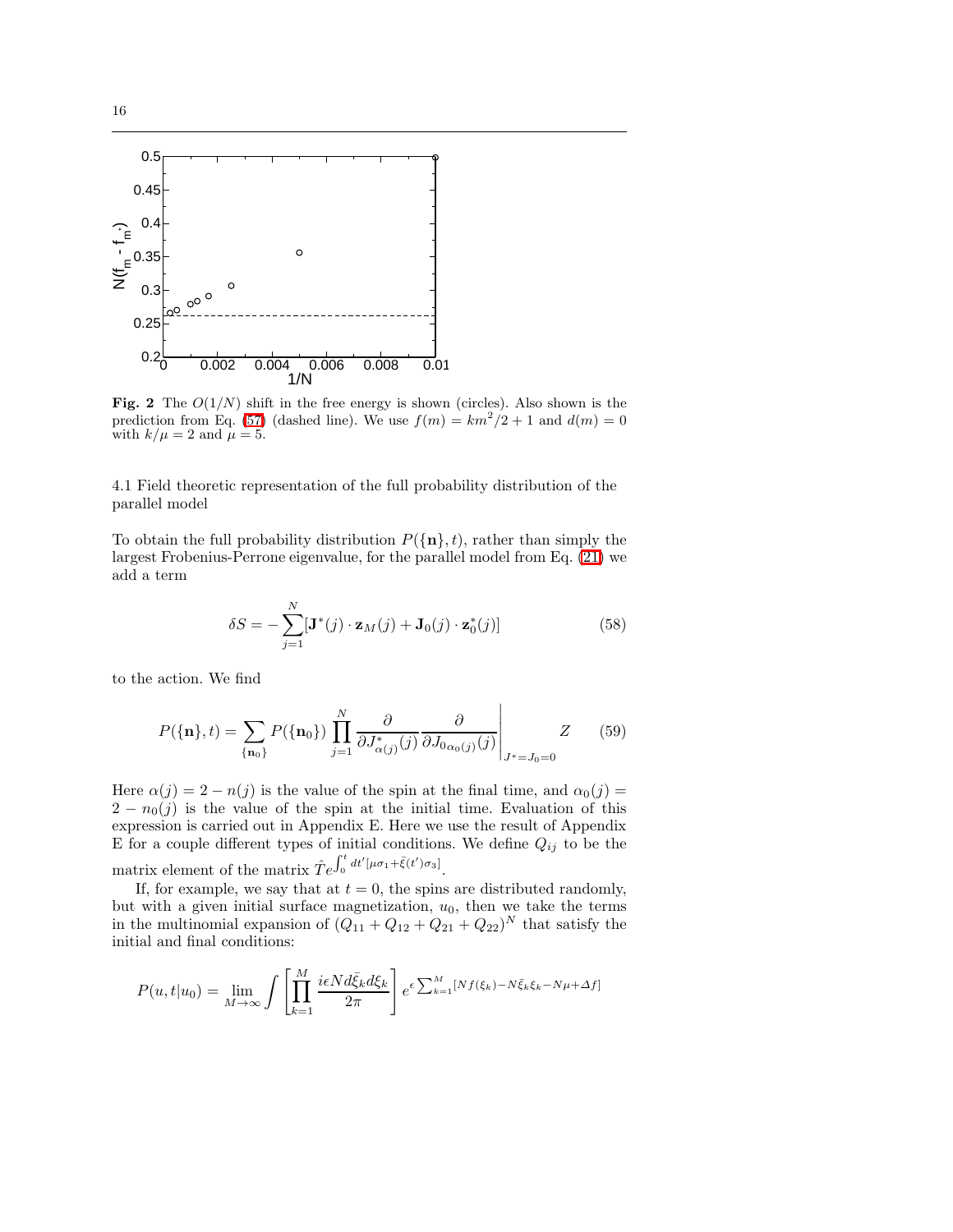**Fig. 2** The $O(1/N)$ shift in the free energy is shown (circles). Also shown is the prediction from Eq. (57) (dashed line). We use $f(m) = km^2/2 + 1$ and $d(m) = 0$ with $k/\mu = 2$ and $\mu = 5$.

### 4.1 Field theoretic representation of the full probability distribution of the parallel model

To obtain the full probability distribution $P(\{\mathbf{n}\}, t)$, rather than simply the largest Frobenius-Perrone eigenvalue, for the parallel model from Eq. (21) we add a term

$$\delta S = -\sum_{j=1}^{N} [\mathbf{J}^*(j) \cdot \mathbf{z}_M(j) + \mathbf{J}_0(j) \cdot \mathbf{z}_0^*(j)] \tag{58}$$

to the action. We find

$$P(\{\mathbf{n}\}, t) = \sum_{\{\mathbf{n}_0\}} P(\{\mathbf{n}_0\}) \prod_{j=1}^{N} \frac{\partial}{\partial J^*_{\alpha(j)}(j)} \frac{\partial}{\partial J_{0\alpha_0(j)}(j)} \Bigg|_{J^*=J_0=0} Z \tag{59}$$

Here $\alpha(j) = 2 - n(j)$ is the value of the spin at the final time, and $\alpha_0(j) = 2 - n_0(j)$ is the value of the spin at the initial time. Evaluation of this expression is carried out in Appendix E. Here we use the result of Appendix E for a couple different types of initial conditions. We define $Q_{ij}$ to be the matrix element of the matrix $\hat{T} e^{\int_0^t dt' [\mu\sigma_1 + \bar{\xi}(t')\sigma_3]}$.

If, for example, we say that at $t = 0$, the spins are distributed randomly, but with a given initial surface magnetization, $u_0$, then we take the terms in the multinomial expansion of $(Q_{11} + Q_{12} + Q_{21} + Q_{22})^N$ that satisfy the initial and final conditions:

$$P(u, t | u_0) = \lim_{M \to \infty} \int \left[ \prod_{k=1}^{M} \frac{i\epsilon N d\bar{\xi}_k d\xi_k}{2\pi} \right] e^{\epsilon \sum_{k=1}^{M} [N f(\xi_k) - N\bar{\xi}_k \xi_k - N\mu + \Delta f]}$$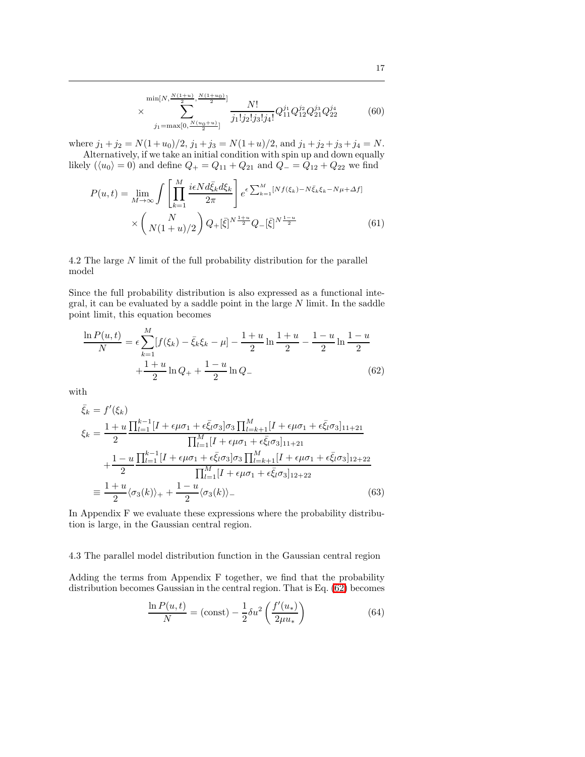$$\times \sum_{j_1=\max[0,\frac{N(u_0+u)}{2}]}^{\min[N,\frac{N(1+u)}{2},\frac{N(1+u_0)}{2}]} \frac{N!}{j_1!j_2!j_3!j_4!} Q_{11}^{j_1} Q_{12}^{j_2} Q_{21}^{j_3} Q_{22}^{j_4} \tag{60}$$

where $j_1 + j_2 = N(1+u_0)/2$, $j_1 + j_3 = N(1+u)/2$, and $j_1 + j_2 + j_3 + j_4 = N$.

Alternatively, if we take an initial condition with spin up and down equally likely ($\langle u_0 \rangle = 0$) and define $Q_+ = Q_{11} + Q_{21}$ and $Q_- = Q_{12} + Q_{22}$ we find

$$P(u,t) = \lim_{M\to\infty} \int \left[\prod_{k=1}^{M} \frac{i\epsilon N d\bar{\xi}_k d\xi_k}{2\pi}\right] e^{\epsilon \sum_{k=1}^{M}[Nf(\xi_k) - N\bar{\xi}_k \xi_k - N\mu + \Delta f]} \times \binom{N}{N(1+u)/2} Q_+[\bar{\xi}]^{N\frac{1+u}{2}} Q_-[\bar{\xi}]^{N\frac{1-u}{2}} \tag{61}$$

### 4.2 The large $N$ limit of the full probability distribution for the parallel model

Since the full probability distribution is also expressed as a functional integral, it can be evaluated by a saddle point in the large $N$ limit. In the saddle point limit, this equation becomes

$$\frac{\ln P(u,t)}{N} = \epsilon \sum_{k=1}^{M}[f(\xi_k) - \bar{\xi}_k \xi_k - \mu] - \frac{1+u}{2}\ln\frac{1+u}{2} - \frac{1-u}{2}\ln\frac{1-u}{2} + \frac{1+u}{2}\ln Q_+ + \frac{1-u}{2}\ln Q_- \tag{62}$$

with

$$\begin{aligned}
\bar{\xi}_k &= f'(\xi_k) \\
\xi_k &= \frac{1+u}{2} \frac{\prod_{l=1}^{k-1}[I + \epsilon\mu\sigma_1 + \epsilon\bar{\xi}_l\sigma_3]\sigma_3 \prod_{l=k+1}^{M}[I + \epsilon\mu\sigma_1 + \epsilon\bar{\xi}_l\sigma_3]_{11+21}}{\prod_{l=1}^{M}[I + \epsilon\mu\sigma_1 + \epsilon\bar{\xi}_l\sigma_3]_{11+21}} \\
&\quad + \frac{1-u}{2} \frac{\prod_{l=1}^{k-1}[I + \epsilon\mu\sigma_1 + \epsilon\bar{\xi}_l\sigma_3]\sigma_3 \prod_{l=k+1}^{M}[I + \epsilon\mu\sigma_1 + \epsilon\bar{\xi}_l\sigma_3]_{12+22}}{\prod_{l=1}^{M}[I + \epsilon\mu\sigma_1 + \epsilon\bar{\xi}_l\sigma_3]_{12+22}} \\
&\equiv \frac{1+u}{2}\langle\sigma_3(k)\rangle_+ + \frac{1-u}{2}\langle\sigma_3(k)\rangle_-
\end{aligned} \tag{63}$$

In Appendix F we evaluate these expressions where the probability distribution is large, in the Gaussian central region.

### 4.3 The parallel model distribution function in the Gaussian central region

Adding the terms from Appendix F together, we find that the probability distribution becomes Gaussian in the central region. That is Eq. (62) becomes

$$\frac{\ln P(u,t)}{N} = (\text{const}) - \frac{1}{2}\delta u^2 \left(\frac{f'(u_*)}{2\mu u_*}\right) \tag{64}$$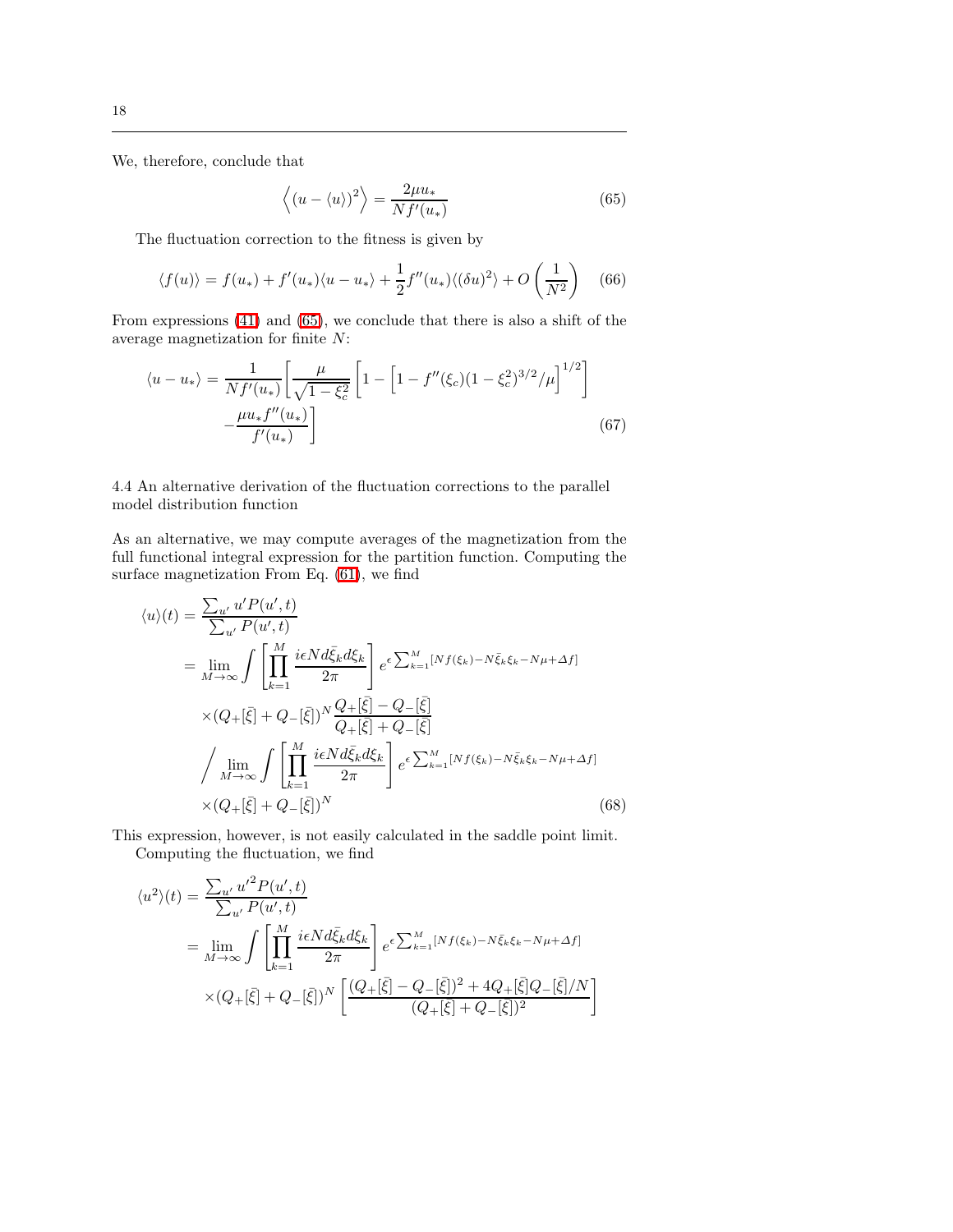We, therefore, conclude that

$$\left\langle (u - \langle u \rangle)^2 \right\rangle = \frac{2\mu u_*}{N f'(u_*)} \tag{65}$$

The fluctuation correction to the fitness is given by

$$\langle f(u) \rangle = f(u_*) + f'(u_*)\langle u - u_* \rangle + \frac{1}{2} f''(u_*)\langle (\delta u)^2 \rangle + O\left(\frac{1}{N^2}\right) \tag{66}$$

From expressions (41) and (65), we conclude that there is also a shift of the average magnetization for finite $N$:

$$\begin{aligned}\langle u - u_* \rangle = \frac{1}{N f'(u_*)} \Bigg[ &\frac{\mu}{\sqrt{1-\xi_c^2}} \left[ 1 - \left[ 1 - f''(\xi_c)(1-\xi_c^2)^{3/2}/\mu \right]^{1/2} \right] \\ &- \frac{\mu u_* f''(u_*)}{f'(u_*)} \Bigg]\end{aligned} \tag{67}$$

### 4.4 An alternative derivation of the fluctuation corrections to the parallel model distribution function

As an alternative, we may compute averages of the magnetization from the full functional integral expression for the partition function. Computing the surface magnetization From Eq. (61), we find

$$\begin{aligned}\langle u \rangle(t) &= \frac{\sum_{u'} u' P(u', t)}{\sum_{u'} P(u', t)} \\ &= \lim_{M \to \infty} \int \left[ \prod_{k=1}^{M} \frac{i\epsilon N d\bar{\xi}_k d\xi_k}{2\pi} \right] e^{\epsilon \sum_{k=1}^{M} [N f(\xi_k) - N \bar{\xi}_k \xi_k - N\mu + \Delta f]} \\ &\quad \times (Q_+[\bar{\xi}] + Q_-[\bar{\xi}])^N \frac{Q_+[\bar{\xi}] - Q_-[\bar{\xi}]}{Q_+[\bar{\xi}] + Q_-[\bar{\xi}]} \\ &\quad \Bigg/ \lim_{M \to \infty} \int \left[ \prod_{k=1}^{M} \frac{i\epsilon N d\bar{\xi}_k d\xi_k}{2\pi} \right] e^{\epsilon \sum_{k=1}^{M} [N f(\xi_k) - N \bar{\xi}_k \xi_k - N\mu + \Delta f]} \\ &\quad \times (Q_+[\bar{\xi}] + Q_-[\bar{\xi}])^N\end{aligned} \tag{68}$$

This expression, however, is not easily calculated in the saddle point limit.

Computing the fluctuation, we find

$$\begin{aligned}\langle u^2 \rangle(t) &= \frac{\sum_{u'} {u'}^2 P(u', t)}{\sum_{u'} P(u', t)} \\ &= \lim_{M \to \infty} \int \left[ \prod_{k=1}^{M} \frac{i\epsilon N d\bar{\xi}_k d\xi_k}{2\pi} \right] e^{\epsilon \sum_{k=1}^{M} [N f(\xi_k) - N \bar{\xi}_k \xi_k - N\mu + \Delta f]} \\ &\quad \times (Q_+[\bar{\xi}] + Q_-[\bar{\xi}])^N \left[ \frac{(Q_+[\bar{\xi}] - Q_-[\bar{\xi}])^2 + 4 Q_+[\bar{\xi}] Q_-[\bar{\xi}]/N}{(Q_+[\xi] + Q_-[\xi])^2} \right]\end{aligned}$$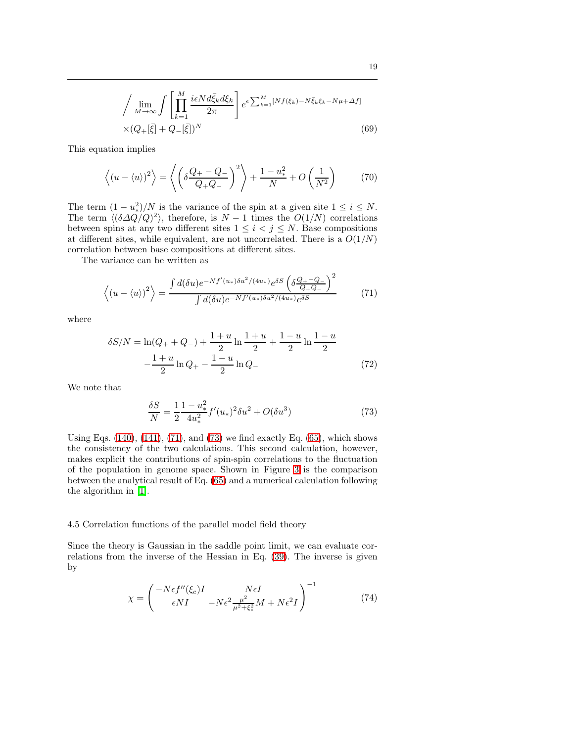$$
\Big/ \lim_{M\to\infty} \int \left[ \prod_{k=1}^{M} \frac{i\epsilon N d\bar{\xi}_k d\xi_k}{2\pi} \right] e^{\epsilon \sum_{k=1}^{M} [N f(\xi_k) - N\bar{\xi}_k \xi_k - N\mu + \Delta f]}
\times (Q_+[\bar{\xi}] + Q_-[\bar{\xi}])^N \tag{69}
$$

This equation implies

$$
\left\langle (u - \langle u \rangle)^2 \right\rangle = \left\langle \left( \delta \frac{Q_+ - Q_-}{Q_+ Q_-} \right)^2 \right\rangle + \frac{1 - u_*^2}{N} + O\left( \frac{1}{N^2} \right) \tag{70}
$$

The term $(1 - u_*^2)/N$ is the variance of the spin at a given site $1 \le i \le N$. The term $\langle (\delta \Delta Q/Q)^2 \rangle$, therefore, is $N - 1$ times the $O(1/N)$ correlations between spins at any two different sites $1 \le i < j \le N$. Base compositions at different sites, while equivalent, are not uncorrelated. There is a $O(1/N)$ correlation between base compositions at different sites.

The variance can be written as

$$
\left\langle (u - \langle u \rangle)^2 \right\rangle = \frac{\int d(\delta u) e^{-N f'(u_*) \delta u^2 / (4 u_*)} e^{\delta S} \left( \delta \frac{Q_+ - Q_-}{Q_+ Q_-} \right)^2}{\int d(\delta u) e^{-N f'(u_*) \delta u^2 / (4 u_*)} e^{\delta S}} \tag{71}
$$

where

$$
\delta S / N = \ln(Q_+ + Q_-) + \frac{1+u}{2} \ln \frac{1+u}{2} + \frac{1-u}{2} \ln \frac{1-u}{2}
- \frac{1+u}{2} \ln Q_+ - \frac{1-u}{2} \ln Q_- \tag{72}
$$

We note that

$$
\frac{\delta S}{N} = \frac{1}{2} \frac{1 - u_*^2}{4 u_*^2} f'(u_*)^2 \delta u^2 + O(\delta u^3) \tag{73}
$$

Using Eqs. (140), (141), (71), and (73) we find exactly Eq. (65), which shows the consistency of the two calculations. This second calculation, however, makes explicit the contributions of spin-spin correlations to the fluctuation of the population in genome space. Shown in Figure 3 is the comparison between the analytical result of Eq. (65) and a numerical calculation following the algorithm in [1].

### 4.5 Correlation functions of the parallel model field theory

Since the theory is Gaussian in the saddle point limit, we can evaluate correlations from the inverse of the Hessian in Eq. (39). The inverse is given by

$$
\chi = \begin{pmatrix} -N\epsilon f''(\xi_c) I & N\epsilon I \\ \epsilon N I & -N\epsilon^2 \frac{\mu^2}{\mu^2 + \xi_c^2} M + N\epsilon^2 I \end{pmatrix}^{-1} \tag{74}
$$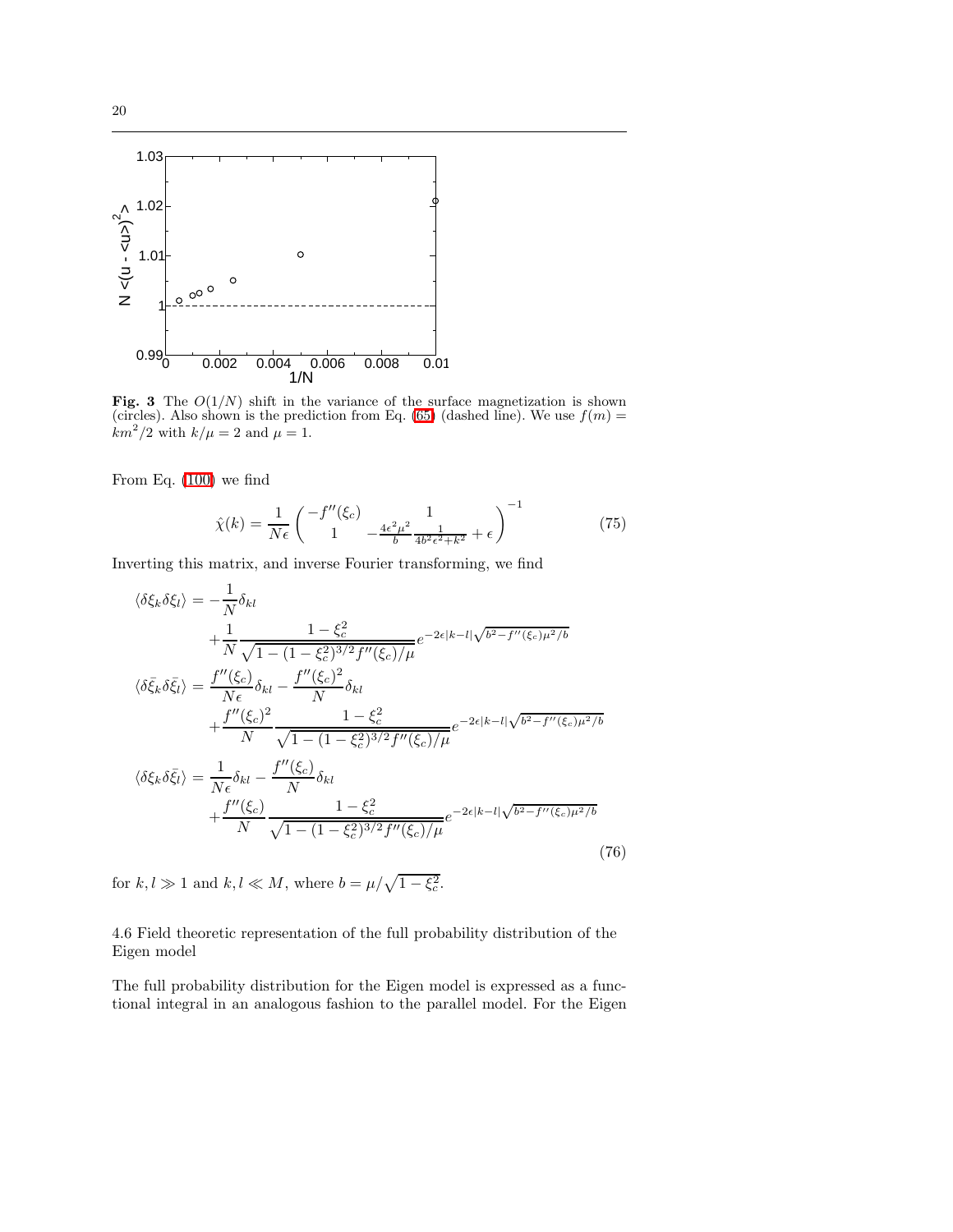**Fig. 3** The $O(1/N)$ shift in the variance of the surface magnetization is shown (circles). Also shown is the prediction from Eq. (65) (dashed line). We use $f(m) = km^2/2$ with $k/\mu = 2$ and $\mu = 1$.

From Eq. (100) we find

$$\hat{\chi}(k) = \frac{1}{N\epsilon} \begin{pmatrix} -f''(\xi_c) & 1 \\ 1 & -\frac{4\epsilon^2\mu^2}{b}\frac{1}{4b^2\epsilon^2+k^2} + \epsilon \end{pmatrix}^{-1} \tag{75}$$

Inverting this matrix, and inverse Fourier transforming, we find

$$\begin{aligned}
\langle \delta\xi_k \delta\xi_l \rangle &= -\frac{1}{N}\delta_{kl} \\
&\quad + \frac{1}{N}\frac{1-\xi_c^2}{\sqrt{1-(1-\xi_c^2)^{3/2}f''(\xi_c)/\mu}} e^{-2\epsilon|k-l|\sqrt{b^2 - f''(\xi_c)\mu^2/b}} \\
\langle \delta\bar{\xi}_k \delta\bar{\xi}_l \rangle &= \frac{f''(\xi_c)}{N\epsilon}\delta_{kl} - \frac{f''(\xi_c)^2}{N}\delta_{kl} \\
&\quad + \frac{f''(\xi_c)^2}{N}\frac{1-\xi_c^2}{\sqrt{1-(1-\xi_c^2)^{3/2}f''(\xi_c)/\mu}} e^{-2\epsilon|k-l|\sqrt{b^2 - f''(\xi_c)\mu^2/b}} \\
\langle \delta\xi_k \delta\bar{\xi}_l \rangle &= \frac{1}{N\epsilon}\delta_{kl} - \frac{f''(\xi_c)}{N}\delta_{kl} \\
&\quad + \frac{f''(\xi_c)}{N}\frac{1-\xi_c^2}{\sqrt{1-(1-\xi_c^2)^{3/2}f''(\xi_c)/\mu}} e^{-2\epsilon|k-l|\sqrt{b^2 - f''(\xi_c)\mu^2/b}}
\end{aligned} \tag{76}$$

for $k, l \gg 1$ and $k, l \ll M$, where $b = \mu/\sqrt{1-\xi_c^2}$.

### 4.6 Field theoretic representation of the full probability distribution of the Eigen model

The full probability distribution for the Eigen model is expressed as a functional integral in an analogous fashion to the parallel model. For the Eigen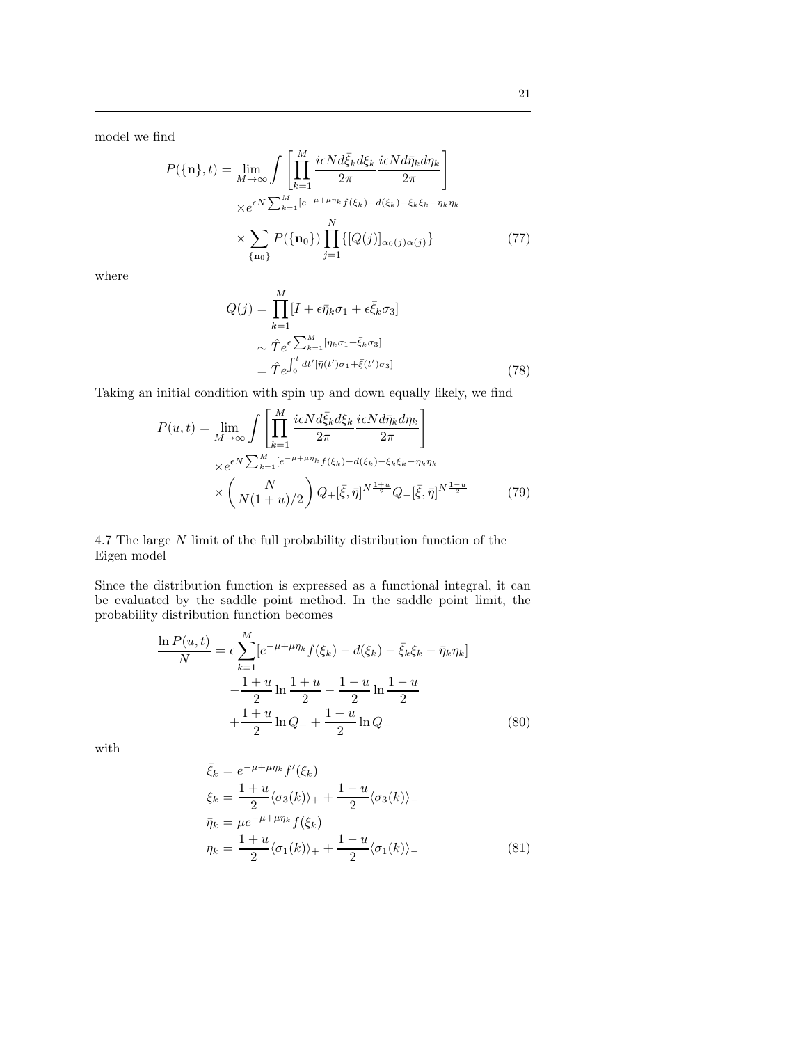model we find

$$
\begin{aligned}
P(\{\mathbf{n}\},t) = \lim_{M\to\infty} \int & \left[ \prod_{k=1}^{M} \frac{i\epsilon N d\bar{\xi}_k d\xi_k}{2\pi} \frac{i\epsilon N d\bar{\eta}_k d\eta_k}{2\pi} \right] \\
& \times e^{\epsilon N \sum_{k=1}^{M} [e^{-\mu+\mu\eta_k} f(\xi_k) - d(\xi_k) - \bar{\xi}_k \xi_k - \bar{\eta}_k \eta_k} \\
& \times \sum_{\{\mathbf{n}_0\}} P(\{\mathbf{n}_0\}) \prod_{j=1}^{N} \{[Q(j)]_{\alpha_0(j)\alpha(j)}\}
\end{aligned}
\tag{77}
$$

where

$$
\begin{aligned}
Q(j) &= \prod_{k=1}^{M} [I + \epsilon \bar{\eta}_k \sigma_1 + \epsilon \bar{\xi}_k \sigma_3] \\
&\sim \hat{T} e^{\epsilon \sum_{k=1}^{M} [\bar{\eta}_k \sigma_1 + \bar{\xi}_k \sigma_3]} \\
&= \hat{T} e^{\int_0^t dt' [\bar{\eta}(t')\sigma_1 + \bar{\xi}(t')\sigma_3]}
\end{aligned}
\tag{78}
$$

Taking an initial condition with spin up and down equally likely, we find

$$
\begin{aligned}
P(u,t) = \lim_{M\to\infty} \int & \left[ \prod_{k=1}^{M} \frac{i\epsilon N d\bar{\xi}_k d\xi_k}{2\pi} \frac{i\epsilon N d\bar{\eta}_k d\eta_k}{2\pi} \right] \\
& \times e^{\epsilon N \sum_{k=1}^{M} [e^{-\mu+\mu\eta_k} f(\xi_k) - d(\xi_k) - \bar{\xi}_k \xi_k - \bar{\eta}_k \eta_k} \\
& \times \binom{N}{N(1+u)/2} Q_+[\bar{\xi},\bar{\eta}]^{N\frac{1+u}{2}} Q_-[\bar{\xi},\bar{\eta}]^{N\frac{1-u}{2}}
\end{aligned}
\tag{79}
$$

### 4.7 The large $N$ limit of the full probability distribution function of the Eigen model

Since the distribution function is expressed as a functional integral, it can be evaluated by the saddle point method. In the saddle point limit, the probability distribution function becomes

$$
\begin{aligned}
\frac{\ln P(u,t)}{N} &= \epsilon \sum_{k=1}^{M} [e^{-\mu+\mu\eta_k} f(\xi_k) - d(\xi_k) - \bar{\xi}_k \xi_k - \bar{\eta}_k \eta_k] \\
&\quad - \frac{1+u}{2} \ln \frac{1+u}{2} - \frac{1-u}{2} \ln \frac{1-u}{2} \\
&\quad + \frac{1+u}{2} \ln Q_+ + \frac{1-u}{2} \ln Q_-
\end{aligned}
\tag{80}
$$

with

$$
\begin{aligned}
\bar{\xi}_k &= e^{-\mu+\mu\eta_k} f'(\xi_k) \\
\xi_k &= \frac{1+u}{2} \langle \sigma_3(k) \rangle_+ + \frac{1-u}{2} \langle \sigma_3(k) \rangle_- \\
\bar{\eta}_k &= \mu e^{-\mu+\mu\eta_k} f(\xi_k) \\
\eta_k &= \frac{1+u}{2} \langle \sigma_1(k) \rangle_+ + \frac{1-u}{2} \langle \sigma_1(k) \rangle_-
\end{aligned}
\tag{81}
$$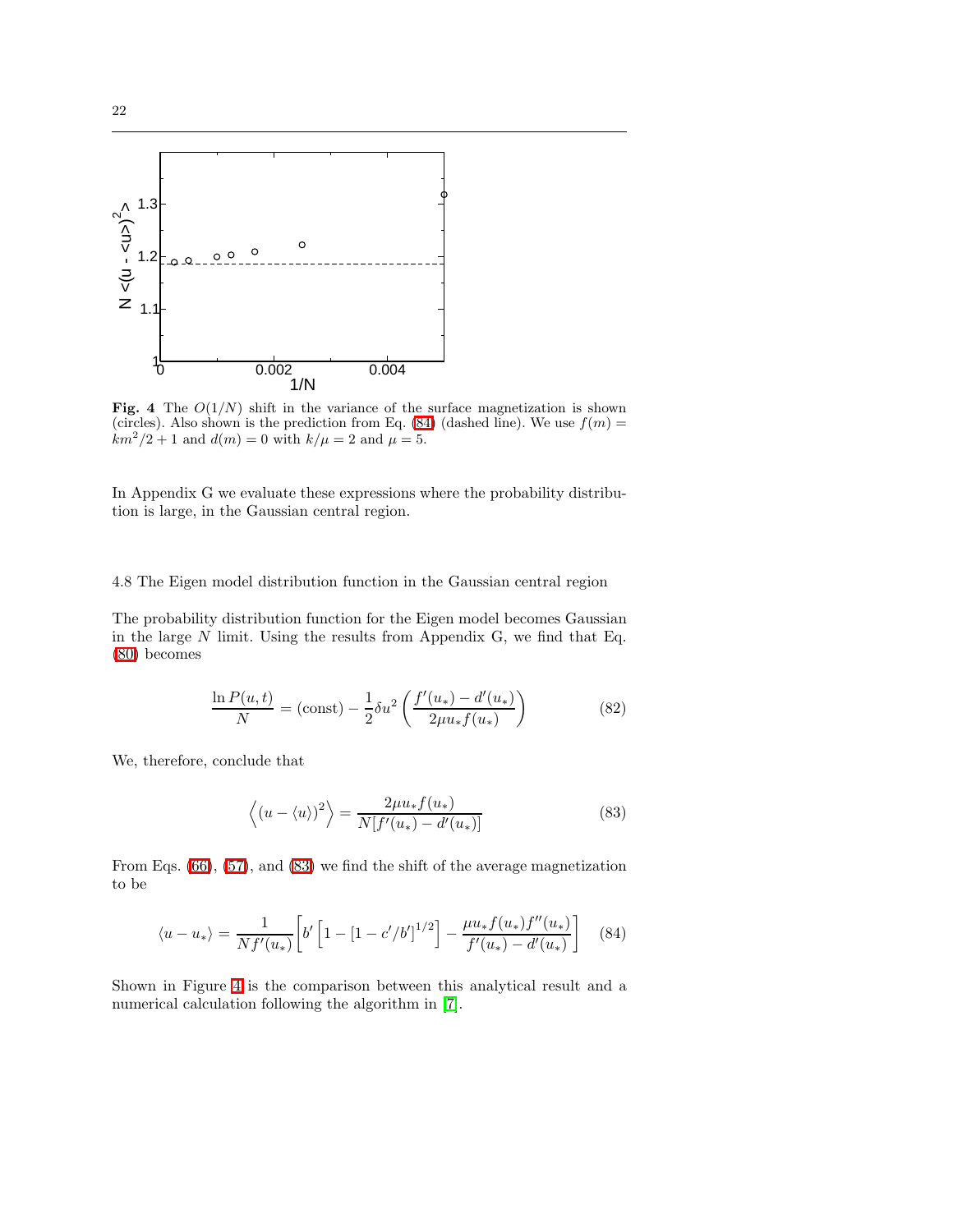**Fig. 4** The $O(1/N)$ shift in the variance of the surface magnetization is shown (circles). Also shown is the prediction from Eq. (84) (dashed line). We use $f(m) = km^2/2 + 1$ and $d(m) = 0$ with $k/\mu = 2$ and $\mu = 5$.

In Appendix G we evaluate these expressions where the probability distribution is large, in the Gaussian central region.

### 4.8 The Eigen model distribution function in the Gaussian central region

The probability distribution function for the Eigen model becomes Gaussian in the large $N$ limit. Using the results from Appendix G, we find that Eq. (80) becomes

$$\frac{\ln P(u,t)}{N} = (\text{const}) - \frac{1}{2}\delta u^2 \left( \frac{f'(u_*) - d'(u_*)}{2\mu u_* f(u_*)} \right) \tag{82}$$

We, therefore, conclude that

$$\left\langle (u - \langle u \rangle)^2 \right\rangle = \frac{2\mu u_* f(u_*)}{N[f'(u_*) - d'(u_*)]} \tag{83}$$

From Eqs. (66), (57), and (83) we find the shift of the average magnetization to be

$$\langle u - u_* \rangle = \frac{1}{N f'(u_*)} \left[ b' \left[ 1 - [1 - c'/b']^{1/2} \right] - \frac{\mu u_* f(u_*) f''(u_*)}{f'(u_*) - d'(u_*)} \right] \tag{84}$$

Shown in Figure 4 is the comparison between this analytical result and a numerical calculation following the algorithm in [7].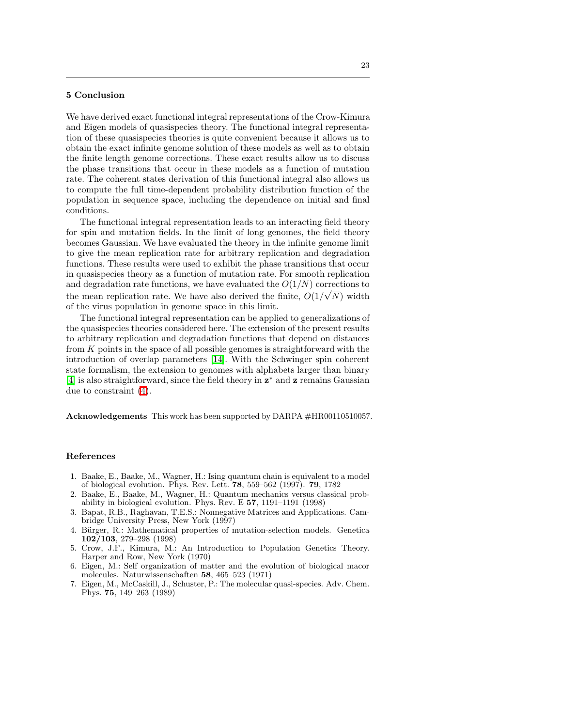## 5 Conclusion

We have derived exact functional integral representations of the Crow-Kimura and Eigen models of quasispecies theory. The functional integral representation of these quasispecies theories is quite convenient because it allows us to obtain the exact infinite genome solution of these models as well as to obtain the finite length genome corrections. These exact results allow us to discuss the phase transitions that occur in these models as a function of mutation rate. The coherent states derivation of this functional integral also allows us to compute the full time-dependent probability distribution function of the population in sequence space, including the dependence on initial and final conditions.

The functional integral representation leads to an interacting field theory for spin and mutation fields. In the limit of long genomes, the field theory becomes Gaussian. We have evaluated the theory in the infinite genome limit to give the mean replication rate for arbitrary replication and degradation functions. These results were used to exhibit the phase transitions that occur in quasispecies theory as a function of mutation rate. For smooth replication and degradation rate functions, we have evaluated the $O(1/N)$ corrections to the mean replication rate. We have also derived the finite, $O(1/\sqrt{N})$ width of the virus population in genome space in this limit.

The functional integral representation can be applied to generalizations of the quasispecies theories considered here. The extension of the present results to arbitrary replication and degradation functions that depend on distances from $K$ points in the space of all possible genomes is straightforward with the introduction of overlap parameters [14]. With the Schwinger spin coherent state formalism, the extension to genomes with alphabets larger than binary [4] is also straightforward, since the field theory in $\mathbf{z}^*$ and $\mathbf{z}$ remains Gaussian due to constraint (4).

**Acknowledgements** This work has been supported by DARPA #HR00110510057.

## References

1. Baake, E., Baake, M., Wagner, H.: Ising quantum chain is equivalent to a model of biological evolution. Phys. Rev. Lett. **78**, 559–562 (1997). **79**, 1782
2. Baake, E., Baake, M., Wagner, H.: Quantum mechanics versus classical probability in biological evolution. Phys. Rev. E **57**, 1191–1191 (1998)
3. Bapat, R.B., Raghavan, T.E.S.: Nonnegative Matrices and Applications. Cambridge University Press, New York (1997)
4. Bürger, R.: Mathematical properties of mutation-selection models. Genetica **102/103**, 279–298 (1998)
5. Crow, J.F., Kimura, M.: An Introduction to Population Genetics Theory. Harper and Row, New York (1970)
6. Eigen, M.: Self organization of matter and the evolution of biological macor molecules. Naturwissenschaften **58**, 465–523 (1971)
7. Eigen, M., McCaskill, J., Schuster, P.: The molecular quasi-species. Adv. Chem. Phys. **75**, 149–263 (1989)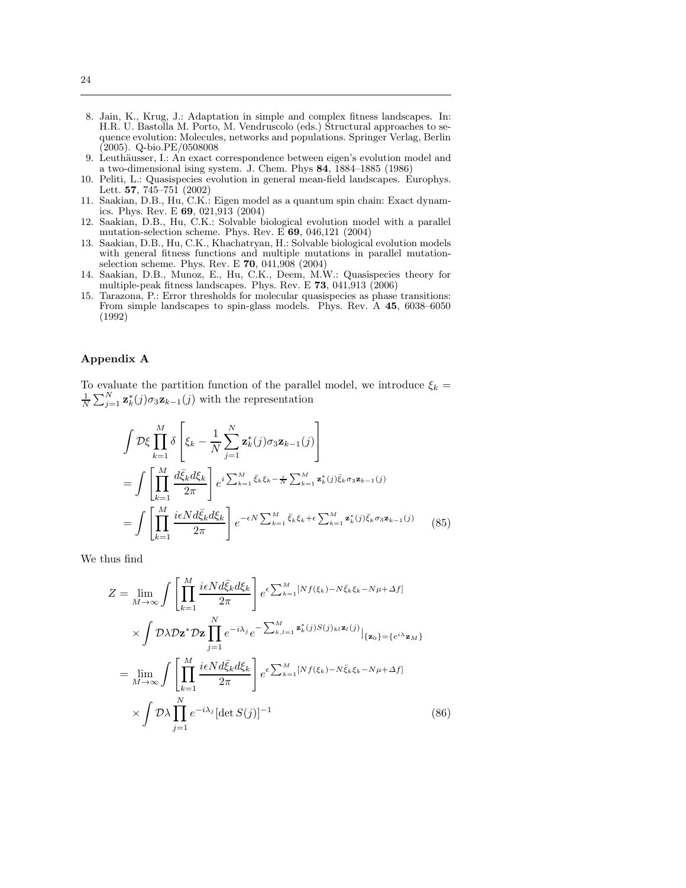8. Jain, K., Krug, J.: Adaptation in simple and complex fitness landscapes. In: H.R. U. Bastolla M. Porto, M. Vendruscolo (eds.) Structural approaches to sequence evolution: Molecules, networks and populations. Springer Verlag, Berlin (2005). Q-bio.PE/0508008
9. Leuthäusser, I.: An exact correspondence between eigen's evolution model and a two-dimensional ising system. J. Chem. Phys **84**, 1884–1885 (1986)
10. Peliti, L.: Quasispecies evolution in general mean-field landscapes. Europhys. Lett. **57**, 745–751 (2002)
11. Saakian, D.B., Hu, C.K.: Eigen model as a quantum spin chain: Exact dynamics. Phys. Rev. E **69**, 021,913 (2004)
12. Saakian, D.B., Hu, C.K.: Solvable biological evolution model with a parallel mutation-selection scheme. Phys. Rev. E **69**, 046,121 (2004)
13. Saakian, D.B., Hu, C.K., Khachatryan, H.: Solvable biological evolution models with general fitness functions and multiple mutations in parallel mutation-selection scheme. Phys. Rev. E **70**, 041,908 (2004)
14. Saakian, D.B., Munoz, E., Hu, C.K., Deem, M.W.: Quasispecies theory for multiple-peak fitness landscapes. Phys. Rev. E **73**, 041,913 (2006)
15. Tarazona, P.: Error thresholds for molecular quasispecies as phase transitions: From simple landscapes to spin-glass models. Phys. Rev. A **45**, 6038–6050 (1992)

## Appendix A

To evaluate the partition function of the parallel model, we introduce $\xi_k = \frac{1}{N}\sum_{j=1}^{N} \mathbf{z}_k^*(j)\sigma_3\mathbf{z}_{k-1}(j)$ with the representation

$$
\begin{aligned}
&\int \mathcal{D}\xi \prod_{k=1}^{M} \delta\left[\xi_k - \frac{1}{N}\sum_{j=1}^{N} \mathbf{z}_k^*(j)\sigma_3\mathbf{z}_{k-1}(j)\right] \\
&= \int \left[\prod_{k=1}^{M} \frac{d\bar{\xi}_k d\xi_k}{2\pi}\right] e^{i\sum_{k=1}^{M}\bar{\xi}_k\xi_k - \frac{i}{N}\sum_{k=1}^{M}\mathbf{z}_k^*(j)\bar{\xi}_k\sigma_3\mathbf{z}_{k-1}(j)} \\
&= \int \left[\prod_{k=1}^{M} \frac{i\epsilon N d\bar{\xi}_k d\xi_k}{2\pi}\right] e^{-\epsilon N\sum_{k=1}^{M}\bar{\xi}_k\xi_k + \epsilon\sum_{k=1}^{M}\mathbf{z}_k^*(j)\bar{\xi}_k\sigma_3\mathbf{z}_{k-1}(j)}
\end{aligned}
\tag{85}
$$

We thus find

$$
\begin{aligned}
Z = &\lim_{M\to\infty} \int \left[\prod_{k=1}^{M} \frac{i\epsilon N d\bar{\xi}_k d\xi_k}{2\pi}\right] e^{\epsilon\sum_{k=1}^{M}[Nf(\xi_k) - N\bar{\xi}_k\xi_k - N\mu + \Delta f]} \\
&\times \int \mathcal{D}\lambda\mathcal{D}\mathbf{z}^*\mathcal{D}\mathbf{z} \prod_{j=1}^{N} e^{-i\lambda_j} e^{-\sum_{k,l=1}^{M}\mathbf{z}_k^*(j)S(j)_{kl}\mathbf{z}_l(j)}\big|_{\{\mathbf{z}_0\}=\{e^{i\lambda}\mathbf{z}_M\}} \\
= &\lim_{M\to\infty} \int \left[\prod_{k=1}^{M} \frac{i\epsilon N d\bar{\xi}_k d\xi_k}{2\pi}\right] e^{\epsilon\sum_{k=1}^{M}[Nf(\xi_k) - N\bar{\xi}_k\xi_k - N\mu + \Delta f]} \\
&\times \int \mathcal{D}\lambda \prod_{j=1}^{N} e^{-i\lambda_j}[\det S(j)]^{-1}
\end{aligned}
\tag{86}
$$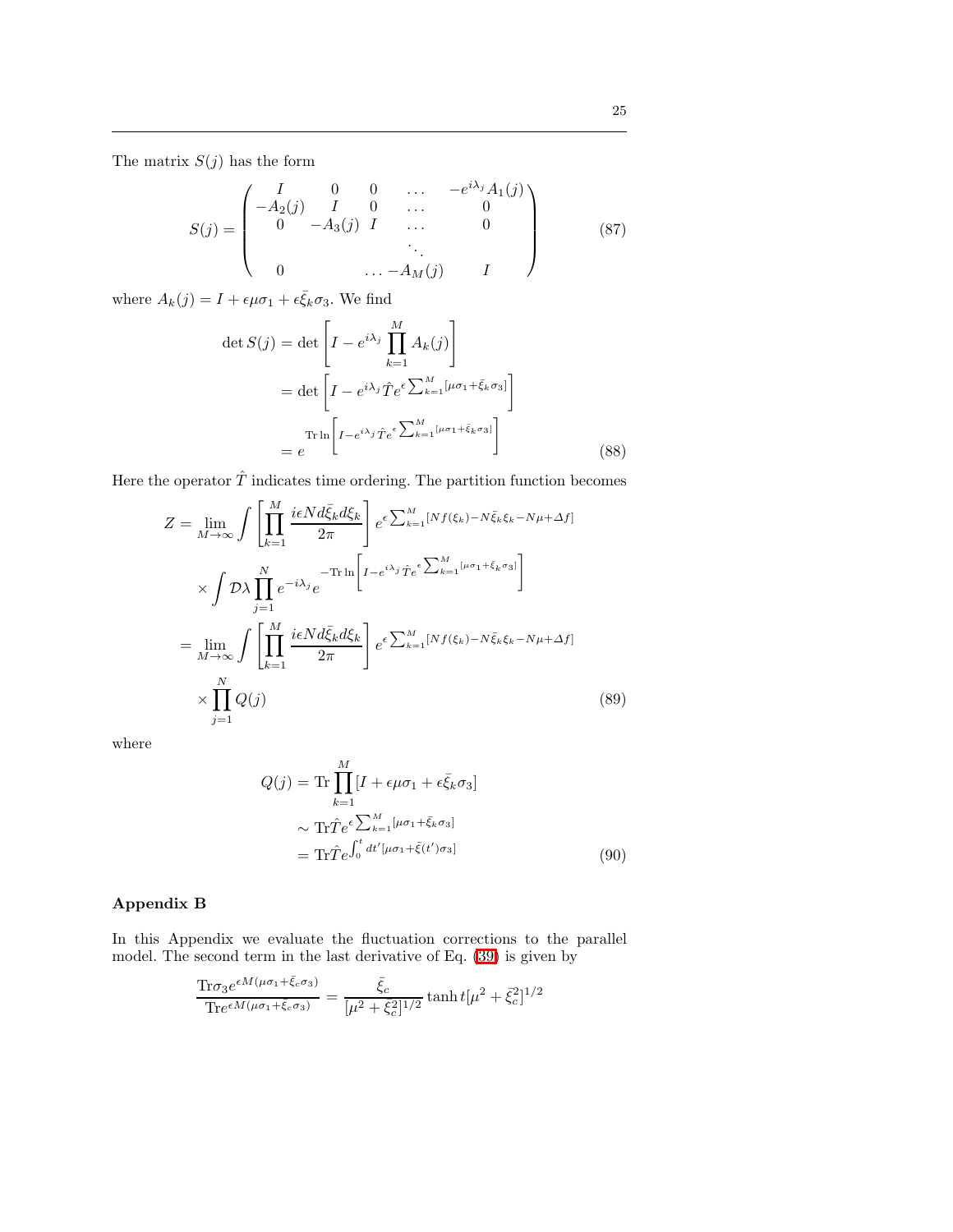The matrix $S(j)$ has the form

$$
S(j) = \begin{pmatrix} I & 0 & 0 & \dots & -e^{i\lambda_j} A_1(j) \\ -A_2(j) & I & 0 & \dots & 0 \\ 0 & -A_3(j) & I & \dots & 0 \\ & & & \ddots & \\ 0 & & & \dots -A_M(j) & I \end{pmatrix} \tag{87}
$$

where $A_k(j) = I + \epsilon\mu\sigma_1 + \epsilon\bar{\xi}_k\sigma_3$. We find

$$
\begin{aligned}
\det S(j) &= \det \left[ I - e^{i\lambda_j} \prod_{k=1}^{M} A_k(j) \right] \\
&= \det \left[ I - e^{i\lambda_j} \hat{T} e^{\epsilon \sum_{k=1}^{M} [\mu\sigma_1 + \bar{\xi}_k \sigma_3]} \right] \\
&= e^{\mathrm{Tr} \ln \left[ I - e^{i\lambda_j} \hat{T} e^{\epsilon \sum_{k=1}^{M} [\mu\sigma_1 + \bar{\xi}_k\sigma_3]} \right]}
\end{aligned} \tag{88}
$$

Here the operator $\hat{T}$ indicates time ordering. The partition function becomes

$$
\begin{aligned}
Z &= \lim_{M\to\infty} \int \left[ \prod_{k=1}^{M} \frac{i\epsilon N d\bar{\xi}_k d\xi_k}{2\pi} \right] e^{\epsilon \sum_{k=1}^{M} [N f(\xi_k) - N\bar{\xi}_k \xi_k - N\mu + \Delta f]} \\
&\quad \times \int \mathcal{D}\lambda \prod_{j=1}^{N} e^{-i\lambda_j} e^{-\mathrm{Tr} \ln \left[ I - e^{i\lambda_j} \hat{T} e^{\epsilon \sum_{k=1}^{M} [\mu\sigma_1 + \bar{\xi}_k\sigma_3]} \right]} \\
&= \lim_{M\to\infty} \int \left[ \prod_{k=1}^{M} \frac{i\epsilon N d\bar{\xi}_k d\xi_k}{2\pi} \right] e^{\epsilon \sum_{k=1}^{M} [N f(\xi_k) - N\bar{\xi}_k \xi_k - N\mu + \Delta f]} \\
&\quad \times \prod_{j=1}^{N} Q(j)
\end{aligned} \tag{89}
$$

where

$$
\begin{aligned}
Q(j) &= \mathrm{Tr} \prod_{k=1}^{M} [I + \epsilon\mu\sigma_1 + \epsilon\bar{\xi}_k\sigma_3] \\
&\sim \mathrm{Tr} \hat{T} e^{\epsilon \sum_{k=1}^{M} [\mu\sigma_1 + \bar{\xi}_k\sigma_3]} \\
&= \mathrm{Tr} \hat{T} e^{\int_0^t dt' [\mu\sigma_1 + \bar{\xi}(t')\sigma_3]}
\end{aligned} \tag{90}
$$

## Appendix B

In this Appendix we evaluate the fluctuation corrections to the parallel model. The second term in the last derivative of Eq. (39) is given by

$$
\frac{\mathrm{Tr}\sigma_3 e^{\epsilon M(\mu\sigma_1 + \bar{\xi}_c\sigma_3)}}{\mathrm{Tr} e^{\epsilon M(\mu\sigma_1 + \bar{\xi}_c\sigma_3)}} = \frac{\bar{\xi}_c}{[\mu^2 + \bar{\xi}_c^2]^{1/2}} \tanh t [\mu^2 + \bar{\xi}_c^2]^{1/2}
$$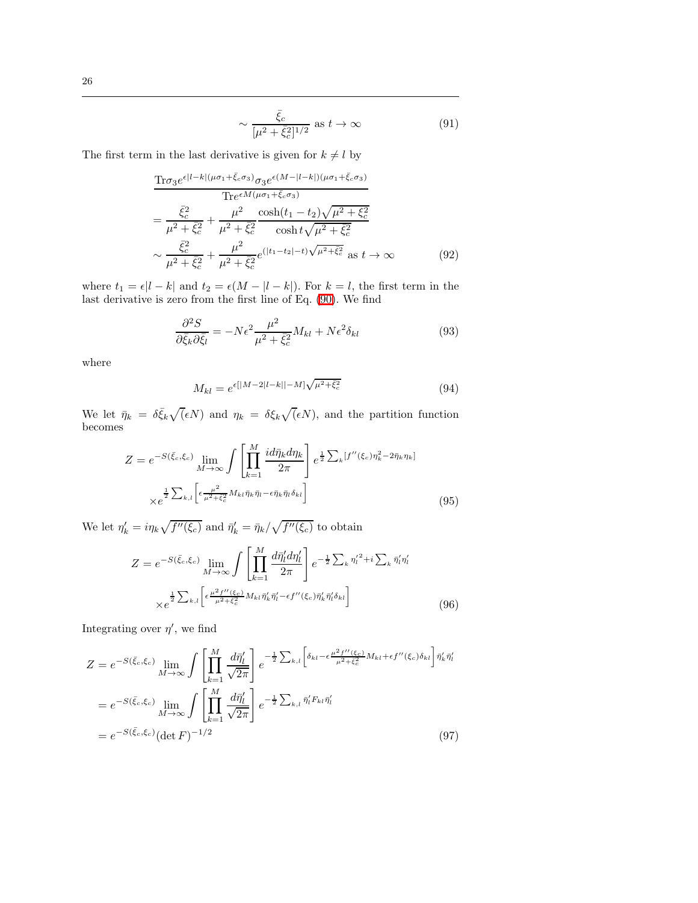$$\sim \frac{\bar{\xi}_c}{[\mu^2+\bar{\xi}_c^2]^{1/2}} \text{ as } t\to\infty \tag{91}$$

The first term in the last derivative is given for $k\neq l$ by

$$\begin{aligned}
&\frac{\mathrm{Tr}\sigma_3 e^{\epsilon|l-k|(\mu\sigma_1+\bar{\xi}_c\sigma_3)}\sigma_3 e^{\epsilon(M-|l-k|)(\mu\sigma_1+\bar{\xi}_c\sigma_3)}}{\mathrm{Tr}e^{\epsilon M(\mu\sigma_1+\bar{\xi}_c\sigma_3)}} \\
&= \frac{\bar{\xi}_c^2}{\mu^2+\bar{\xi}_c^2} + \frac{\mu^2}{\mu^2+\bar{\xi}_c^2}\frac{\cosh(t_1-t_2)\sqrt{\mu^2+\xi_c^2}}{\cosh t\sqrt{\mu^2+\bar{\xi}_c^2}} \\
&\sim \frac{\bar{\xi}_c^2}{\mu^2+\bar{\xi}_c^2} + \frac{\mu^2}{\mu^2+\bar{\xi}_c^2} e^{(|t_1-t_2|-t)\sqrt{\mu^2+\bar{\xi}_c^2}} \text{ as } t\to\infty
\end{aligned} \tag{92}$$

where $t_1=\epsilon|l-k|$ and $t_2=\epsilon(M-|l-k|)$. For $k=l$, the first term in the last derivative is zero from the first line of Eq. (90). We find

$$\frac{\partial^2 S}{\partial\bar{\xi}_k\partial\bar{\xi}_l} = -N\epsilon^2\frac{\mu^2}{\mu^2+\bar{\xi}_c^2}M_{kl} + N\epsilon^2\delta_{kl} \tag{93}$$

where

$$M_{kl} = e^{\epsilon[|M-2|l-k||-M]\sqrt{\mu^2+\bar{\xi}_c^2}} \tag{94}$$

We let $\bar{\eta}_k=\delta\bar{\xi}_k\sqrt(\epsilon N)$ and $\eta_k=\delta\xi_k\sqrt(\epsilon N)$, and the partition function becomes

$$\begin{aligned}
Z = e^{-S(\bar{\xi}_c,\xi_c)}\lim_{M\to\infty}\int\left[\prod_{k=1}^{M}\frac{id\bar{\eta}_k d\eta_k}{2\pi}\right] e^{\frac{1}{2}\sum_k[f''(\xi_c)\eta_k^2-2\bar{\eta}_k\eta_k]} \\
\times e^{\frac{1}{2}\sum_{k,l}\left[\epsilon\frac{\mu^2}{\mu^2+\bar{\xi}_c^2}M_{kl}\bar{\eta}_k\bar{\eta}_l-\epsilon\bar{\eta}_k\bar{\eta}_l\delta_{kl}\right]}
\end{aligned} \tag{95}$$

We let $\eta_k'=i\eta_k\sqrt{f''(\xi_c)}$ and $\bar{\eta}_k'=\bar{\eta}_k/\sqrt{f''(\xi_c)}$ to obtain

$$\begin{aligned}
Z = e^{-S(\bar{\xi}_c,\xi_c)}\lim_{M\to\infty}\int\left[\prod_{k=1}^{M}\frac{d\bar{\eta}_l' d\eta_l'}{2\pi}\right] e^{-\frac{1}{2}\sum_k\eta_l'^2+i\sum_k\bar{\eta}_l'\eta_l'} \\
\times e^{\frac{1}{2}\sum_{k,l}\left[\epsilon\frac{\mu^2 f''(\xi_c)}{\mu^2+\bar{\xi}_c^2}M_{kl}\bar{\eta}_k'\bar{\eta}_l'-\epsilon f''(\xi_c)\bar{\eta}_k'\bar{\eta}_l'\delta_{kl}\right]}
\end{aligned} \tag{96}$$

Integrating over $\eta'$, we find

$$\begin{aligned}
Z &= e^{-S(\bar{\xi}_c,\xi_c)}\lim_{M\to\infty}\int\left[\prod_{k=1}^{M}\frac{d\bar{\eta}_l'}{\sqrt{2\pi}}\right] e^{-\frac{1}{2}\sum_{k,l}\left[\delta_{kl}-\epsilon\frac{\mu^2 f''(\xi_c)}{\mu^2+\bar{\xi}_c^2}M_{kl}+\epsilon f''(\xi_c)\delta_{kl}\right]\bar{\eta}_k'\bar{\eta}_l'} \\
&= e^{-S(\bar{\xi}_c,\xi_c)}\lim_{M\to\infty}\int\left[\prod_{k=1}^{M}\frac{d\bar{\eta}_l'}{\sqrt{2\pi}}\right] e^{-\frac{1}{2}\sum_{k,l}\bar{\eta}_l' F_{kl}\bar{\eta}_l'} \\
&= e^{-S(\bar{\xi}_c,\xi_c)}(\det F)^{-1/2}
\end{aligned} \tag{97}$$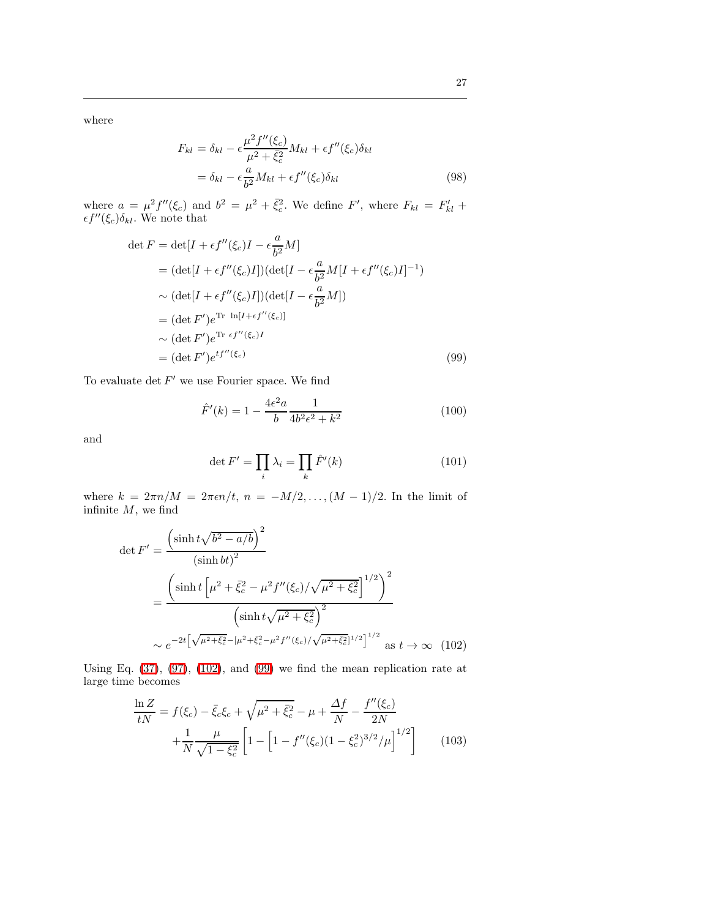where

$$
\begin{aligned}
F_{kl} &= \delta_{kl} - \epsilon \frac{\mu^2 f''(\xi_c)}{\mu^2 + \bar{\xi}_c^2} M_{kl} + \epsilon f''(\xi_c)\delta_{kl} \\
&= \delta_{kl} - \epsilon \frac{a}{b^2} M_{kl} + \epsilon f''(\xi_c)\delta_{kl}
\end{aligned}
\tag{98}
$$

where $a = \mu^2 f''(\xi_c)$ and $b^2 = \mu^2 + \bar{\xi}_c^2$. We define $F'$, where $F_{kl} = F'_{kl} + \epsilon f''(\xi_c)\delta_{kl}$. We note that

$$
\begin{aligned}
\det F &= \det[I + \epsilon f''(\xi_c) I - \epsilon \frac{a}{b^2} M] \\
&= (\det[I + \epsilon f''(\xi_c) I])(\det[I - \epsilon \frac{a}{b^2} M [I + \epsilon f''(\xi_c) I]^{-1}) \\
&\sim (\det[I + \epsilon f''(\xi_c) I])(\det[I - \epsilon \frac{a}{b^2} M]) \\
&= (\det F') e^{\mathrm{Tr}\ \ln[I + \epsilon f''(\xi_c)]} \\
&\sim (\det F') e^{\mathrm{Tr}\ \epsilon f''(\xi_c) I} \\
&= (\det F') e^{t f''(\xi_c)}
\end{aligned}
\tag{99}
$$

To evaluate $\det F'$ we use Fourier space. We find

$$
\hat{F}'(k) = 1 - \frac{4\epsilon^2 a}{b} \frac{1}{4b^2\epsilon^2 + k^2}
\tag{100}
$$

and

$$
\det F' = \prod_i \lambda_i = \prod_k \hat{F}'(k)
\tag{101}
$$

where $k = 2\pi n/M = 2\pi\epsilon n/t$, $n = -M/2, \ldots, (M-1)/2$. In the limit of infinite $M$, we find

$$
\begin{aligned}
\det F' &= \frac{\left(\sinh t\sqrt{b^2 - a/b}\right)^2}{(\sinh bt)^2} \\
&= \frac{\left(\sinh t\left[\mu^2 + \bar{\xi}_c^2 - \mu^2 f''(\xi_c)/\sqrt{\mu^2 + \bar{\xi}_c^2}\right]^{1/2}\right)^2}{\left(\sinh t\sqrt{\mu^2 + \xi_c^2}\right)^2} \\
&\sim e^{-2t\left[\sqrt{\mu^2 + \bar{\xi}_c^2} - [\mu^2 + \bar{\xi}_c^2 - \mu^2 f''(\xi_c)/\sqrt{\mu^2 + \bar{\xi}_c^2}]^{1/2}\right]^{1/2}} \text{ as } t \to \infty
\end{aligned}
\tag{102}
$$

Using Eq. (37), (97), (102), and (99) we find the mean replication rate at large time becomes

$$
\begin{aligned}
\frac{\ln Z}{tN} &= f(\xi_c) - \bar{\xi}_c \xi_c + \sqrt{\mu^2 + \bar{\xi}_c^2} - \mu + \frac{\Delta f}{N} - \frac{f''(\xi_c)}{2N} \\
&\quad + \frac{1}{N} \frac{\mu}{\sqrt{1 - \xi_c^2}} \left[1 - \left[1 - f''(\xi_c)(1 - \xi_c^2)^{3/2}/\mu\right]^{1/2}\right]
\end{aligned}
\tag{103}
$$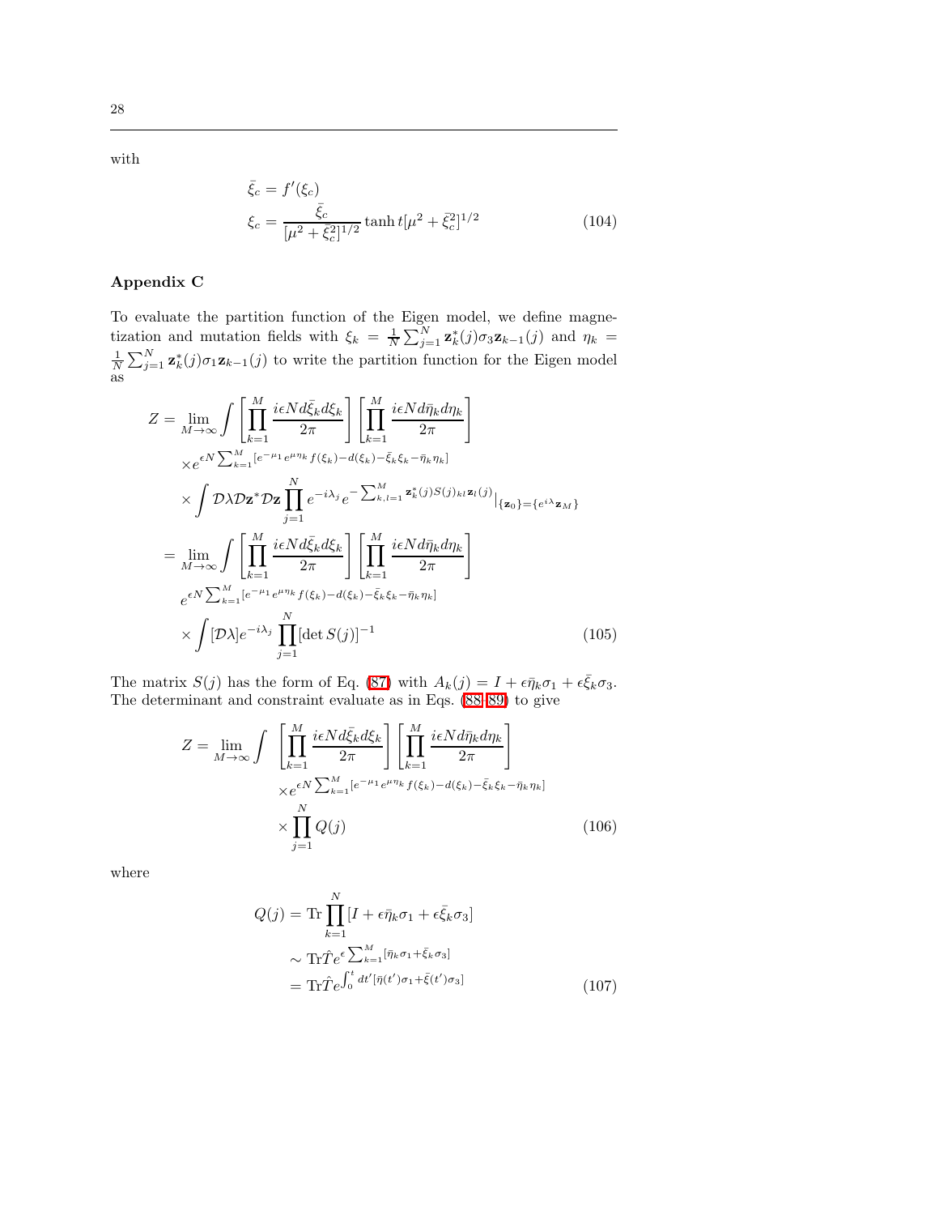with

$$
\begin{aligned}
\bar{\xi}_c &= f'(\xi_c) \\
\xi_c &= \frac{\bar{\xi}_c}{[\mu^2 + \bar{\xi}_c^2]^{1/2}} \tanh t[\mu^2 + \bar{\xi}_c^2]^{1/2}
\end{aligned} \tag{104}
$$

## Appendix C

To evaluate the partition function of the Eigen model, we define magnetization and mutation fields with $\xi_k = \frac{1}{N}\sum_{j=1}^{N} \mathbf{z}_k^*(j)\sigma_3 \mathbf{z}_{k-1}(j)$ and $\eta_k = \frac{1}{N}\sum_{j=1}^{N} \mathbf{z}_k^*(j)\sigma_1 \mathbf{z}_{k-1}(j)$ to write the partition function for the Eigen model as

$$
\begin{aligned}
Z &= \lim_{M\to\infty} \int \left[\prod_{k=1}^{M} \frac{i\epsilon N d\bar{\xi}_k d\xi_k}{2\pi}\right] \left[\prod_{k=1}^{M} \frac{i\epsilon N d\bar{\eta}_k d\eta_k}{2\pi}\right] \\
&\quad \times e^{\epsilon N \sum_{k=1}^{M} [e^{-\mu_1} e^{\mu \eta_k} f(\xi_k) - d(\xi_k) - \bar{\xi}_k \xi_k - \bar{\eta}_k \eta_k]} \\
&\quad \times \int \mathcal{D}\lambda \mathcal{D}\mathbf{z}^* \mathcal{D}\mathbf{z} \prod_{j=1}^{N} e^{-i\lambda_j} e^{-\sum_{k,l=1}^{M} \mathbf{z}_k^*(j) S(j)_{kl} \mathbf{z}_l(j)} |_{\{\mathbf{z}_0\}=\{e^{i\lambda}\mathbf{z}_M\}} \\
&= \lim_{M\to\infty} \int \left[\prod_{k=1}^{M} \frac{i\epsilon N d\bar{\xi}_k d\xi_k}{2\pi}\right] \left[\prod_{k=1}^{M} \frac{i\epsilon N d\bar{\eta}_k d\eta_k}{2\pi}\right] \\
&\quad e^{\epsilon N \sum_{k=1}^{M} [e^{-\mu_1} e^{\mu \eta_k} f(\xi_k) - d(\xi_k) - \bar{\xi}_k \xi_k - \bar{\eta}_k \eta_k]} \\
&\quad \times \int [\mathcal{D}\lambda] e^{-i\lambda_j} \prod_{j=1}^{N} [\det S(j)]^{-1}
\end{aligned} \tag{105}
$$

The matrix $S(j)$ has the form of Eq. (87) with $A_k(j) = I + \epsilon \bar{\eta}_k \sigma_1 + \epsilon \bar{\xi}_k \sigma_3$. The determinant and constraint evaluate as in Eqs. (88-89) to give

$$
\begin{aligned}
Z = \lim_{M\to\infty} \int & \left[\prod_{k=1}^{M} \frac{i\epsilon N d\bar{\xi}_k d\xi_k}{2\pi}\right] \left[\prod_{k=1}^{M} \frac{i\epsilon N d\bar{\eta}_k d\eta_k}{2\pi}\right] \\
& \times e^{\epsilon N \sum_{k=1}^{M} [e^{-\mu_1} e^{\mu \eta_k} f(\xi_k) - d(\xi_k) - \bar{\xi}_k \xi_k - \bar{\eta}_k \eta_k]} \\
& \times \prod_{j=1}^{N} Q(j)
\end{aligned} \tag{106}
$$

where

$$
\begin{aligned}
Q(j) &= \mathrm{Tr} \prod_{k=1}^{N} [I + \epsilon \bar{\eta}_k \sigma_1 + \epsilon \bar{\xi}_k \sigma_3] \\
&\sim \mathrm{Tr} \hat{T} e^{\epsilon \sum_{k=1}^{M} [\bar{\eta}_k \sigma_1 + \bar{\xi}_k \sigma_3]} \\
&= \mathrm{Tr} \hat{T} e^{\int_0^t dt' [\bar{\eta}(t')\sigma_1 + \bar{\xi}(t')\sigma_3]}
\end{aligned} \tag{107}
$$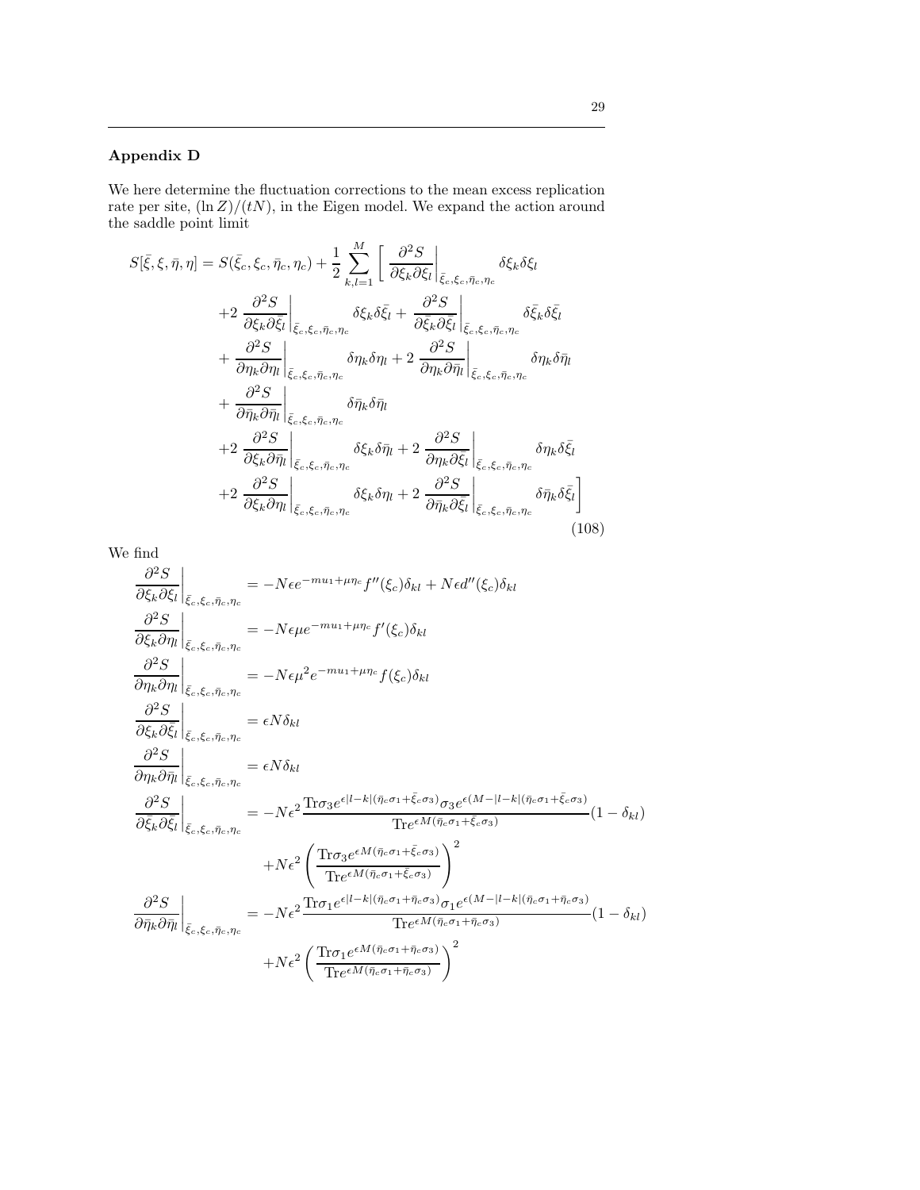## Appendix D

We here determine the fluctuation corrections to the mean excess replication rate per site, $(\ln Z)/(tN)$, in the Eigen model. We expand the action around the saddle point limit

$$
\begin{aligned}
S[\bar{\xi}, \xi, \bar{\eta}, \eta] = S(\bar{\xi}_c, \xi_c, \bar{\eta}_c, \eta_c) + \frac{1}{2} \sum_{k,l=1}^{M} \Bigg[ & \left. \frac{\partial^2 S}{\partial \xi_k \partial \xi_l} \right|_{\bar{\xi}_c, \xi_c, \bar{\eta}_c, \eta_c} \delta\xi_k \delta\xi_l \\
& + 2 \left. \frac{\partial^2 S}{\partial \xi_k \partial \bar{\xi}_l} \right|_{\bar{\xi}_c, \xi_c, \bar{\eta}_c, \eta_c} \delta\xi_k \delta\bar{\xi}_l + \left. \frac{\partial^2 S}{\partial \bar{\xi}_k \partial \bar{\xi}_l} \right|_{\bar{\xi}_c, \xi_c, \bar{\eta}_c, \eta_c} \delta\bar{\xi}_k \delta\bar{\xi}_l \\
& + \left. \frac{\partial^2 S}{\partial \eta_k \partial \eta_l} \right|_{\bar{\xi}_c, \xi_c, \bar{\eta}_c, \eta_c} \delta\eta_k \delta\eta_l + 2 \left. \frac{\partial^2 S}{\partial \eta_k \partial \bar{\eta}_l} \right|_{\bar{\xi}_c, \xi_c, \bar{\eta}_c, \eta_c} \delta\eta_k \delta\bar{\eta}_l \\
& + \left. \frac{\partial^2 S}{\partial \bar{\eta}_k \partial \bar{\eta}_l} \right|_{\bar{\xi}_c, \xi_c, \bar{\eta}_c, \eta_c} \delta\bar{\eta}_k \delta\bar{\eta}_l \\
& + 2 \left. \frac{\partial^2 S}{\partial \xi_k \partial \bar{\eta}_l} \right|_{\bar{\xi}_c, \xi_c, \bar{\eta}_c, \eta_c} \delta\xi_k \delta\bar{\eta}_l + 2 \left. \frac{\partial^2 S}{\partial \eta_k \partial \bar{\xi}_l} \right|_{\bar{\xi}_c, \xi_c, \bar{\eta}_c, \eta_c} \delta\eta_k \delta\bar{\xi}_l \\
& + 2 \left. \frac{\partial^2 S}{\partial \xi_k \partial \eta_l} \right|_{\bar{\xi}_c, \xi_c, \bar{\eta}_c, \eta_c} \delta\xi_k \delta\eta_l + 2 \left. \frac{\partial^2 S}{\partial \bar{\eta}_k \partial \bar{\xi}_l} \right|_{\bar{\xi}_c, \xi_c, \bar{\eta}_c, \eta_c} \delta\bar{\eta}_k \delta\bar{\xi}_l \Bigg]
\end{aligned}
\tag{108}
$$

We find

$$
\begin{aligned}
\left. \frac{\partial^2 S}{\partial \xi_k \partial \xi_l} \right|_{\bar{\xi}_c, \xi_c, \bar{\eta}_c, \eta_c} &= -N\epsilon e^{-mu_1 + \mu\eta_c} f''(\xi_c)\delta_{kl} + N\epsilon d''(\xi_c)\delta_{kl} \\
\left. \frac{\partial^2 S}{\partial \xi_k \partial \eta_l} \right|_{\bar{\xi}_c, \xi_c, \bar{\eta}_c, \eta_c} &= -N\epsilon\mu e^{-mu_1 + \mu\eta_c} f'(\xi_c)\delta_{kl} \\
\left. \frac{\partial^2 S}{\partial \eta_k \partial \eta_l} \right|_{\bar{\xi}_c, \xi_c, \bar{\eta}_c, \eta_c} &= -N\epsilon\mu^2 e^{-mu_1 + \mu\eta_c} f(\xi_c)\delta_{kl} \\
\left. \frac{\partial^2 S}{\partial \xi_k \partial \bar{\xi}_l} \right|_{\bar{\xi}_c, \xi_c, \bar{\eta}_c, \eta_c} &= \epsilon N \delta_{kl} \\
\left. \frac{\partial^2 S}{\partial \eta_k \partial \bar{\eta}_l} \right|_{\bar{\xi}_c, \xi_c, \bar{\eta}_c, \eta_c} &= \epsilon N \delta_{kl} \\
\left. \frac{\partial^2 S}{\partial \bar{\xi}_k \partial \bar{\xi}_l} \right|_{\bar{\xi}_c, \xi_c, \bar{\eta}_c, \eta_c} &= -N\epsilon^2 \frac{\mathrm{Tr}\sigma_3 e^{\epsilon|l-k|(\bar{\eta}_c\sigma_1 + \bar{\xi}_c\sigma_3)} \sigma_3 e^{\epsilon(M-|l-k|(\bar{\eta}_c\sigma_1 + \bar{\xi}_c\sigma_3)}}{\mathrm{Tr} e^{\epsilon M(\bar{\eta}_c\sigma_1 + \bar{\xi}_c\sigma_3)}} (1 - \delta_{kl}) \\
&\quad + N\epsilon^2 \left( \frac{\mathrm{Tr}\sigma_3 e^{\epsilon M(\bar{\eta}_c\sigma_1 + \bar{\xi}_c\sigma_3)}}{\mathrm{Tr} e^{\epsilon M(\bar{\eta}_c\sigma_1 + \bar{\xi}_c\sigma_3)}} \right)^2 \\
\left. \frac{\partial^2 S}{\partial \bar{\eta}_k \partial \bar{\eta}_l} \right|_{\bar{\xi}_c, \xi_c, \bar{\eta}_c, \eta_c} &= -N\epsilon^2 \frac{\mathrm{Tr}\sigma_1 e^{\epsilon|l-k|(\bar{\eta}_c\sigma_1 + \bar{\eta}_c\sigma_3)} \sigma_1 e^{\epsilon(M-|l-k|(\bar{\eta}_c\sigma_1 + \bar{\eta}_c\sigma_3)}}{\mathrm{Tr} e^{\epsilon M(\bar{\eta}_c\sigma_1 + \bar{\eta}_c\sigma_3)}} (1 - \delta_{kl}) \\
&\quad + N\epsilon^2 \left( \frac{\mathrm{Tr}\sigma_1 e^{\epsilon M(\bar{\eta}_c\sigma_1 + \bar{\eta}_c\sigma_3)}}{\mathrm{Tr} e^{\epsilon M(\bar{\eta}_c\sigma_1 + \bar{\eta}_c\sigma_3)}} \right)^2
\end{aligned}
$$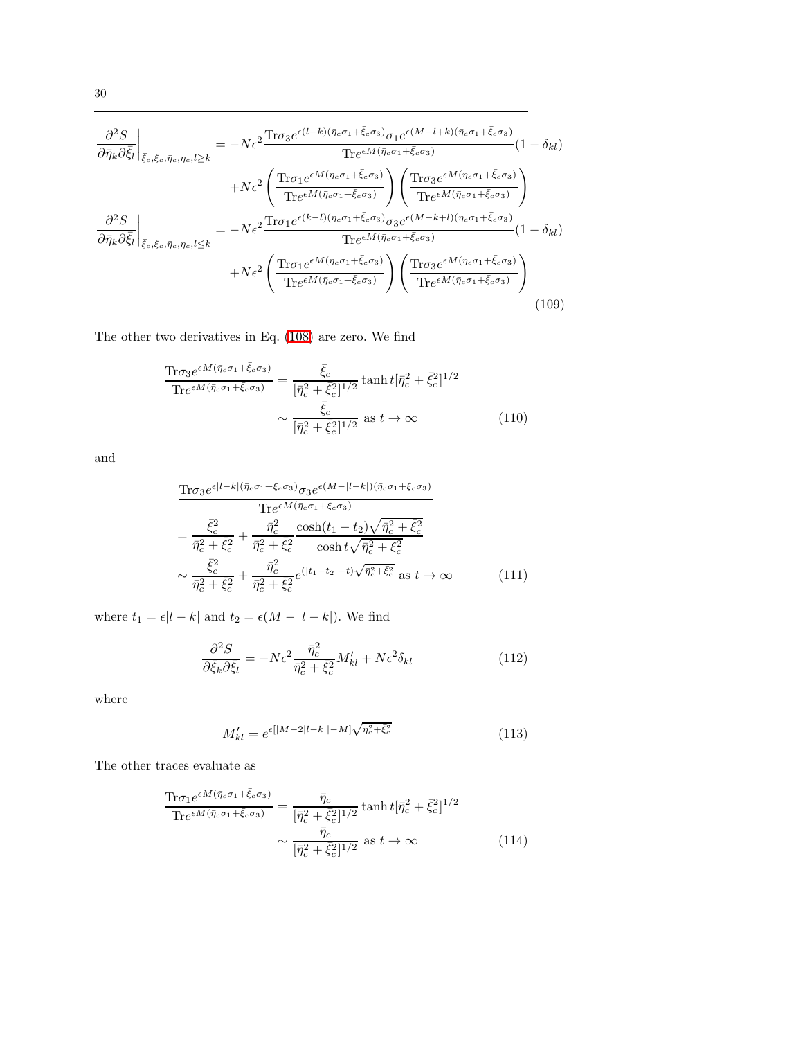$$
\begin{aligned}
\left.\frac{\partial^2 S}{\partial \bar{\eta}_k \partial \bar{\xi}_l}\right|_{\bar{\xi}_c,\xi_c,\bar{\eta}_c,\eta_c,l\geq k} &= -N\epsilon^2 \frac{\mathrm{Tr}\sigma_3 e^{\epsilon(l-k)(\bar{\eta}_c\sigma_1+\bar{\xi}_c\sigma_3)}\sigma_1 e^{\epsilon(M-l+k)(\bar{\eta}_c\sigma_1+\bar{\xi}_c\sigma_3)}}{\mathrm{Tr}e^{\epsilon M(\bar{\eta}_c\sigma_1+\bar{\xi}_c\sigma_3)}}(1-\delta_{kl}) \\
&\quad +N\epsilon^2\left(\frac{\mathrm{Tr}\sigma_1 e^{\epsilon M(\bar{\eta}_c\sigma_1+\bar{\xi}_c\sigma_3)}}{\mathrm{Tr}e^{\epsilon M(\bar{\eta}_c\sigma_1+\bar{\xi}_c\sigma_3)}}\right)\left(\frac{\mathrm{Tr}\sigma_3 e^{\epsilon M(\bar{\eta}_c\sigma_1+\bar{\xi}_c\sigma_3)}}{\mathrm{Tr}e^{\epsilon M(\bar{\eta}_c\sigma_1+\bar{\xi}_c\sigma_3)}}\right) \\
\left.\frac{\partial^2 S}{\partial \bar{\eta}_k \partial \bar{\xi}_l}\right|_{\bar{\xi}_c,\xi_c,\bar{\eta}_c,\eta_c,l\leq k} &= -N\epsilon^2 \frac{\mathrm{Tr}\sigma_1 e^{\epsilon(k-l)(\bar{\eta}_c\sigma_1+\bar{\xi}_c\sigma_3)}\sigma_3 e^{\epsilon(M-k+l)(\bar{\eta}_c\sigma_1+\bar{\xi}_c\sigma_3)}}{\mathrm{Tr}e^{\epsilon M(\bar{\eta}_c\sigma_1+\bar{\xi}_c\sigma_3)}}(1-\delta_{kl}) \\
&\quad +N\epsilon^2\left(\frac{\mathrm{Tr}\sigma_1 e^{\epsilon M(\bar{\eta}_c\sigma_1+\bar{\xi}_c\sigma_3)}}{\mathrm{Tr}e^{\epsilon M(\bar{\eta}_c\sigma_1+\bar{\xi}_c\sigma_3)}}\right)\left(\frac{\mathrm{Tr}\sigma_3 e^{\epsilon M(\bar{\eta}_c\sigma_1+\bar{\xi}_c\sigma_3)}}{\mathrm{Tr}e^{\epsilon M(\bar{\eta}_c\sigma_1+\bar{\xi}_c\sigma_3)}}\right)
\end{aligned}
\tag{109}
$$

The other two derivatives in Eq. (108) are zero. We find

$$
\begin{aligned}
\frac{\mathrm{Tr}\sigma_3 e^{\epsilon M(\bar{\eta}_c\sigma_1+\bar{\xi}_c\sigma_3)}}{\mathrm{Tr}e^{\epsilon M(\bar{\eta}_c\sigma_1+\bar{\xi}_c\sigma_3)}} &= \frac{\bar{\xi}_c}{[\bar{\eta}_c^2+\bar{\xi}_c^2]^{1/2}}\tanh t[\bar{\eta}_c^2+\bar{\xi}_c^2]^{1/2} \\
&\sim \frac{\bar{\xi}_c}{[\bar{\eta}_c^2+\bar{\xi}_c^2]^{1/2}} \text{ as } t\to\infty
\end{aligned}
\tag{110}
$$

and

$$
\begin{aligned}
&\frac{\mathrm{Tr}\sigma_3 e^{\epsilon|l-k|(\bar{\eta}_c\sigma_1+\bar{\xi}_c\sigma_3)}\sigma_3 e^{\epsilon(M-|l-k|)(\bar{\eta}_c\sigma_1+\bar{\xi}_c\sigma_3)}}{\mathrm{Tr}e^{\epsilon M(\bar{\eta}_c\sigma_1+\bar{\xi}_c\sigma_3)}} \\
&= \frac{\bar{\xi}_c^2}{\bar{\eta}_c^2+\bar{\xi}_c^2} + \frac{\bar{\eta}_c^2}{\bar{\eta}_c^2+\bar{\xi}_c^2}\frac{\cosh(t_1-t_2)\sqrt{\bar{\eta}_c^2+\bar{\xi}_c^2}}{\cosh t\sqrt{\bar{\eta}_c^2+\bar{\xi}_c^2}} \\
&\sim \frac{\bar{\xi}_c^2}{\bar{\eta}_c^2+\bar{\xi}_c^2} + \frac{\bar{\eta}_c^2}{\bar{\eta}_c^2+\bar{\xi}_c^2}e^{(|t_1-t_2|-t)\sqrt{\bar{\eta}_c^2+\bar{\xi}_c^2}} \text{ as } t\to\infty
\end{aligned}
\tag{111}
$$

where $t_1 = \epsilon|l-k|$ and $t_2 = \epsilon(M-|l-k|)$. We find

$$
\frac{\partial^2 S}{\partial \bar{\xi}_k \partial \bar{\xi}_l} = -N\epsilon^2\frac{\bar{\eta}_c^2}{\bar{\eta}_c^2+\bar{\xi}_c^2}M'_{kl} + N\epsilon^2\delta_{kl} \tag{112}
$$

where

$$
M'_{kl} = e^{\epsilon[|M-2|l-k||-M]\sqrt{\bar{\eta}_c^2+\bar{\xi}_c^2}} \tag{113}
$$

The other traces evaluate as

$$
\begin{aligned}
\frac{\mathrm{Tr}\sigma_1 e^{\epsilon M(\bar{\eta}_c\sigma_1+\bar{\xi}_c\sigma_3)}}{\mathrm{Tr}e^{\epsilon M(\bar{\eta}_c\sigma_1+\bar{\xi}_c\sigma_3)}} &= \frac{\bar{\eta}_c}{[\bar{\eta}_c^2+\bar{\xi}_c^2]^{1/2}}\tanh t[\bar{\eta}_c^2+\bar{\xi}_c^2]^{1/2} \\
&\sim \frac{\bar{\eta}_c}{[\bar{\eta}_c^2+\bar{\xi}_c^2]^{1/2}} \text{ as } t\to\infty
\end{aligned}
\tag{114}
$$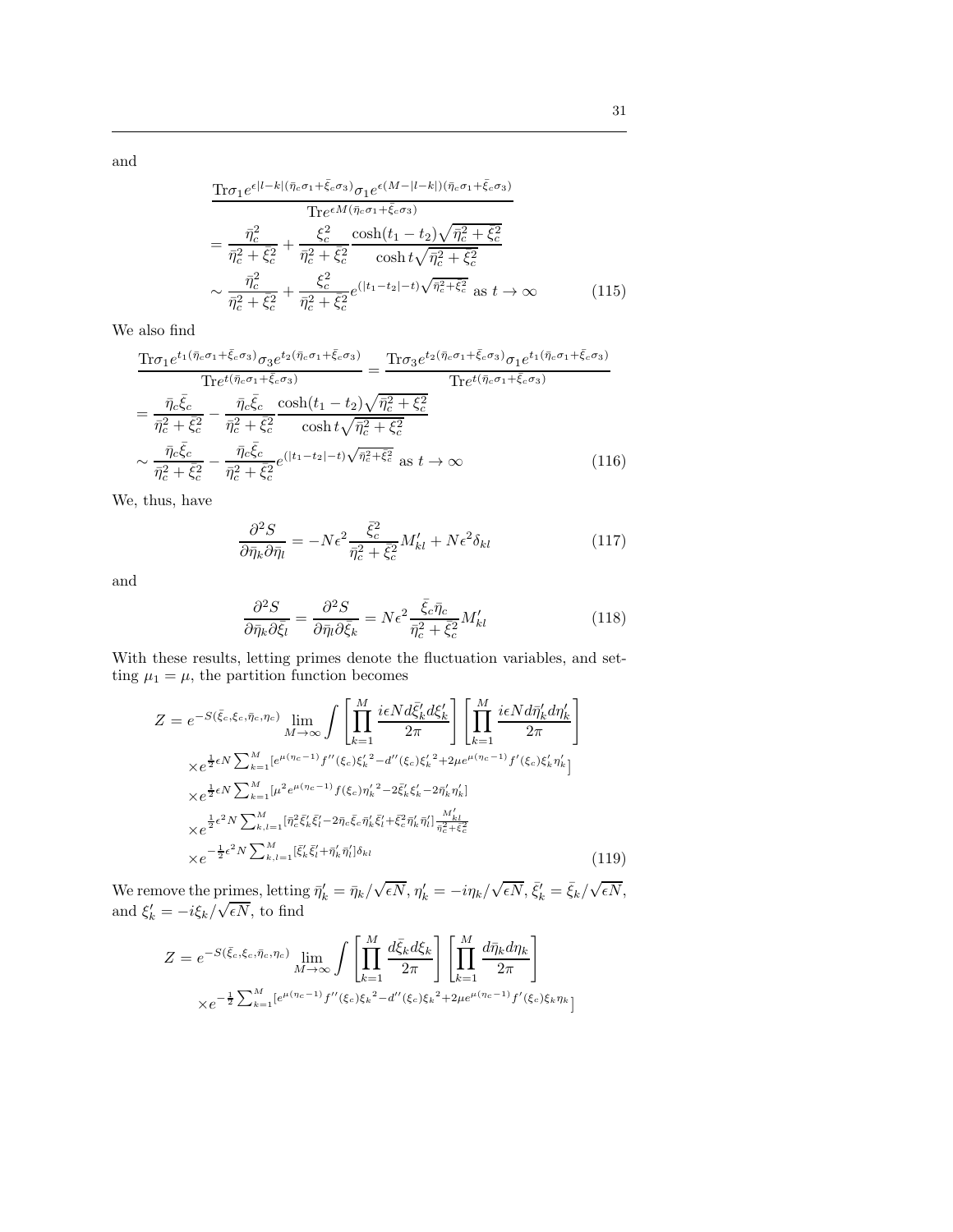and

$$
\begin{aligned}
&\frac{\mathrm{Tr}\sigma_1 e^{\epsilon|l-k|(\bar{\eta}_c\sigma_1+\bar{\xi}_c\sigma_3)}\sigma_1 e^{\epsilon(M-|l-k|)(\bar{\eta}_c\sigma_1+\bar{\xi}_c\sigma_3)}}{\mathrm{Tr}e^{\epsilon M(\bar{\eta}_c\sigma_1+\bar{\xi}_c\sigma_3)}} \\
&= \frac{\bar{\eta}_c^2}{\bar{\eta}_c^2+\bar{\xi}_c^2} + \frac{\bar{\xi}_c^2}{\bar{\eta}_c^2+\bar{\xi}_c^2}\frac{\cosh(t_1-t_2)\sqrt{\bar{\eta}_c^2+\bar{\xi}_c^2}}{\cosh t\sqrt{\bar{\eta}_c^2+\bar{\xi}_c^2}} \\
&\sim \frac{\bar{\eta}_c^2}{\bar{\eta}_c^2+\bar{\xi}_c^2} + \frac{\bar{\xi}_c^2}{\bar{\eta}_c^2+\bar{\xi}_c^2}e^{(|t_1-t_2|-t)\sqrt{\bar{\eta}_c^2+\bar{\xi}_c^2}} \text{ as } t\to\infty
\end{aligned}
\tag{115}
$$

We also find

$$
\begin{aligned}
&\frac{\mathrm{Tr}\sigma_1 e^{t_1(\bar{\eta}_c\sigma_1+\bar{\xi}_c\sigma_3)}\sigma_3 e^{t_2(\bar{\eta}_c\sigma_1+\bar{\xi}_c\sigma_3)}}{\mathrm{Tr}e^{t(\bar{\eta}_c\sigma_1+\bar{\xi}_c\sigma_3)}} = \frac{\mathrm{Tr}\sigma_3 e^{t_2(\bar{\eta}_c\sigma_1+\bar{\xi}_c\sigma_3)}\sigma_1 e^{t_1(\bar{\eta}_c\sigma_1+\bar{\xi}_c\sigma_3)}}{\mathrm{Tr}e^{t(\bar{\eta}_c\sigma_1+\bar{\xi}_c\sigma_3)}} \\
&= \frac{\bar{\eta}_c\bar{\xi}_c}{\bar{\eta}_c^2+\bar{\xi}_c^2} - \frac{\bar{\eta}_c\bar{\xi}_c}{\bar{\eta}_c^2+\bar{\xi}_c^2}\frac{\cosh(t_1-t_2)\sqrt{\bar{\eta}_c^2+\bar{\xi}_c^2}}{\cosh t\sqrt{\bar{\eta}_c^2+\bar{\xi}_c^2}} \\
&\sim \frac{\bar{\eta}_c\bar{\xi}_c}{\bar{\eta}_c^2+\bar{\xi}_c^2} - \frac{\bar{\eta}_c\bar{\xi}_c}{\bar{\eta}_c^2+\bar{\xi}_c^2}e^{(|t_1-t_2|-t)\sqrt{\bar{\eta}_c^2+\bar{\xi}_c^2}} \text{ as } t\to\infty
\end{aligned}
\tag{116}
$$

We, thus, have

$$
\frac{\partial^2 S}{\partial\bar{\eta}_k\partial\bar{\eta}_l} = -N\epsilon^2\frac{\bar{\xi}_c^2}{\bar{\eta}_c^2+\bar{\xi}_c^2}M'_{kl} + N\epsilon^2\delta_{kl} \tag{117}
$$

and

$$
\frac{\partial^2 S}{\partial\bar{\eta}_k\partial\bar{\xi}_l} = \frac{\partial^2 S}{\partial\bar{\eta}_l\partial\bar{\xi}_k} = N\epsilon^2\frac{\bar{\xi}_c\bar{\eta}_c}{\bar{\eta}_c^2+\bar{\xi}_c^2}M'_{kl} \tag{118}
$$

With these results, letting primes denote the fluctuation variables, and setting $\mu_1 = \mu$, the partition function becomes

$$
\begin{aligned}
Z = {}& e^{-S(\bar{\xi}_c,\xi_c,\bar{\eta}_c,\eta_c)}\lim_{M\to\infty}\int\left[\prod_{k=1}^{M}\frac{i\epsilon N d\bar{\xi}'_k d\xi'_k}{2\pi}\right]\left[\prod_{k=1}^{M}\frac{i\epsilon N d\bar{\eta}'_k d\eta'_k}{2\pi}\right] \\
&\times e^{\frac{1}{2}\epsilon N\sum_{k=1}^{M}[e^{\mu(\eta_c-1)}f''(\xi_c){\xi'_k}^2 - d''(\xi_c){\xi'_k}^2 + 2\mu e^{\mu(\eta_c-1)}f'(\xi_c)\xi'_k\eta'_k]} \\
&\times e^{\frac{1}{2}\epsilon N\sum_{k=1}^{M}[\mu^2 e^{\mu(\eta_c-1)}f(\xi_c){\eta'_k}^2 - 2\bar{\xi}'_k\xi'_k - 2\bar{\eta}'_k\eta'_k]} \\
&\times e^{\frac{1}{2}\epsilon^2 N\sum_{k,l=1}^{M}[\bar{\eta}_c^2\bar{\xi}'_k\bar{\xi}'_l - 2\bar{\eta}_c\bar{\xi}_c\bar{\eta}'_k\bar{\xi}'_l + \bar{\xi}_c^2\bar{\eta}'_k\bar{\eta}'_l]\frac{M'_{kl}}{\bar{\eta}_c^2+\bar{\xi}_c^2}} \\
&\times e^{-\frac{1}{2}\epsilon^2 N\sum_{k,l=1}^{M}[\bar{\xi}'_k\bar{\xi}'_l + \bar{\eta}'_k\bar{\eta}'_l]\delta_{kl}}
\end{aligned}
\tag{119}
$$

We remove the primes, letting $\bar{\eta}'_k = \bar{\eta}_k/\sqrt{\epsilon N}$, $\eta'_k = -i\eta_k/\sqrt{\epsilon N}$, $\bar{\xi}'_k = \bar{\xi}_k/\sqrt{\epsilon N}$, and $\xi'_k = -i\xi_k/\sqrt{\epsilon N}$, to find

$$
\begin{aligned}
Z = {}& e^{-S(\bar{\xi}_c,\xi_c,\bar{\eta}_c,\eta_c)}\lim_{M\to\infty}\int\left[\prod_{k=1}^{M}\frac{d\bar{\xi}_k d\xi_k}{2\pi}\right]\left[\prod_{k=1}^{M}\frac{d\bar{\eta}_k d\eta_k}{2\pi}\right] \\
&\times e^{-\frac{1}{2}\sum_{k=1}^{M}[e^{\mu(\eta_c-1)}f''(\xi_c){\xi_k}^2 - d''(\xi_c){\xi_k}^2 + 2\mu e^{\mu(\eta_c-1)}f'(\xi_c)\xi_k\eta_k]}
\end{aligned}
$$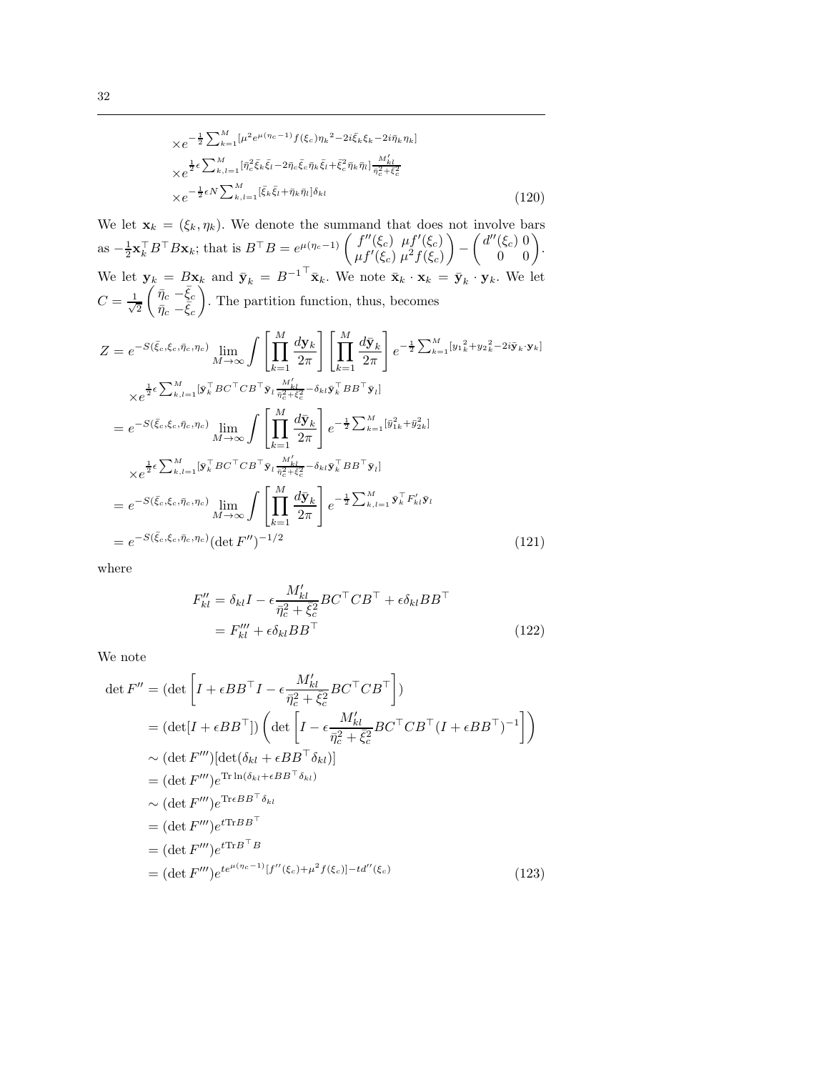$$
\times e^{-\frac{1}{2}\sum_{k=1}^{M}[\mu^2 e^{\mu(\eta_c-1)}f(\xi_c){\eta_k}^2-2i\bar{\xi}_k\xi_k-2i\bar{\eta}_k\eta_k]}
$$

$$
\times e^{\frac{1}{2}\epsilon\sum_{k,l=1}^{M}[\bar{\eta}_c^2\bar{\xi}_k\bar{\xi}_l-2\bar{\eta}_c\bar{\xi}_c\bar{\eta}_k\bar{\xi}_l+\bar{\xi}_c^2\bar{\eta}_k\bar{\eta}_l]\frac{M'_{kl}}{\bar{\eta}_c^2+\bar{\xi}_c^2}}
$$

$$
\times e^{-\frac{1}{2}\epsilon N\sum_{k,l=1}^{M}[\bar{\xi}_k\bar{\xi}_l+\bar{\eta}_k\bar{\eta}_l]\delta_{kl}} \tag{120}
$$

We let $\mathbf{x}_k = (\xi_k, \eta_k)$. We denote the summand that does not involve bars as $-\frac{1}{2}\mathbf{x}_k^\top B^\top B\mathbf{x}_k$; that is $B^\top B = e^{\mu(\eta_c-1)}\begin{pmatrix} f''(\xi_c) & \mu f'(\xi_c) \\ \mu f'(\xi_c) & \mu^2 f(\xi_c)\end{pmatrix} - \begin{pmatrix} d''(\xi_c) & 0 \\ 0 & 0\end{pmatrix}$. We let $\mathbf{y}_k = B\mathbf{x}_k$ and $\bar{\mathbf{y}}_k = {B^{-1}}^\top\bar{\mathbf{x}}_k$. We note $\bar{\mathbf{x}}_k\cdot\mathbf{x}_k = \bar{\mathbf{y}}_k\cdot\mathbf{y}_k$. We let $C = \frac{1}{\sqrt{2}}\begin{pmatrix} \bar{\eta}_c & -\bar{\xi}_c \\ \bar{\eta}_c & -\bar{\xi}_c\end{pmatrix}$. The partition function, thus, becomes

$$
\begin{aligned}
Z &= e^{-S(\bar{\xi}_c,\xi_c,\bar{\eta}_c,\eta_c)}\lim_{M\to\infty}\int\left[\prod_{k=1}^{M}\frac{d\mathbf{y}_k}{2\pi}\right]\left[\prod_{k=1}^{M}\frac{d\bar{\mathbf{y}}_k}{2\pi}\right]e^{-\frac{1}{2}\sum_{k=1}^{M}[{y_1}_k^2+{y_2}_k^2-2i\bar{\mathbf{y}}_k\cdot\mathbf{y}_k]} \\
&\quad\times e^{\frac{1}{2}\epsilon\sum_{k,l=1}^{M}[\bar{\mathbf{y}}_k^\top BC^\top CB^\top\bar{\mathbf{y}}_l\frac{M'_{kl}}{\bar{\eta}_c^2+\bar{\xi}_c^2}-\delta_{kl}\bar{\mathbf{y}}_k^\top BB^\top\bar{\mathbf{y}}_l]} \\
&= e^{-S(\bar{\xi}_c,\xi_c,\bar{\eta}_c,\eta_c)}\lim_{M\to\infty}\int\left[\prod_{k=1}^{M}\frac{d\bar{\mathbf{y}}_k}{2\pi}\right]e^{-\frac{1}{2}\sum_{k=1}^{M}[\bar{y}_{1k}^2+\bar{y}_{2k}^2]} \\
&\quad\times e^{\frac{1}{2}\epsilon\sum_{k,l=1}^{M}[\bar{\mathbf{y}}_k^\top BC^\top CB^\top\bar{\mathbf{y}}_l\frac{M'_{kl}}{\bar{\eta}_c^2+\bar{\xi}_c^2}-\delta_{kl}\bar{\mathbf{y}}_k^\top BB^\top\bar{\mathbf{y}}_l]} \\
&= e^{-S(\bar{\xi}_c,\xi_c,\bar{\eta}_c,\eta_c)}\lim_{M\to\infty}\int\left[\prod_{k=1}^{M}\frac{d\bar{\mathbf{y}}_k}{2\pi}\right]e^{-\frac{1}{2}\sum_{k,l=1}^{M}\bar{\mathbf{y}}_k^\top F'_{kl}\bar{\mathbf{y}}_l} \\
&= e^{-S(\bar{\xi}_c,\xi_c,\bar{\eta}_c,\eta_c)}(\det F'')^{-1/2}
\end{aligned} \tag{121}
$$

where

$$
\begin{aligned}
F''_{kl} &= \delta_{kl}I - \epsilon\frac{M'_{kl}}{\bar{\eta}_c^2+\bar{\xi}_c^2}BC^\top CB^\top + \epsilon\delta_{kl}BB^\top \\
&= F'''_{kl} + \epsilon\delta_{kl}BB^\top
\end{aligned} \tag{122}
$$

We note

$$
\begin{aligned}
\det F'' &= (\det\left[I + \epsilon BB^\top I - \epsilon\frac{M'_{kl}}{\bar{\eta}_c^2+\bar{\xi}_c^2}BC^\top CB^\top\right]) \\
&= (\det[I+\epsilon BB^\top])\left(\det\left[I - \epsilon\frac{M'_{kl}}{\bar{\eta}_c^2+\bar{\xi}_c^2}BC^\top CB^\top(I+\epsilon BB^\top)^{-1}\right]\right) \\
&\sim (\det F''')[\det(\delta_{kl}+\epsilon BB^\top\delta_{kl})] \\
&= (\det F''')e^{\mathrm{Tr}\ln(\delta_{kl}+\epsilon BB^\top\delta_{kl})} \\
&\sim (\det F''')e^{\mathrm{Tr}\epsilon BB^\top\delta_{kl}} \\
&= (\det F''')e^{t\mathrm{Tr}BB^\top} \\
&= (\det F''')e^{t\mathrm{Tr}B^\top B} \\
&= (\det F''')e^{te^{\mu(\eta_c-1)}[f''(\xi_c)+\mu^2 f(\xi_c)]-td''(\xi_c)}
\end{aligned} \tag{123}
$$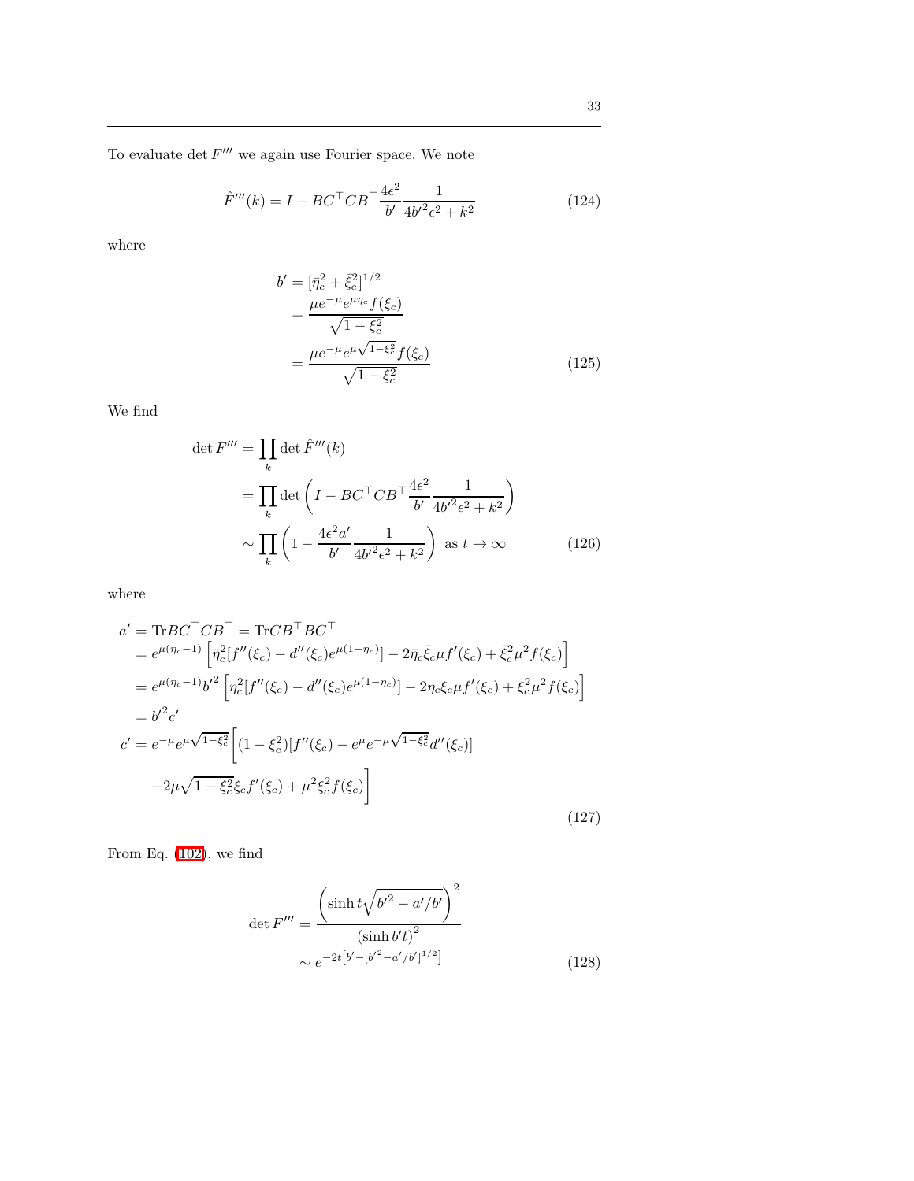To evaluate $\det F'''$ we again use Fourier space. We note

$$\hat{F}'''(k) = I - BC^\top CB^\top \frac{4\epsilon^2}{b'} \frac{1}{4{b'}^2\epsilon^2 + k^2} \tag{124}$$

where

$$\begin{aligned} b' &= [\bar{\eta}_c^2 + \bar{\xi}_c^2]^{1/2} \\ &= \frac{\mu e^{-\mu} e^{\mu\eta_c} f(\xi_c)}{\sqrt{1-\xi_c^2}} \\ &= \frac{\mu e^{-\mu} e^{\mu\sqrt{1-\xi_c^2}} f(\xi_c)}{\sqrt{1-\xi_c^2}} \end{aligned} \tag{125}$$

We find

$$\begin{aligned} \det F''' &= \prod_k \det \hat{F}'''(k) \\ &= \prod_k \det\left(I - BC^\top CB^\top \frac{4\epsilon^2}{b'} \frac{1}{4{b'}^2\epsilon^2 + k^2}\right) \\ &\sim \prod_k \left(1 - \frac{4\epsilon^2 a'}{b'} \frac{1}{4{b'}^2\epsilon^2 + k^2}\right) \text{ as } t \to \infty \end{aligned} \tag{126}$$

where

$$\begin{aligned} a' &= \mathrm{Tr} BC^\top CB^\top = \mathrm{Tr} CB^\top BC^\top \\ &= e^{\mu(\eta_c - 1)}\Big[\bar{\eta}_c^2[f''(\xi_c) - d''(\xi_c)e^{\mu(1-\eta_c)}] - 2\bar{\eta}_c\bar{\xi}_c\mu f'(\xi_c) + \bar{\xi}_c^2\mu^2 f(\xi_c)\Big] \\ &= e^{\mu(\eta_c - 1)}{b'}^2\Big[\eta_c^2[f''(\xi_c) - d''(\xi_c)e^{\mu(1-\eta_c)}] - 2\eta_c\xi_c\mu f'(\xi_c) + \xi_c^2\mu^2 f(\xi_c)\Big] \\ &= {b'}^2 c' \\ c' &= e^{-\mu}e^{\mu\sqrt{1-\xi_c^2}}\Bigg[(1-\xi_c^2)[f''(\xi_c) - e^{\mu}e^{-\mu\sqrt{1-\xi_c^2}}d''(\xi_c)] \\ &\quad -2\mu\sqrt{1-\xi_c^2}\,\xi_c f'(\xi_c) + \mu^2\xi_c^2 f(\xi_c)\Bigg] \end{aligned} \tag{127}$$

From Eq. (102), we find

$$\begin{aligned} \det F''' &= \frac{\left(\sinh t\sqrt{{b'}^2 - a'/b'}\right)^2}{\left(\sinh b't\right)^2} \\ &\sim e^{-2t\left[b' - [{b'}^2 - a'/b']^{1/2}\right]} \end{aligned} \tag{128}$$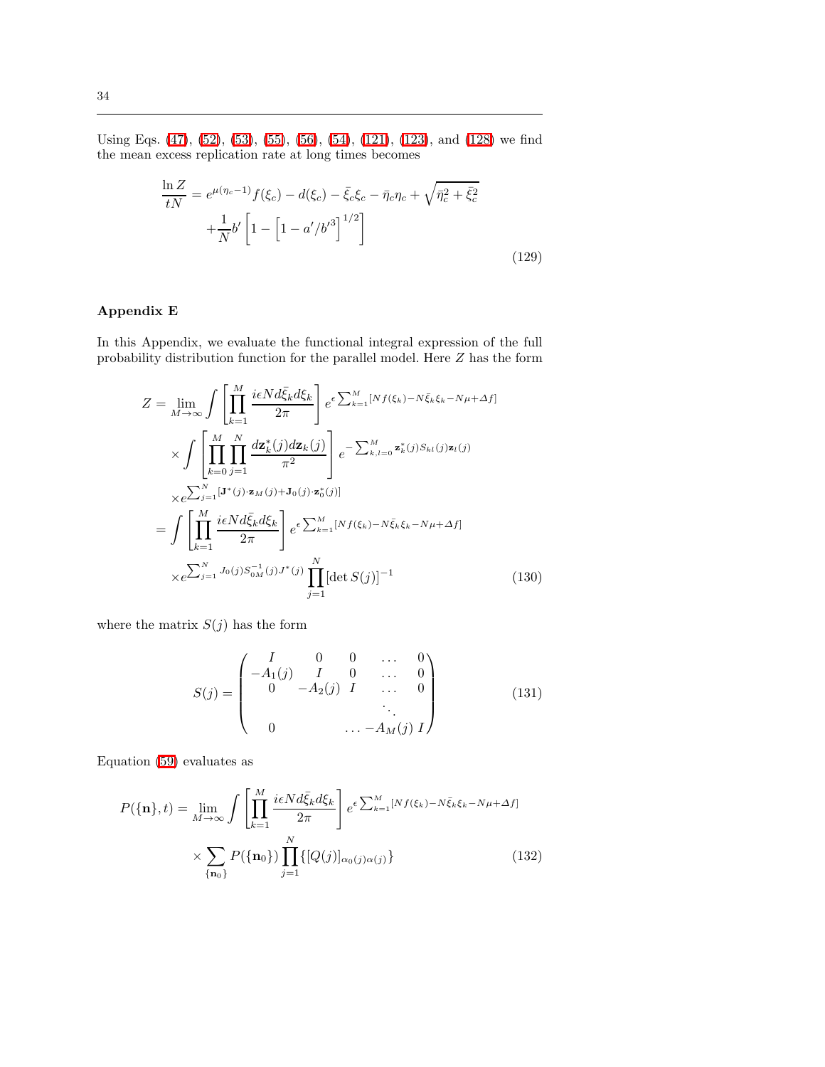Using Eqs. (47), (52), (53), (55), (56), (54), (121), (123), and (128) we find the mean excess replication rate at long times becomes

$$
\begin{aligned}
\frac{\ln Z}{tN} &= e^{\mu(\eta_c - 1)} f(\xi_c) - d(\xi_c) - \bar{\xi}_c \xi_c - \bar{\eta}_c \eta_c + \sqrt{\bar{\eta}_c^2 + \bar{\xi}_c^2} \\
&\quad + \frac{1}{N} b' \left[ 1 - \left[ 1 - a'/b'^3 \right]^{1/2} \right]
\end{aligned}
\tag{129}
$$

## Appendix E

In this Appendix, we evaluate the functional integral expression of the full probability distribution function for the parallel model. Here $Z$ has the form

$$
\begin{aligned}
Z &= \lim_{M \to \infty} \int \left[ \prod_{k=1}^{M} \frac{i\epsilon N d\bar{\xi}_k d\xi_k}{2\pi} \right] e^{\epsilon \sum_{k=1}^{M} [N f(\xi_k) - N \bar{\xi}_k \xi_k - N\mu + \Delta f]} \\
&\quad \times \int \left[ \prod_{k=0}^{M} \prod_{j=1}^{N} \frac{d\mathbf{z}_k^*(j) d\mathbf{z}_k(j)}{\pi^2} \right] e^{-\sum_{k,l=0}^{M} \mathbf{z}_k^*(j) S_{kl}(j) \mathbf{z}_l(j)} \\
&\quad \times e^{\sum_{j=1}^{N} [\mathbf{J}^*(j) \cdot \mathbf{z}_M(j) + \mathbf{J}_0(j) \cdot \mathbf{z}_0^*(j)]} \\
&= \int \left[ \prod_{k=1}^{M} \frac{i\epsilon N d\bar{\xi}_k d\xi_k}{2\pi} \right] e^{\epsilon \sum_{k=1}^{M} [N f(\xi_k) - N \bar{\xi}_k \xi_k - N\mu + \Delta f]} \\
&\quad \times e^{\sum_{j=1}^{N} J_0(j) S_{0M}^{-1}(j) J^*(j)} \prod_{j=1}^{N} [\det S(j)]^{-1}
\end{aligned}
\tag{130}
$$

where the matrix $S(j)$ has the form

$$
S(j) = \begin{pmatrix}
I & 0 & 0 & \dots & 0 \\
-A_1(j) & I & 0 & \dots & 0 \\
0 & -A_2(j) & I & \dots & 0 \\
 & & & \ddots & \\
0 & & & \dots -A_M(j) & I
\end{pmatrix}
\tag{131}
$$

Equation (59) evaluates as

$$
\begin{aligned}
P(\{\mathbf{n}\}, t) &= \lim_{M \to \infty} \int \left[ \prod_{k=1}^{M} \frac{i\epsilon N d\bar{\xi}_k d\xi_k}{2\pi} \right] e^{\epsilon \sum_{k=1}^{M} [N f(\xi_k) - N \bar{\xi}_k \xi_k - N\mu + \Delta f]} \\
&\quad \times \sum_{\{\mathbf{n}_0\}} P(\{\mathbf{n}_0\}) \prod_{j=1}^{N} \{ [Q(j)]_{\alpha_0(j)\alpha(j)} \}
\end{aligned}
\tag{132}
$$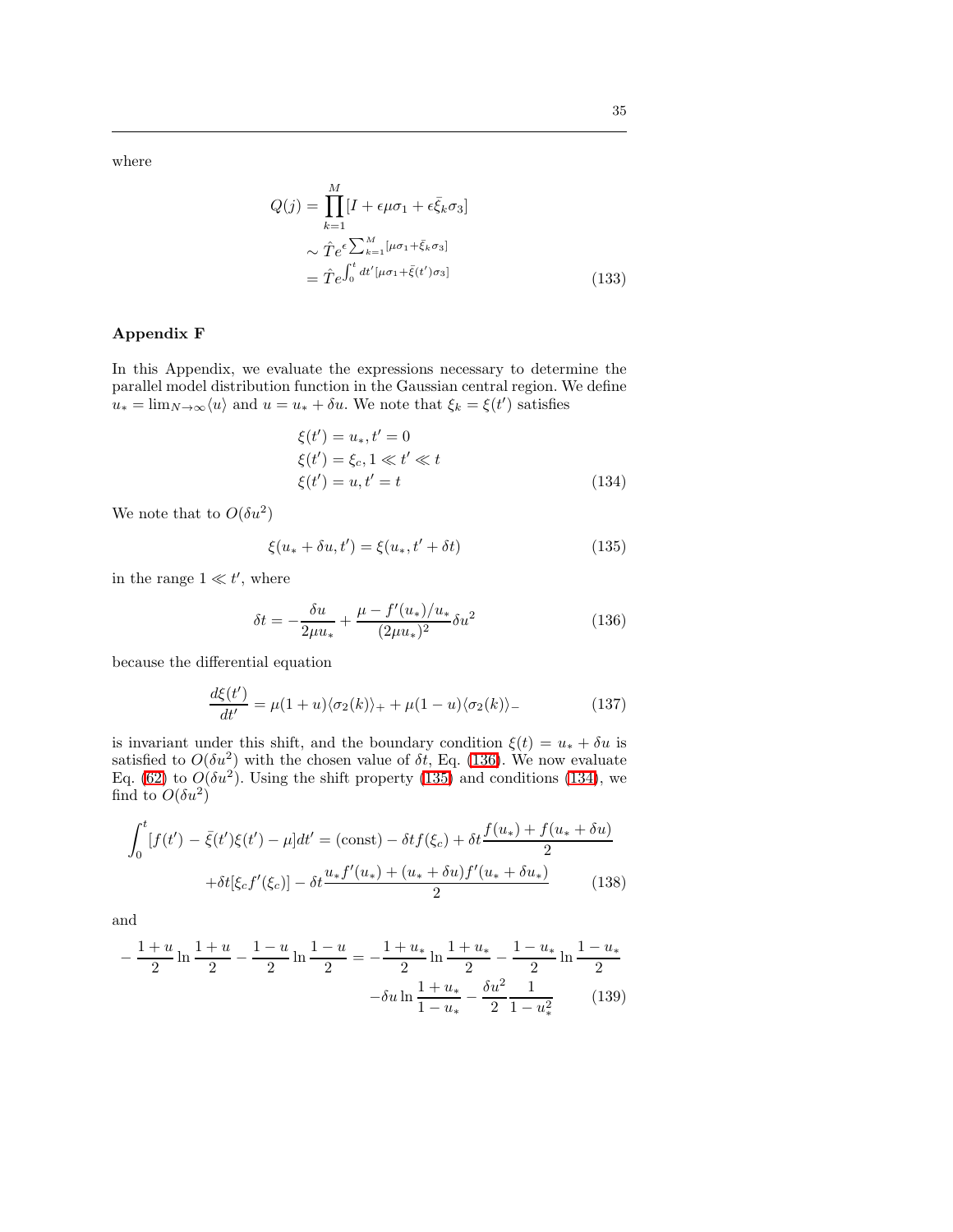where

$$
\begin{aligned}
Q(j) &= \prod_{k=1}^{M} [I + \epsilon\mu\sigma_1 + \epsilon\bar{\xi}_k\sigma_3] \\
&\sim \hat{T} e^{\epsilon \sum_{k=1}^{M} [\mu\sigma_1 + \bar{\xi}_k\sigma_3]} \\
&= \hat{T} e^{\int_0^t dt' [\mu\sigma_1 + \bar{\xi}(t')\sigma_3]}
\end{aligned}
\tag{133}
$$

## Appendix F

In this Appendix, we evaluate the expressions necessary to determine the parallel model distribution function in the Gaussian central region. We define $u_* = \lim_{N\to\infty}\langle u\rangle$ and $u = u_* + \delta u$. We note that $\xi_k = \xi(t')$ satisfies

$$
\begin{aligned}
&\xi(t') = u_*, t' = 0 \\
&\xi(t') = \xi_c, 1 \ll t' \ll t \\
&\xi(t') = u, t' = t
\end{aligned}
\tag{134}
$$

We note that to $O(\delta u^2)$

$$
\xi(u_* + \delta u, t') = \xi(u_*, t' + \delta t) \tag{135}
$$

in the range $1 \ll t'$, where

$$
\delta t = -\frac{\delta u}{2\mu u_*} + \frac{\mu - f'(u_*)/u_*}{(2\mu u_*)^2}\delta u^2 \tag{136}
$$

because the differential equation

$$
\frac{d\xi(t')}{dt'} = \mu(1+u)\langle\sigma_2(k)\rangle_+ + \mu(1-u)\langle\sigma_2(k)\rangle_- \tag{137}
$$

is invariant under this shift, and the boundary condition $\xi(t) = u_* + \delta u$ is satisfied to $O(\delta u^2)$ with the chosen value of $\delta t$, Eq. (136). We now evaluate Eq. (62) to $O(\delta u^2)$. Using the shift property (135) and conditions (134), we find to $O(\delta u^2)$

$$
\begin{aligned}
\int_0^t [f(t') - \bar{\xi}(t')\xi(t') - \mu]dt' = (\text{const}) - \delta t f(\xi_c) + \delta t \frac{f(u_*) + f(u_* + \delta u)}{2} \\
+ \delta t[\xi_c f'(\xi_c)] - \delta t \frac{u_* f'(u_*) + (u_* + \delta u) f'(u_* + \delta u_*)}{2}
\end{aligned}
\tag{138}
$$

and

$$
\begin{aligned}
-\frac{1+u}{2}\ln\frac{1+u}{2} - \frac{1-u}{2}\ln\frac{1-u}{2} = -\frac{1+u_*}{2}\ln\frac{1+u_*}{2} - \frac{1-u_*}{2}\ln\frac{1-u_*}{2} \\
-\delta u \ln\frac{1+u_*}{1-u_*} - \frac{\delta u^2}{2}\frac{1}{1-u_*^2}
\end{aligned}
\tag{139}
$$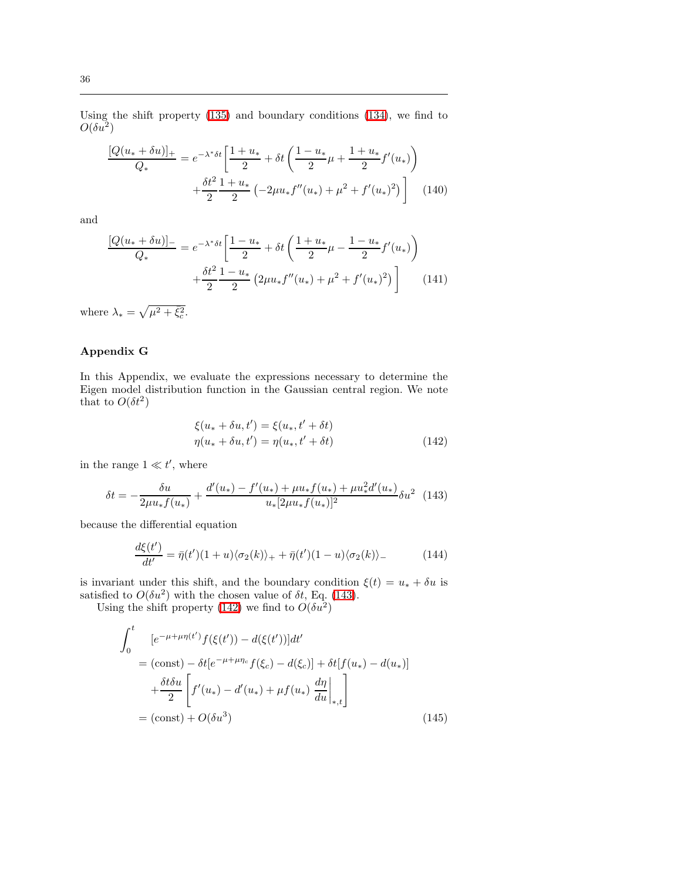Using the shift property (135) and boundary conditions (134), we find to $O(\delta u^2)$

$$
\begin{aligned}
\frac{[Q(u_* + \delta u)]_+}{Q_*} = e^{-\lambda^* \delta t}\Bigg[\frac{1+u_*}{2} + \delta t\left(\frac{1-u_*}{2}\mu + \frac{1+u_*}{2}f'(u_*)\right) \\
+ \frac{\delta t^2}{2}\frac{1+u_*}{2}\left(-2\mu u_* f''(u_*) + \mu^2 + f'(u_*)^2\right)\Bigg]
\end{aligned}
\tag{140}
$$

and

$$
\begin{aligned}
\frac{[Q(u_* + \delta u)]_-}{Q_*} = e^{-\lambda^* \delta t}\Bigg[\frac{1-u_*}{2} + \delta t\left(\frac{1+u_*}{2}\mu - \frac{1-u_*}{2}f'(u_*)\right) \\
+ \frac{\delta t^2}{2}\frac{1-u_*}{2}\left(2\mu u_* f''(u_*) + \mu^2 + f'(u_*)^2\right)\Bigg]
\end{aligned}
\tag{141}
$$

where $\lambda_* = \sqrt{\mu^2 + \xi_c^2}$.

## Appendix G

In this Appendix, we evaluate the expressions necessary to determine the Eigen model distribution function in the Gaussian central region. We note that to $O(\delta t^2)$

$$
\begin{aligned}
\xi(u_* + \delta u, t') &= \xi(u_*, t' + \delta t) \\
\eta(u_* + \delta u, t') &= \eta(u_*, t' + \delta t)
\end{aligned}
\tag{142}
$$

in the range $1 \ll t'$, where

$$
\delta t = -\frac{\delta u}{2\mu u_* f(u_*)} + \frac{d'(u_*) - f'(u_*) + \mu u_* f(u_*) + \mu u_*^2 d'(u_*)}{u_*[2\mu u_* f(u_*)]^2}\delta u^2 \tag{143}
$$

because the differential equation

$$
\frac{d\xi(t')}{dt'} = \bar{\eta}(t')(1+u)\langle\sigma_2(k)\rangle_+ + \bar{\eta}(t')(1-u)\langle\sigma_2(k)\rangle_- \tag{144}
$$

is invariant under this shift, and the boundary condition $\xi(t) = u_* + \delta u$ is satisfied to $O(\delta u^2)$ with the chosen value of $\delta t$, Eq. (143).

Using the shift property (142) we find to $O(\delta u^2)$

$$
\begin{aligned}
\int_0^t \quad & [e^{-\mu + \mu\eta(t')} f(\xi(t')) - d(\xi(t'))]dt' \\
&= (\text{const}) - \delta t[e^{-\mu + \mu\eta_c} f(\xi_c) - d(\xi_c)] + \delta t[f(u_*) - d(u_*)] \\
&\quad + \frac{\delta t \delta u}{2}\left[f'(u_*) - d'(u_*) + \mu f(u_*) \left.\frac{d\eta}{du}\right|_{*,t}\right] \\
&= (\text{const}) + O(\delta u^3)
\end{aligned}
\tag{145}
$$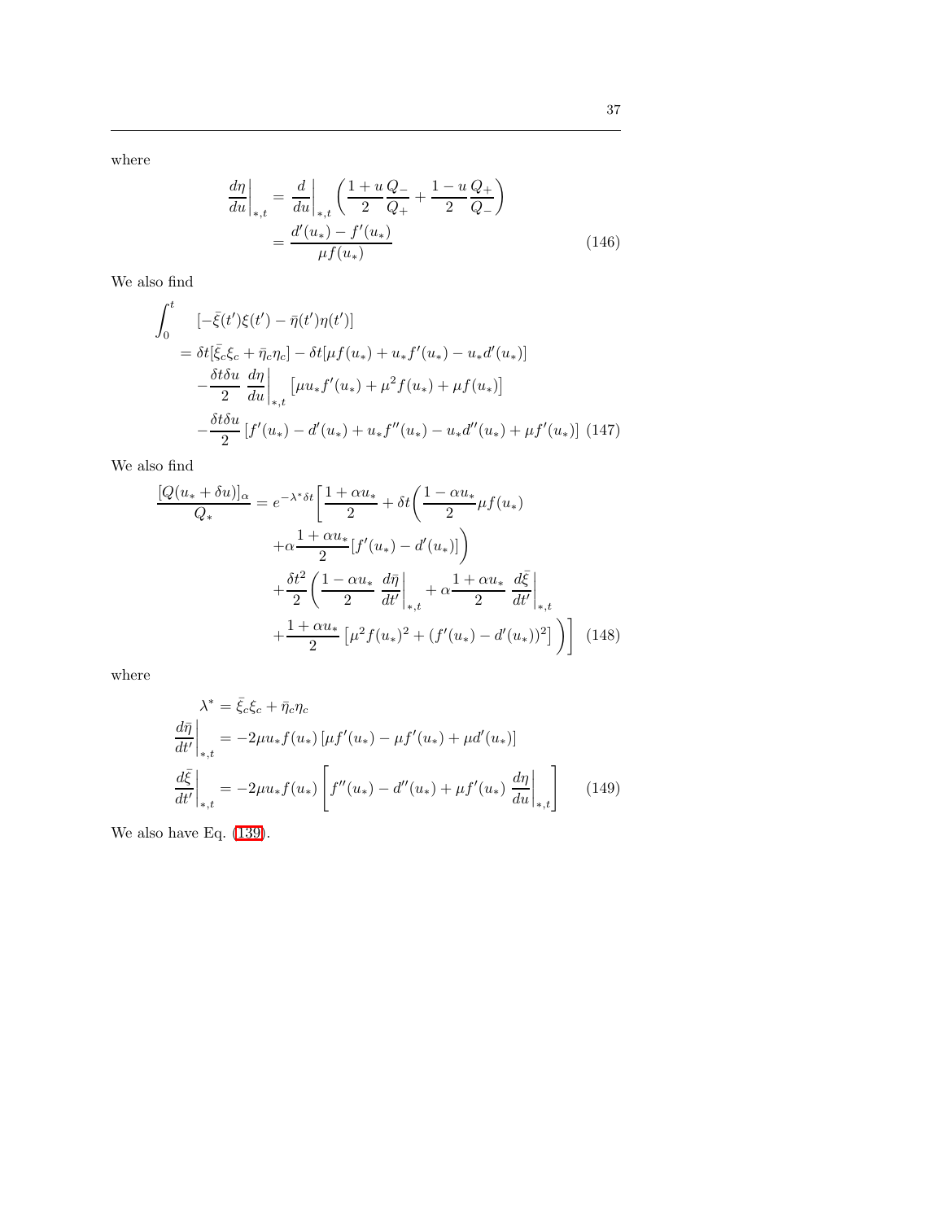where

$$
\begin{aligned}
\left.\frac{d\eta}{du}\right|_{*,t} &= \left.\frac{d}{du}\right|_{*,t}\left(\frac{1+u}{2}\frac{Q_-}{Q_+} + \frac{1-u}{2}\frac{Q_+}{Q_-}\right) \\
&= \frac{d'(u_*) - f'(u_*)}{\mu f(u_*)}
\end{aligned} \tag{146}
$$

We also find

$$
\begin{aligned}
\int_0^t & \quad [-\bar{\xi}(t')\xi(t') - \bar{\eta}(t')\eta(t')] \\
&= \delta t[\bar{\xi}_c \xi_c + \bar{\eta}_c \eta_c] - \delta t[\mu f(u_*) + u_* f'(u_*) - u_* d'(u_*)] \\
&\quad - \frac{\delta t \delta u}{2} \left.\frac{d\eta}{du}\right|_{*,t} \left[\mu u_* f'(u_*) + \mu^2 f(u_*) + \mu f(u_*)\right] \\
&\quad - \frac{\delta t \delta u}{2} \left[f'(u_*) - d'(u_*) + u_* f''(u_*) - u_* d''(u_*) + \mu f'(u_*)\right]
\end{aligned} \tag{147}
$$

We also find

$$
\begin{aligned}
\frac{[Q(u_* + \delta u)]_\alpha}{Q_*} = e^{-\lambda^* \delta t}\Bigg[ & \frac{1+\alpha u_*}{2} + \delta t \bigg( \frac{1-\alpha u_*}{2} \mu f(u_*) \\
& + \alpha \frac{1+\alpha u_*}{2} [f'(u_*) - d'(u_*)] \bigg) \\
& + \frac{\delta t^2}{2} \bigg( \frac{1-\alpha u_*}{2} \left.\frac{d\bar{\eta}}{dt'}\right|_{*,t} + \alpha \frac{1+\alpha u_*}{2} \left.\frac{d\bar{\xi}}{dt'}\right|_{*,t} \\
& + \frac{1+\alpha u_*}{2} \left[\mu^2 f(u_*)^2 + (f'(u_*) - d'(u_*))^2\right] \bigg) \Bigg]
\end{aligned} \tag{148}
$$

where

$$
\begin{aligned}
\lambda^* &= \bar{\xi}_c \xi_c + \bar{\eta}_c \eta_c \\
\left.\frac{d\bar{\eta}}{dt'}\right|_{*,t} &= -2\mu u_* f(u_*) \left[\mu f'(u_*) - \mu f'(u_*) + \mu d'(u_*)\right] \\
\left.\frac{d\bar{\xi}}{dt'}\right|_{*,t} &= -2\mu u_* f(u_*) \left[f''(u_*) - d''(u_*) + \mu f'(u_*) \left.\frac{d\eta}{du}\right|_{*,t}\right]
\end{aligned} \tag{149}
$$

We also have Eq. (139).